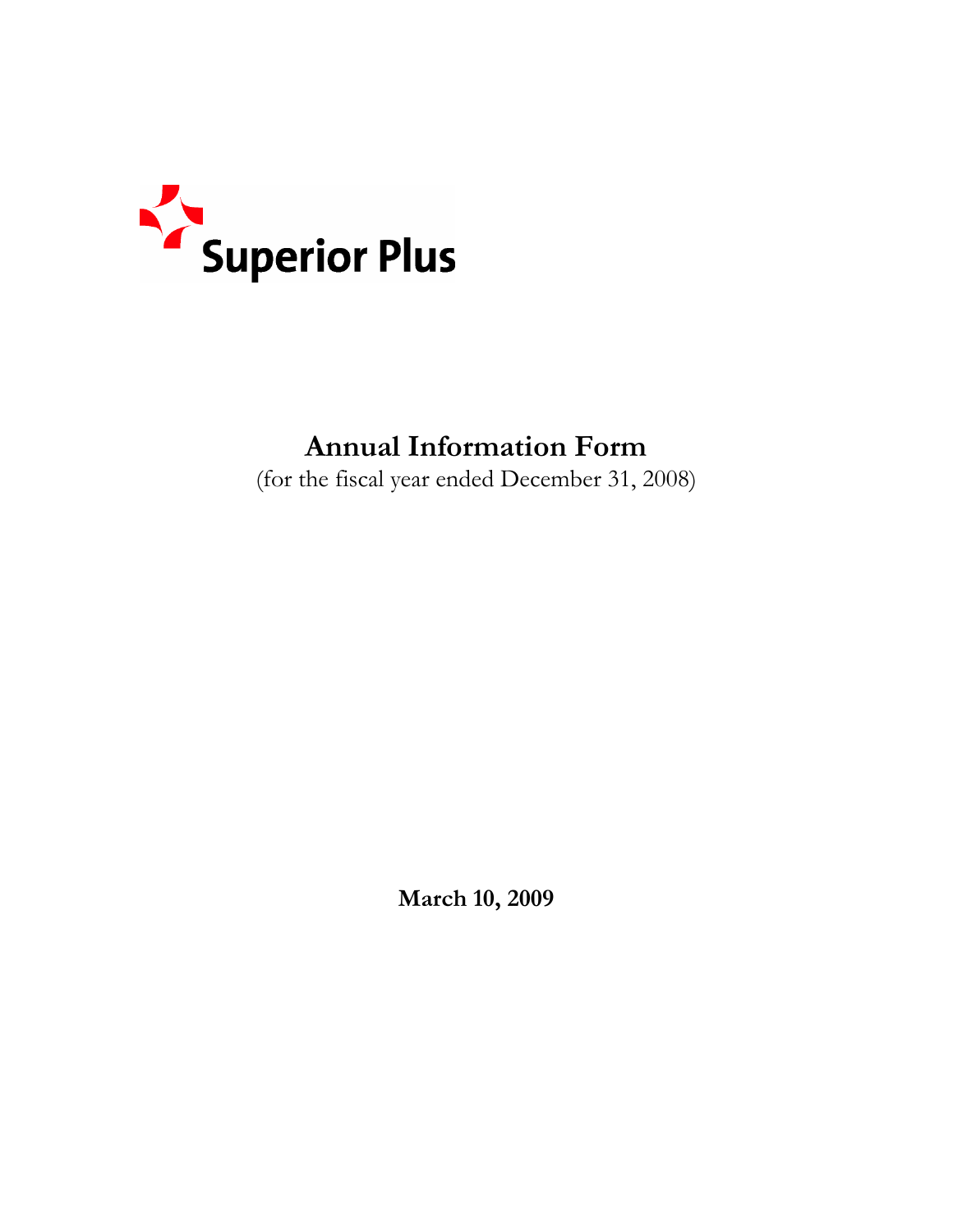Superior Plus

# Annual Information Form

(for the fiscal year ended December 31, 2008)

**March 10, 2009**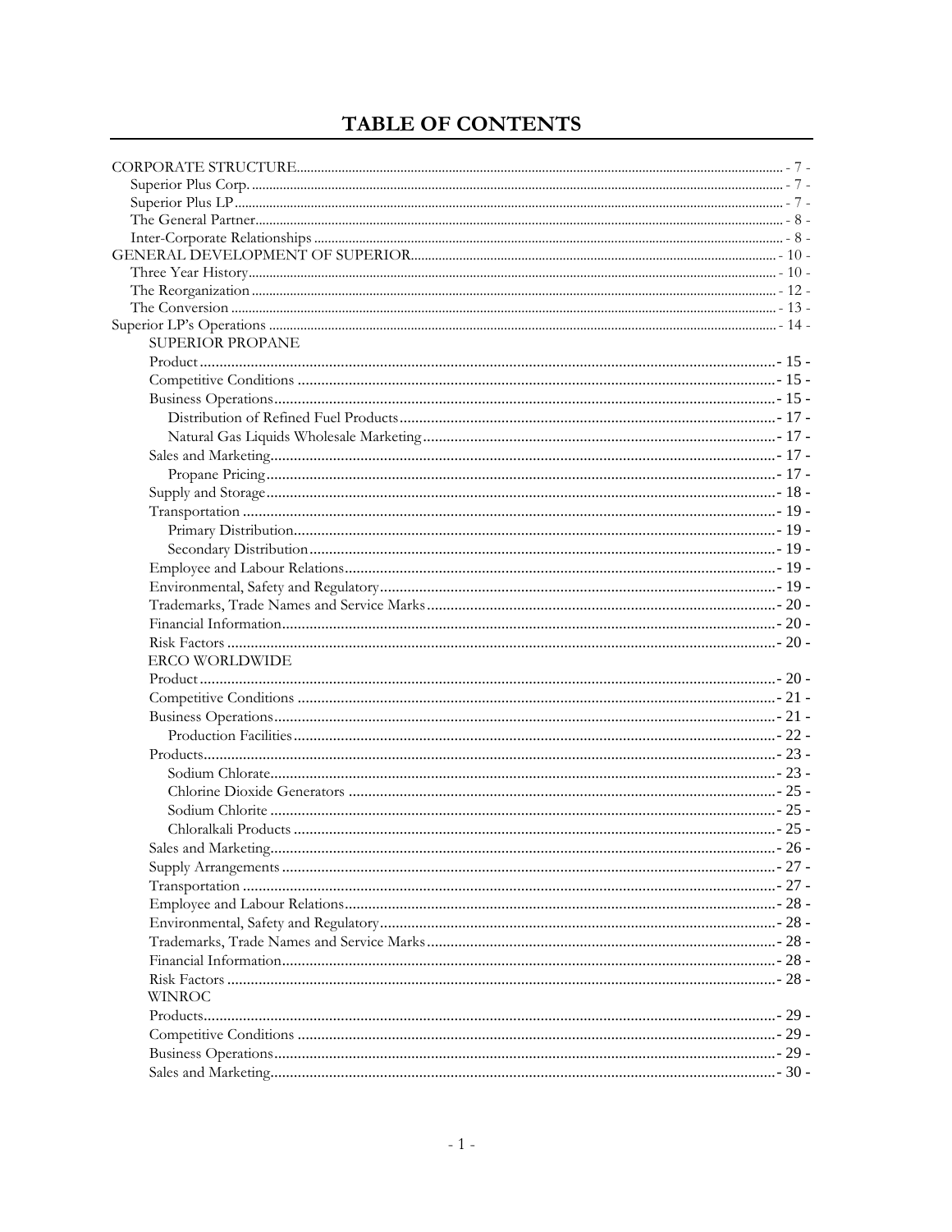# TABLE OF CONTENTS

CORPORATE STRUCTURE - 7 -
- Superior Plus Corp. - 7 -
- Superior Plus LP - 7 -
- The General Partner - 8 -
- Inter-Corporate Relationships - 8 -

GENERAL DEVELOPMENT OF SUPERIOR - 10 -
- Three Year History - 10 -
- The Reorganization - 12 -
- The Conversion - 13 -

Superior LP's Operations - 14 -

SUPERIOR PROPANE
- Product - 15 -
- Competitive Conditions - 15 -
- Business Operations - 15 -
  - Distribution of Refined Fuel Products - 17 -
  - Natural Gas Liquids Wholesale Marketing - 17 -
- Sales and Marketing - 17 -
  - Propane Pricing - 17 -
- Supply and Storage - 18 -
- Transportation - 19 -
  - Primary Distribution - 19 -
  - Secondary Distribution - 19 -
- Employee and Labour Relations - 19 -
- Environmental, Safety and Regulatory - 19 -
- Trademarks, Trade Names and Service Marks - 20 -
- Financial Information - 20 -
- Risk Factors - 20 -

ERCO WORLDWIDE
- Product - 20 -
- Competitive Conditions - 21 -
- Business Operations - 21 -
  - Production Facilities - 22 -
- Products - 23 -
  - Sodium Chlorate - 23 -
  - Chlorine Dioxide Generators - 25 -
  - Sodium Chlorite - 25 -
  - Chloralkali Products - 25 -
- Sales and Marketing - 26 -
- Supply Arrangements - 27 -
- Transportation - 27 -
- Employee and Labour Relations - 28 -
- Environmental, Safety and Regulatory - 28 -
- Trademarks, Trade Names and Service Marks - 28 -
- Financial Information - 28 -
- Risk Factors - 28 -

WINROC
- Products - 29 -
- Competitive Conditions - 29 -
- Business Operations - 29 -
- Sales and Marketing - 30 -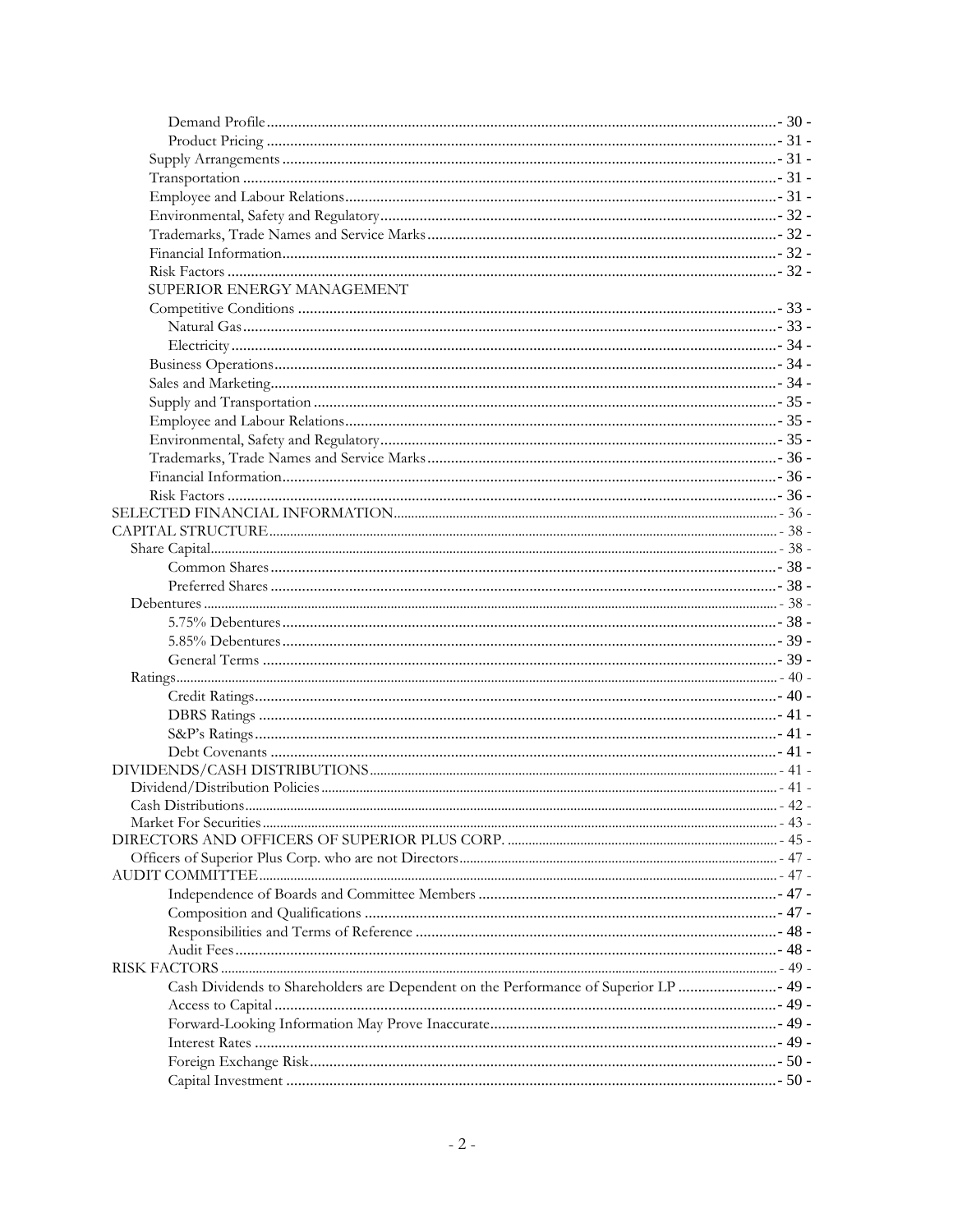| | |
|---|---|
| Demand Profile | - 30 - |
| Product Pricing | - 31 - |
| Supply Arrangements | - 31 - |
| Transportation | - 31 - |
| Employee and Labour Relations | - 31 - |
| Environmental, Safety and Regulatory | - 32 - |
| Trademarks, Trade Names and Service Marks | - 32 - |
| Financial Information | - 32 - |
| Risk Factors | - 32 - |
| SUPERIOR ENERGY MANAGEMENT | |
| Competitive Conditions | - 33 - |
| Natural Gas | - 33 - |
| Electricity | - 34 - |
| Business Operations | - 34 - |
| Sales and Marketing | - 34 - |
| Supply and Transportation | - 35 - |
| Employee and Labour Relations | - 35 - |
| Environmental, Safety and Regulatory | - 35 - |
| Trademarks, Trade Names and Service Marks | - 36 - |
| Financial Information | - 36 - |
| Risk Factors | - 36 - |
| SELECTED FINANCIAL INFORMATION | - 36 - |
| CAPITAL STRUCTURE | - 38 - |
| Share Capital | - 38 - |
| Common Shares | - 38 - |
| Preferred Shares | - 38 - |
| Debentures | - 38 - |
| 5.75% Debentures | - 38 - |
| 5.85% Debentures | - 39 - |
| General Terms | - 39 - |
| Ratings | - 40 - |
| Credit Ratings | - 40 - |
| DBRS Ratings | - 41 - |
| S&P's Ratings | - 41 - |
| Debt Covenants | - 41 - |
| DIVIDENDS/CASH DISTRIBUTIONS | - 41 - |
| Dividend/Distribution Policies | - 41 - |
| Cash Distributions | - 42 - |
| Market For Securities | - 43 - |
| DIRECTORS AND OFFICERS OF SUPERIOR PLUS CORP. | - 45 - |
| Officers of Superior Plus Corp. who are not Directors | - 47 - |
| AUDIT COMMITTEE | - 47 - |
| Independence of Boards and Committee Members | - 47 - |
| Composition and Qualifications | - 47 - |
| Responsibilities and Terms of Reference | - 48 - |
| Audit Fees | - 48 - |
| RISK FACTORS | - 49 - |
| Cash Dividends to Shareholders are Dependent on the Performance of Superior LP | - 49 - |
| Access to Capital | - 49 - |
| Forward-Looking Information May Prove Inaccurate | - 49 - |
| Interest Rates | - 49 - |
| Foreign Exchange Risk | - 50 - |
| Capital Investment | - 50 - |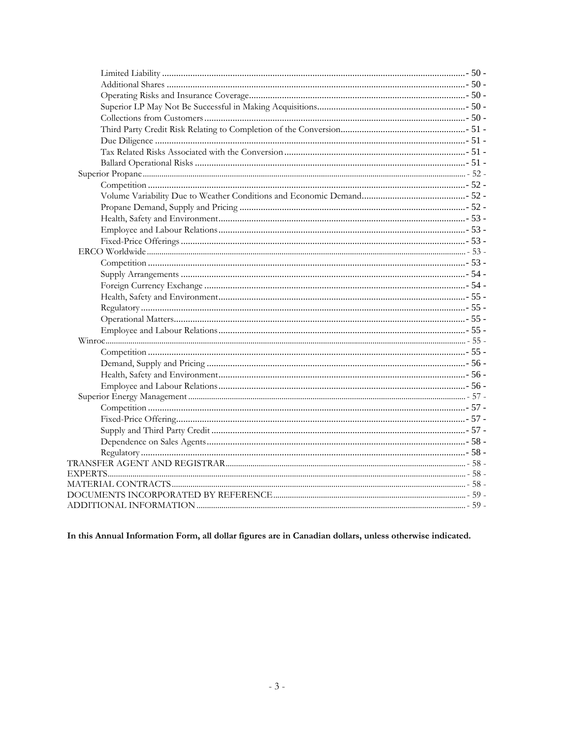Limited Liability - 50 -
Additional Shares - 50 -
Operating Risks and Insurance Coverage - 50 -
Superior LP May Not Be Successful in Making Acquisitions - 50 -
Collections from Customers - 50 -
Third Party Credit Risk Relating to Completion of the Conversion - 51 -
Due Diligence - 51 -
Tax Related Risks Associated with the Conversion - 51 -
Ballard Operational Risks - 51 -
Superior Propane - 52 -
Competition - 52 -
Volume Variability Due to Weather Conditions and Economic Demand - 52 -
Propane Demand, Supply and Pricing - 52 -
Health, Safety and Environment - 53 -
Employee and Labour Relations - 53 -
Fixed-Price Offerings - 53 -
ERCO Worldwide - 53 -
Competition - 53 -
Supply Arrangements - 54 -
Foreign Currency Exchange - 54 -
Health, Safety and Environment - 55 -
Regulatory - 55 -
Operational Matters - 55 -
Employee and Labour Relations - 55 -
Winroc - 55 -
Competition - 55 -
Demand, Supply and Pricing - 56 -
Health, Safety and Environment - 56 -
Employee and Labour Relations - 56 -
Superior Energy Management - 57 -
Competition - 57 -
Fixed-Price Offering - 57 -
Supply and Third Party Credit - 57 -
Dependence on Sales Agents - 58 -
Regulatory - 58 -
TRANSFER AGENT AND REGISTRAR - 58 -
EXPERTS - 58 -
MATERIAL CONTRACTS - 58 -
DOCUMENTS INCORPORATED BY REFERENCE - 59 -
ADDITIONAL INFORMATION - 59 -

**In this Annual Information Form, all dollar figures are in Canadian dollars, unless otherwise indicated.**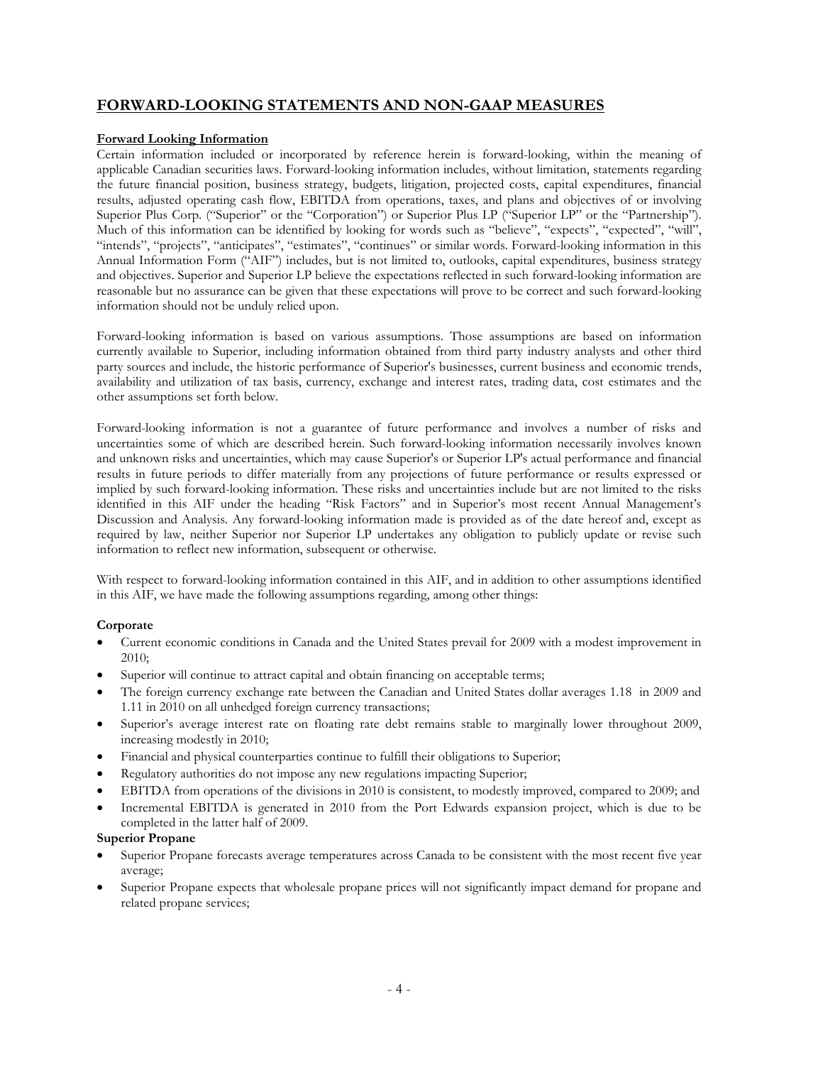## FORWARD-LOOKING STATEMENTS AND NON-GAAP MEASURES

**Forward Looking Information**

Certain information included or incorporated by reference herein is forward-looking, within the meaning of applicable Canadian securities laws. Forward-looking information includes, without limitation, statements regarding the future financial position, business strategy, budgets, litigation, projected costs, capital expenditures, financial results, adjusted operating cash flow, EBITDA from operations, taxes, and plans and objectives of or involving Superior Plus Corp. ("Superior" or the "Corporation") or Superior Plus LP ("Superior LP" or the "Partnership"). Much of this information can be identified by looking for words such as "believe", "expects", "expected", "will", "intends", "projects", "anticipates", "estimates", "continues" or similar words. Forward-looking information in this Annual Information Form ("AIF") includes, but is not limited to, outlooks, capital expenditures, business strategy and objectives. Superior and Superior LP believe the expectations reflected in such forward-looking information are reasonable but no assurance can be given that these expectations will prove to be correct and such forward-looking information should not be unduly relied upon.

Forward-looking information is based on various assumptions. Those assumptions are based on information currently available to Superior, including information obtained from third party industry analysts and other third party sources and include, the historic performance of Superior's businesses, current business and economic trends, availability and utilization of tax basis, currency, exchange and interest rates, trading data, cost estimates and the other assumptions set forth below.

Forward-looking information is not a guarantee of future performance and involves a number of risks and uncertainties some of which are described herein. Such forward-looking information necessarily involves known and unknown risks and uncertainties, which may cause Superior's or Superior LP's actual performance and financial results in future periods to differ materially from any projections of future performance or results expressed or implied by such forward-looking information. These risks and uncertainties include but are not limited to the risks identified in this AIF under the heading "Risk Factors" and in Superior's most recent Annual Management's Discussion and Analysis. Any forward-looking information made is provided as of the date hereof and, except as required by law, neither Superior nor Superior LP undertakes any obligation to publicly update or revise such information to reflect new information, subsequent or otherwise.

With respect to forward-looking information contained in this AIF, and in addition to other assumptions identified in this AIF, we have made the following assumptions regarding, among other things:

**Corporate**

- Current economic conditions in Canada and the United States prevail for 2009 with a modest improvement in 2010;
- Superior will continue to attract capital and obtain financing on acceptable terms;
- The foreign currency exchange rate between the Canadian and United States dollar averages 1.18 in 2009 and 1.11 in 2010 on all unhedged foreign currency transactions;
- Superior's average interest rate on floating rate debt remains stable to marginally lower throughout 2009, increasing modestly in 2010;
- Financial and physical counterparties continue to fulfill their obligations to Superior;
- Regulatory authorities do not impose any new regulations impacting Superior;
- EBITDA from operations of the divisions in 2010 is consistent, to modestly improved, compared to 2009; and
- Incremental EBITDA is generated in 2010 from the Port Edwards expansion project, which is due to be completed in the latter half of 2009.

**Superior Propane**

- Superior Propane forecasts average temperatures across Canada to be consistent with the most recent five year average;
- Superior Propane expects that wholesale propane prices will not significantly impact demand for propane and related propane services;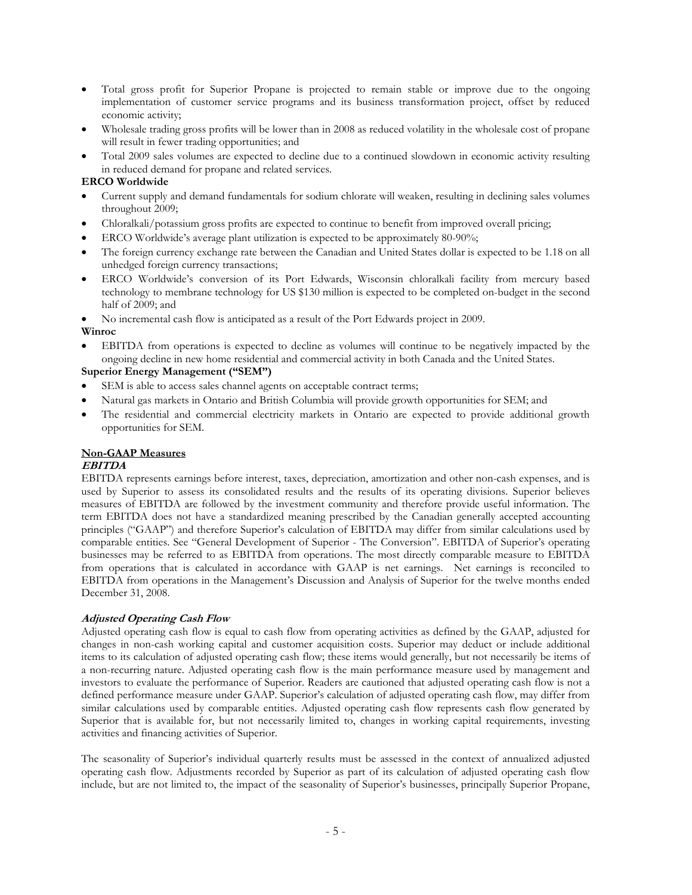- Total gross profit for Superior Propane is projected to remain stable or improve due to the ongoing implementation of customer service programs and its business transformation project, offset by reduced economic activity;
- Wholesale trading gross profits will be lower than in 2008 as reduced volatility in the wholesale cost of propane will result in fewer trading opportunities; and
- Total 2009 sales volumes are expected to decline due to a continued slowdown in economic activity resulting in reduced demand for propane and related services.

**ERCO Worldwide**

- Current supply and demand fundamentals for sodium chlorate will weaken, resulting in declining sales volumes throughout 2009;
- Chloralkali/potassium gross profits are expected to continue to benefit from improved overall pricing;
- ERCO Worldwide's average plant utilization is expected to be approximately 80-90%;
- The foreign currency exchange rate between the Canadian and United States dollar is expected to be 1.18 on all unhedged foreign currency transactions;
- ERCO Worldwide's conversion of its Port Edwards, Wisconsin chloralkali facility from mercury based technology to membrane technology for US $130 million is expected to be completed on-budget in the second half of 2009; and
- No incremental cash flow is anticipated as a result of the Port Edwards project in 2009.

**Winroc**

- EBITDA from operations is expected to decline as volumes will continue to be negatively impacted by the ongoing decline in new home residential and commercial activity in both Canada and the United States.

**Superior Energy Management ("SEM")**

- SEM is able to access sales channel agents on acceptable contract terms;
- Natural gas markets in Ontario and British Columbia will provide growth opportunities for SEM; and
- The residential and commercial electricity markets in Ontario are expected to provide additional growth opportunities for SEM.

## Non-GAAP Measures

### *EBITDA*

EBITDA represents earnings before interest, taxes, depreciation, amortization and other non-cash expenses, and is used by Superior to assess its consolidated results and the results of its operating divisions. Superior believes measures of EBITDA are followed by the investment community and therefore provide useful information. The term EBITDA does not have a standardized meaning prescribed by the Canadian generally accepted accounting principles ("GAAP") and therefore Superior's calculation of EBITDA may differ from similar calculations used by comparable entities. See "General Development of Superior - The Conversion". EBITDA of Superior's operating businesses may be referred to as EBITDA from operations. The most directly comparable measure to EBITDA from operations that is calculated in accordance with GAAP is net earnings. Net earnings is reconciled to EBITDA from operations in the Management's Discussion and Analysis of Superior for the twelve months ended December 31, 2008.

### *Adjusted Operating Cash Flow*

Adjusted operating cash flow is equal to cash flow from operating activities as defined by the GAAP, adjusted for changes in non-cash working capital and customer acquisition costs. Superior may deduct or include additional items to its calculation of adjusted operating cash flow; these items would generally, but not necessarily be items of a non-recurring nature. Adjusted operating cash flow is the main performance measure used by management and investors to evaluate the performance of Superior. Readers are cautioned that adjusted operating cash flow is not a defined performance measure under GAAP. Superior's calculation of adjusted operating cash flow, may differ from similar calculations used by comparable entities. Adjusted operating cash flow represents cash flow generated by Superior that is available for, but not necessarily limited to, changes in working capital requirements, investing activities and financing activities of Superior.

The seasonality of Superior's individual quarterly results must be assessed in the context of annualized adjusted operating cash flow. Adjustments recorded by Superior as part of its calculation of adjusted operating cash flow include, but are not limited to, the impact of the seasonality of Superior's businesses, principally Superior Propane,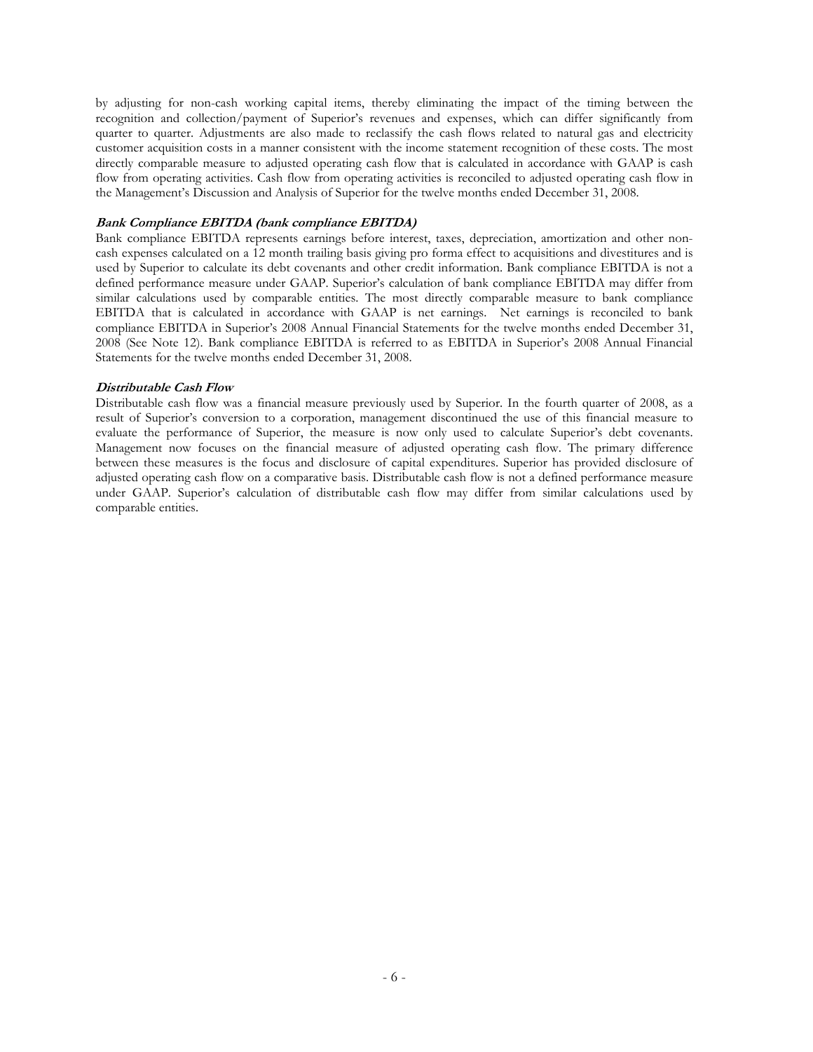by adjusting for non-cash working capital items, thereby eliminating the impact of the timing between the recognition and collection/payment of Superior's revenues and expenses, which can differ significantly from quarter to quarter. Adjustments are also made to reclassify the cash flows related to natural gas and electricity customer acquisition costs in a manner consistent with the income statement recognition of these costs. The most directly comparable measure to adjusted operating cash flow that is calculated in accordance with GAAP is cash flow from operating activities. Cash flow from operating activities is reconciled to adjusted operating cash flow in the Management's Discussion and Analysis of Superior for the twelve months ended December 31, 2008.

***Bank Compliance EBITDA (bank compliance EBITDA)***

Bank compliance EBITDA represents earnings before interest, taxes, depreciation, amortization and other non-cash expenses calculated on a 12 month trailing basis giving pro forma effect to acquisitions and divestitures and is used by Superior to calculate its debt covenants and other credit information. Bank compliance EBITDA is not a defined performance measure under GAAP. Superior's calculation of bank compliance EBITDA may differ from similar calculations used by comparable entities. The most directly comparable measure to bank compliance EBITDA that is calculated in accordance with GAAP is net earnings. Net earnings is reconciled to bank compliance EBITDA in Superior's 2008 Annual Financial Statements for the twelve months ended December 31, 2008 (See Note 12). Bank compliance EBITDA is referred to as EBITDA in Superior's 2008 Annual Financial Statements for the twelve months ended December 31, 2008.

***Distributable Cash Flow***

Distributable cash flow was a financial measure previously used by Superior. In the fourth quarter of 2008, as a result of Superior's conversion to a corporation, management discontinued the use of this financial measure to evaluate the performance of Superior, the measure is now only used to calculate Superior's debt covenants. Management now focuses on the financial measure of adjusted operating cash flow. The primary difference between these measures is the focus and disclosure of capital expenditures. Superior has provided disclosure of adjusted operating cash flow on a comparative basis. Distributable cash flow is not a defined performance measure under GAAP. Superior's calculation of distributable cash flow may differ from similar calculations used by comparable entities.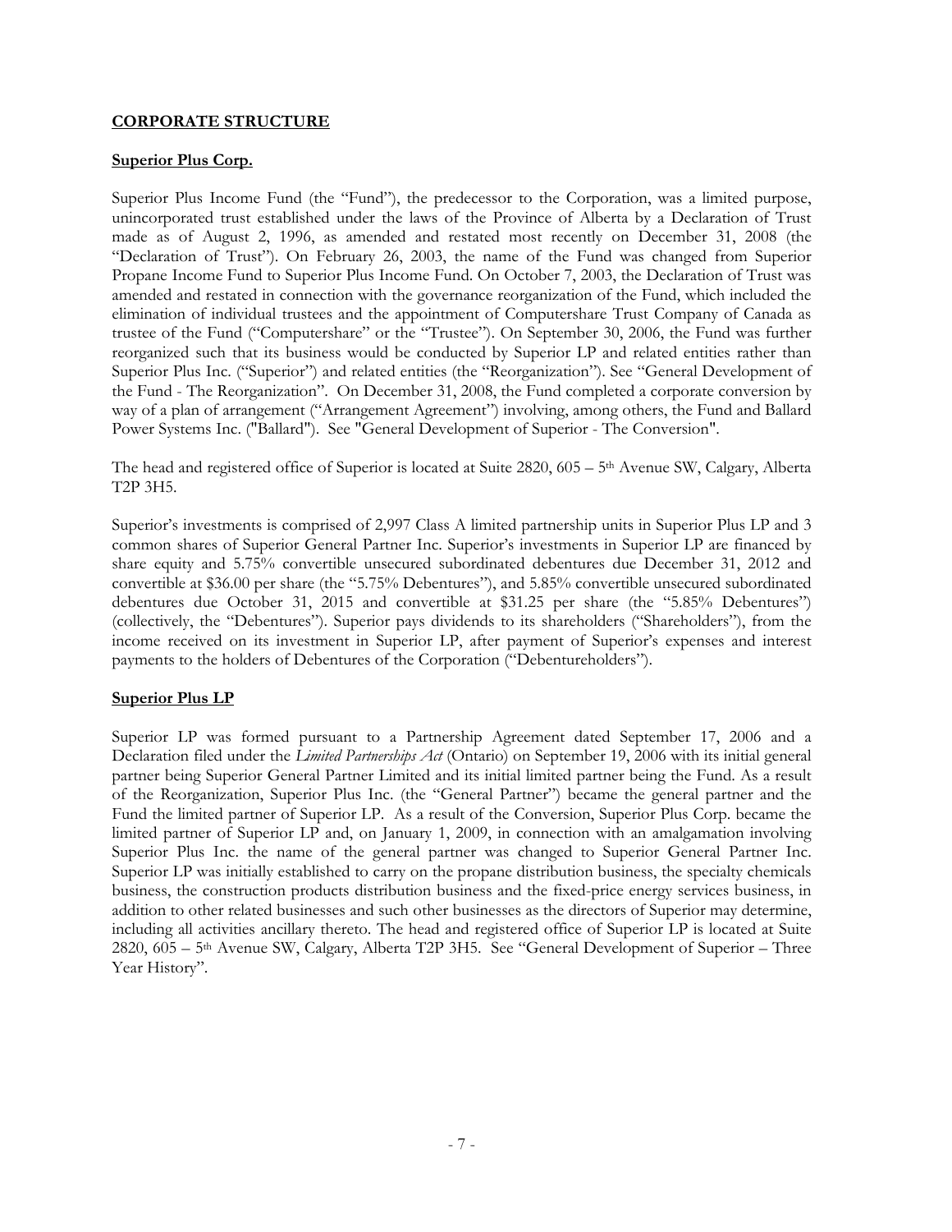## CORPORATE STRUCTURE

### Superior Plus Corp.

Superior Plus Income Fund (the "Fund"), the predecessor to the Corporation, was a limited purpose, unincorporated trust established under the laws of the Province of Alberta by a Declaration of Trust made as of August 2, 1996, as amended and restated most recently on December 31, 2008 (the "Declaration of Trust"). On February 26, 2003, the name of the Fund was changed from Superior Propane Income Fund to Superior Plus Income Fund. On October 7, 2003, the Declaration of Trust was amended and restated in connection with the governance reorganization of the Fund, which included the elimination of individual trustees and the appointment of Computershare Trust Company of Canada as trustee of the Fund ("Computershare" or the "Trustee"). On September 30, 2006, the Fund was further reorganized such that its business would be conducted by Superior LP and related entities rather than Superior Plus Inc. ("Superior") and related entities (the "Reorganization"). See "General Development of the Fund - The Reorganization". On December 31, 2008, the Fund completed a corporate conversion by way of a plan of arrangement ("Arrangement Agreement") involving, among others, the Fund and Ballard Power Systems Inc. ("Ballard"). See "General Development of Superior - The Conversion".

The head and registered office of Superior is located at Suite 2820, 605 – 5th Avenue SW, Calgary, Alberta T2P 3H5.

Superior's investments is comprised of 2,997 Class A limited partnership units in Superior Plus LP and 3 common shares of Superior General Partner Inc. Superior's investments in Superior LP are financed by share equity and 5.75% convertible unsecured subordinated debentures due December 31, 2012 and convertible at $36.00 per share (the "5.75% Debentures"), and 5.85% convertible unsecured subordinated debentures due October 31, 2015 and convertible at $31.25 per share (the "5.85% Debentures") (collectively, the "Debentures"). Superior pays dividends to its shareholders ("Shareholders"), from the income received on its investment in Superior LP, after payment of Superior's expenses and interest payments to the holders of Debentures of the Corporation ("Debentureholders").

### Superior Plus LP

Superior LP was formed pursuant to a Partnership Agreement dated September 17, 2006 and a Declaration filed under the *Limited Partnerships Act* (Ontario) on September 19, 2006 with its initial general partner being Superior General Partner Limited and its initial limited partner being the Fund. As a result of the Reorganization, Superior Plus Inc. (the "General Partner") became the general partner and the Fund the limited partner of Superior LP. As a result of the Conversion, Superior Plus Corp. became the limited partner of Superior LP and, on January 1, 2009, in connection with an amalgamation involving Superior Plus Inc. the name of the general partner was changed to Superior General Partner Inc. Superior LP was initially established to carry on the propane distribution business, the specialty chemicals business, the construction products distribution business and the fixed-price energy services business, in addition to other related businesses and such other businesses as the directors of Superior may determine, including all activities ancillary thereto. The head and registered office of Superior LP is located at Suite 2820, 605 – 5th Avenue SW, Calgary, Alberta T2P 3H5. See "General Development of Superior – Three Year History".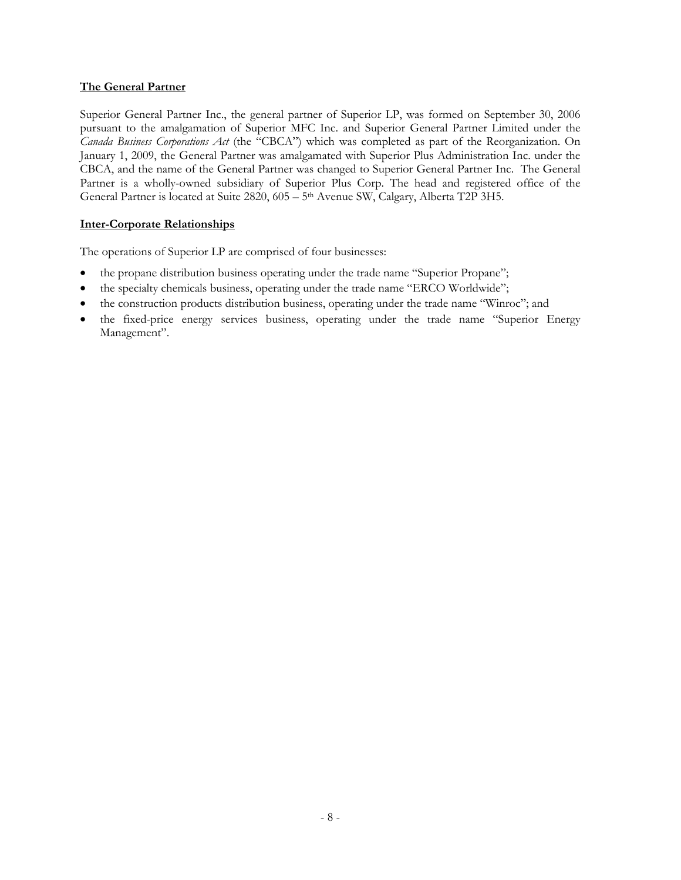**The General Partner**

Superior General Partner Inc., the general partner of Superior LP, was formed on September 30, 2006 pursuant to the amalgamation of Superior MFC Inc. and Superior General Partner Limited under the *Canada Business Corporations Act* (the "CBCA") which was completed as part of the Reorganization. On January 1, 2009, the General Partner was amalgamated with Superior Plus Administration Inc. under the CBCA, and the name of the General Partner was changed to Superior General Partner Inc. The General Partner is a wholly-owned subsidiary of Superior Plus Corp. The head and registered office of the General Partner is located at Suite 2820, 605 – 5th Avenue SW, Calgary, Alberta T2P 3H5.

**Inter-Corporate Relationships**

The operations of Superior LP are comprised of four businesses:

- the propane distribution business operating under the trade name "Superior Propane";
- the specialty chemicals business, operating under the trade name "ERCO Worldwide";
- the construction products distribution business, operating under the trade name "Winroc"; and
- the fixed-price energy services business, operating under the trade name "Superior Energy Management".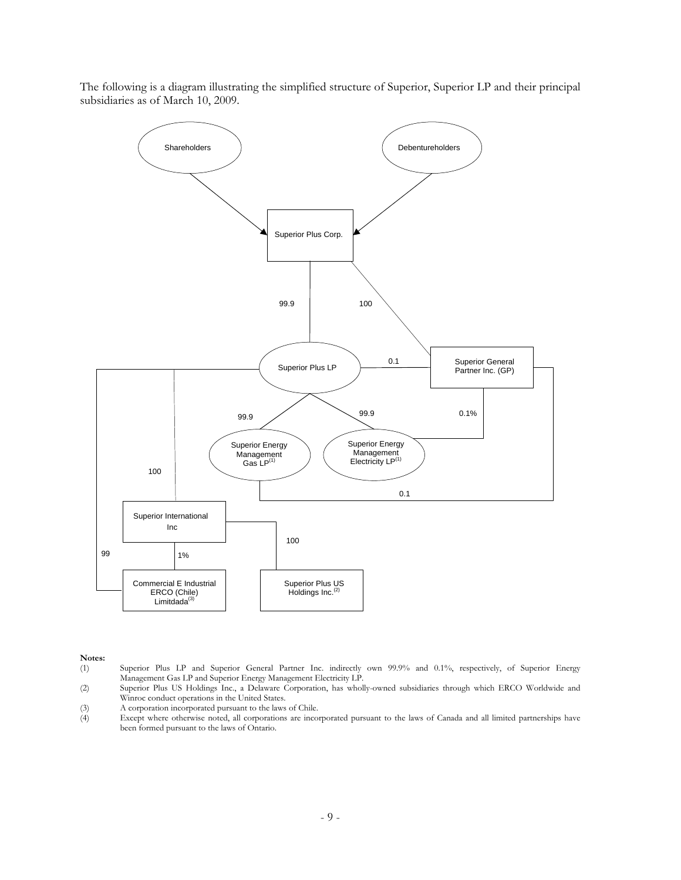The following is a diagram illustrating the simplified structure of Superior, Superior LP and their principal subsidiaries as of March 10, 2009.

Shareholders

Debentureholders

Superior Plus Corp.

99.9

100

Superior Plus LP

0.1

Superior General Partner Inc. (GP)

99.9

99.9

0.1%

Superior Energy Management Gas LP[(1)]

Superior Energy Management Electricity LP[(1)]

100

0.1

Superior International Inc

100

99

1%

Commercial E Industrial ERCO (Chile) Limitdada[(3)]

Superior Plus US Holdings Inc.[(2)]

**Notes:**

(1) Superior Plus LP and Superior General Partner Inc. indirectly own 99.9% and 0.1%, respectively, of Superior Energy Management Gas LP and Superior Energy Management Electricity LP.

(2) Superior Plus US Holdings Inc., a Delaware Corporation, has wholly-owned subsidiaries through which ERCO Worldwide and Winroc conduct operations in the United States.

(3) A corporation incorporated pursuant to the laws of Chile.

(4) Except where otherwise noted, all corporations are incorporated pursuant to the laws of Canada and all limited partnerships have been formed pursuant to the laws of Ontario.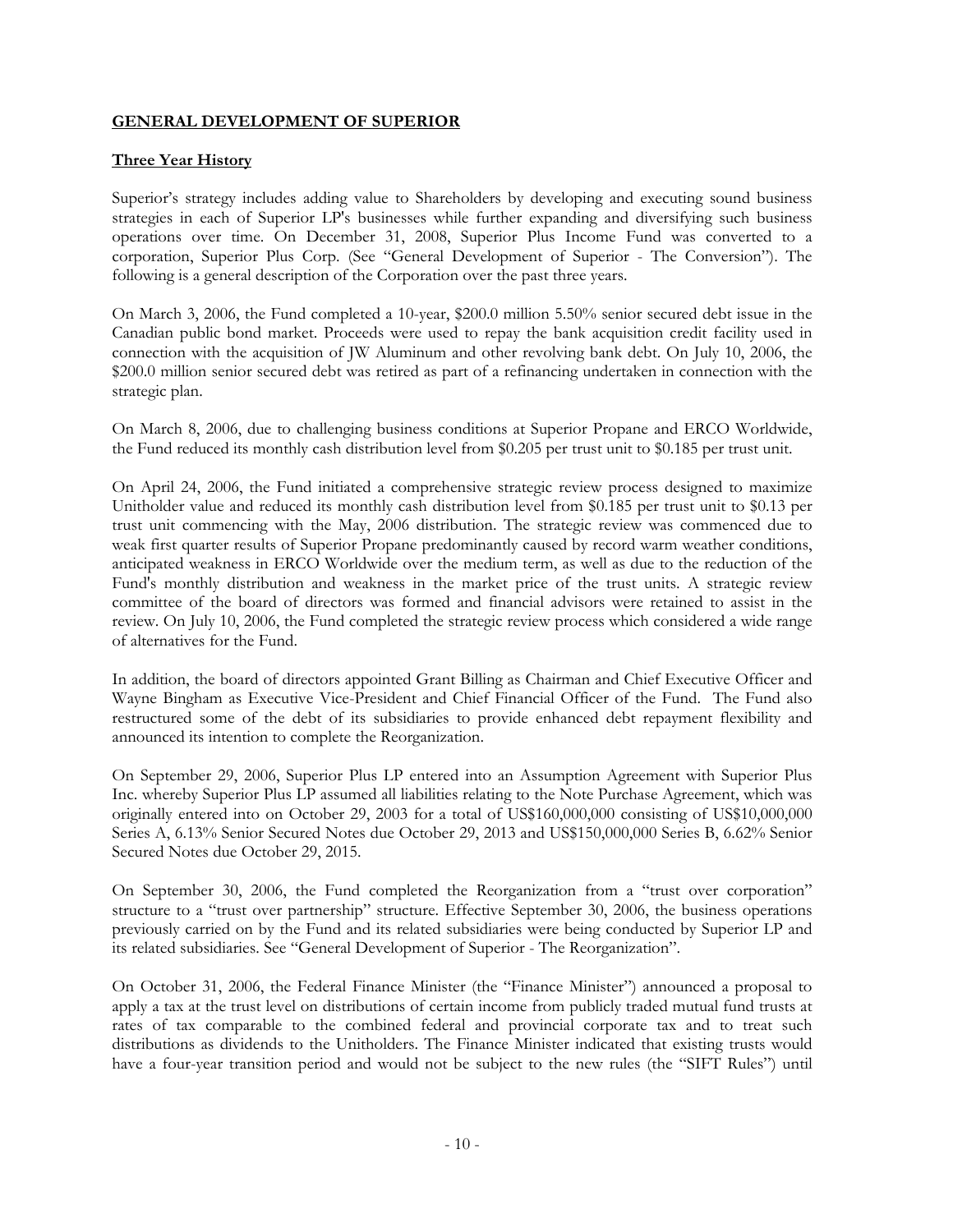## GENERAL DEVELOPMENT OF SUPERIOR

### Three Year History

Superior's strategy includes adding value to Shareholders by developing and executing sound business strategies in each of Superior LP's businesses while further expanding and diversifying such business operations over time. On December 31, 2008, Superior Plus Income Fund was converted to a corporation, Superior Plus Corp. (See "General Development of Superior - The Conversion"). The following is a general description of the Corporation over the past three years.

On March 3, 2006, the Fund completed a 10-year, $200.0 million 5.50% senior secured debt issue in the Canadian public bond market. Proceeds were used to repay the bank acquisition credit facility used in connection with the acquisition of JW Aluminum and other revolving bank debt. On July 10, 2006, the $200.0 million senior secured debt was retired as part of a refinancing undertaken in connection with the strategic plan.

On March 8, 2006, due to challenging business conditions at Superior Propane and ERCO Worldwide, the Fund reduced its monthly cash distribution level from $0.205 per trust unit to $0.185 per trust unit.

On April 24, 2006, the Fund initiated a comprehensive strategic review process designed to maximize Unitholder value and reduced its monthly cash distribution level from $0.185 per trust unit to $0.13 per trust unit commencing with the May, 2006 distribution. The strategic review was commenced due to weak first quarter results of Superior Propane predominantly caused by record warm weather conditions, anticipated weakness in ERCO Worldwide over the medium term, as well as due to the reduction of the Fund's monthly distribution and weakness in the market price of the trust units. A strategic review committee of the board of directors was formed and financial advisors were retained to assist in the review. On July 10, 2006, the Fund completed the strategic review process which considered a wide range of alternatives for the Fund.

In addition, the board of directors appointed Grant Billing as Chairman and Chief Executive Officer and Wayne Bingham as Executive Vice-President and Chief Financial Officer of the Fund. The Fund also restructured some of the debt of its subsidiaries to provide enhanced debt repayment flexibility and announced its intention to complete the Reorganization.

On September 29, 2006, Superior Plus LP entered into an Assumption Agreement with Superior Plus Inc. whereby Superior Plus LP assumed all liabilities relating to the Note Purchase Agreement, which was originally entered into on October 29, 2003 for a total of US$160,000,000 consisting of US$10,000,000 Series A, 6.13% Senior Secured Notes due October 29, 2013 and US$150,000,000 Series B, 6.62% Senior Secured Notes due October 29, 2015.

On September 30, 2006, the Fund completed the Reorganization from a "trust over corporation" structure to a "trust over partnership" structure. Effective September 30, 2006, the business operations previously carried on by the Fund and its related subsidiaries were being conducted by Superior LP and its related subsidiaries. See "General Development of Superior - The Reorganization".

On October 31, 2006, the Federal Finance Minister (the "Finance Minister") announced a proposal to apply a tax at the trust level on distributions of certain income from publicly traded mutual fund trusts at rates of tax comparable to the combined federal and provincial corporate tax and to treat such distributions as dividends to the Unitholders. The Finance Minister indicated that existing trusts would have a four-year transition period and would not be subject to the new rules (the "SIFT Rules") until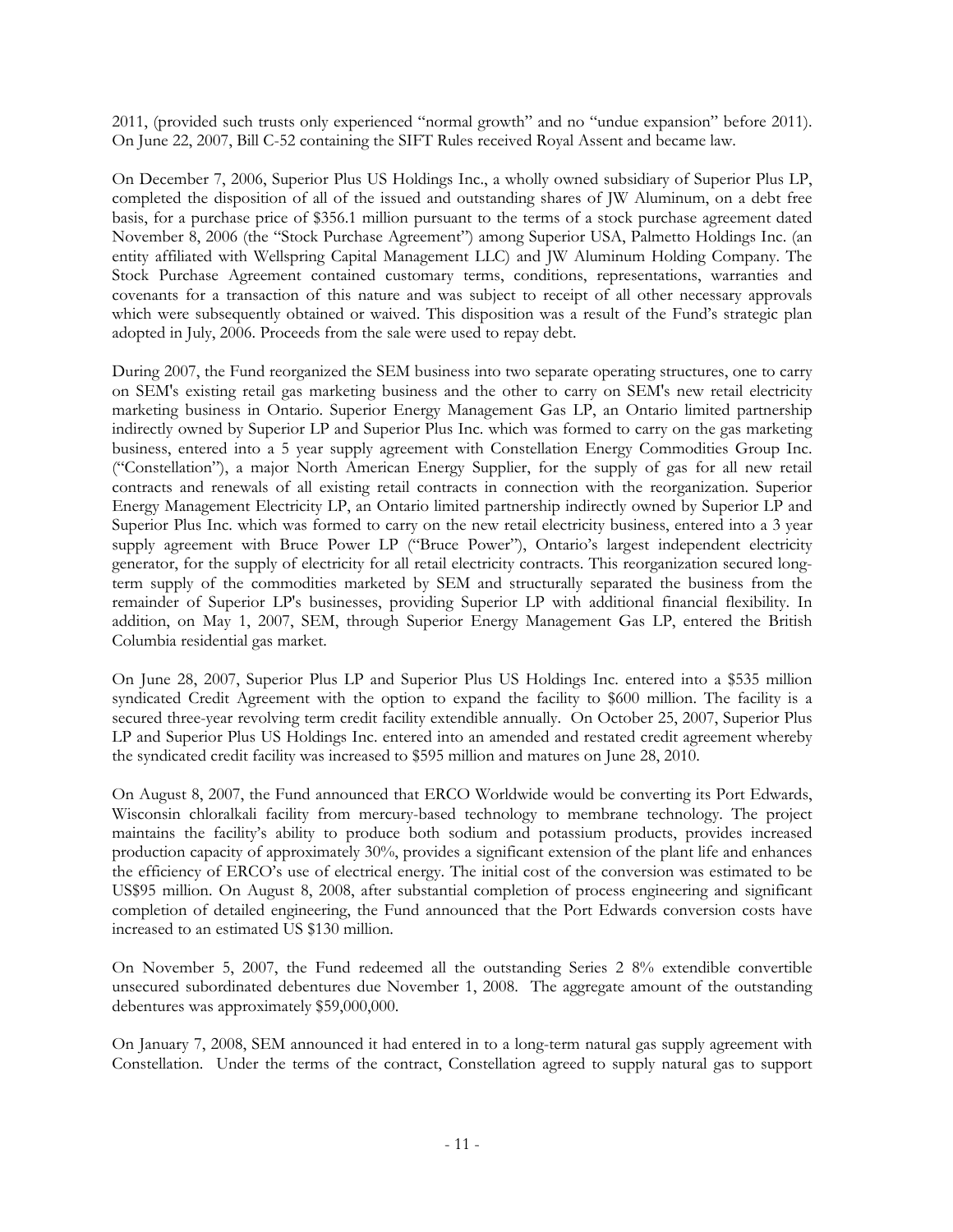2011, (provided such trusts only experienced "normal growth" and no "undue expansion" before 2011). On June 22, 2007, Bill C-52 containing the SIFT Rules received Royal Assent and became law.

On December 7, 2006, Superior Plus US Holdings Inc., a wholly owned subsidiary of Superior Plus LP, completed the disposition of all of the issued and outstanding shares of JW Aluminum, on a debt free basis, for a purchase price of $356.1 million pursuant to the terms of a stock purchase agreement dated November 8, 2006 (the "Stock Purchase Agreement") among Superior USA, Palmetto Holdings Inc. (an entity affiliated with Wellspring Capital Management LLC) and JW Aluminum Holding Company. The Stock Purchase Agreement contained customary terms, conditions, representations, warranties and covenants for a transaction of this nature and was subject to receipt of all other necessary approvals which were subsequently obtained or waived. This disposition was a result of the Fund's strategic plan adopted in July, 2006. Proceeds from the sale were used to repay debt.

During 2007, the Fund reorganized the SEM business into two separate operating structures, one to carry on SEM's existing retail gas marketing business and the other to carry on SEM's new retail electricity marketing business in Ontario. Superior Energy Management Gas LP, an Ontario limited partnership indirectly owned by Superior LP and Superior Plus Inc. which was formed to carry on the gas marketing business, entered into a 5 year supply agreement with Constellation Energy Commodities Group Inc. ("Constellation"), a major North American Energy Supplier, for the supply of gas for all new retail contracts and renewals of all existing retail contracts in connection with the reorganization. Superior Energy Management Electricity LP, an Ontario limited partnership indirectly owned by Superior LP and Superior Plus Inc. which was formed to carry on the new retail electricity business, entered into a 3 year supply agreement with Bruce Power LP ("Bruce Power"), Ontario's largest independent electricity generator, for the supply of electricity for all retail electricity contracts. This reorganization secured long-term supply of the commodities marketed by SEM and structurally separated the business from the remainder of Superior LP's businesses, providing Superior LP with additional financial flexibility. In addition, on May 1, 2007, SEM, through Superior Energy Management Gas LP, entered the British Columbia residential gas market.

On June 28, 2007, Superior Plus LP and Superior Plus US Holdings Inc. entered into a $535 million syndicated Credit Agreement with the option to expand the facility to $600 million. The facility is a secured three-year revolving term credit facility extendible annually. On October 25, 2007, Superior Plus LP and Superior Plus US Holdings Inc. entered into an amended and restated credit agreement whereby the syndicated credit facility was increased to $595 million and matures on June 28, 2010.

On August 8, 2007, the Fund announced that ERCO Worldwide would be converting its Port Edwards, Wisconsin chloralkali facility from mercury-based technology to membrane technology. The project maintains the facility's ability to produce both sodium and potassium products, provides increased production capacity of approximately 30%, provides a significant extension of the plant life and enhances the efficiency of ERCO's use of electrical energy. The initial cost of the conversion was estimated to be US$95 million. On August 8, 2008, after substantial completion of process engineering and significant completion of detailed engineering, the Fund announced that the Port Edwards conversion costs have increased to an estimated US $130 million.

On November 5, 2007, the Fund redeemed all the outstanding Series 2 8% extendible convertible unsecured subordinated debentures due November 1, 2008. The aggregate amount of the outstanding debentures was approximately $59,000,000.

On January 7, 2008, SEM announced it had entered in to a long-term natural gas supply agreement with Constellation. Under the terms of the contract, Constellation agreed to supply natural gas to support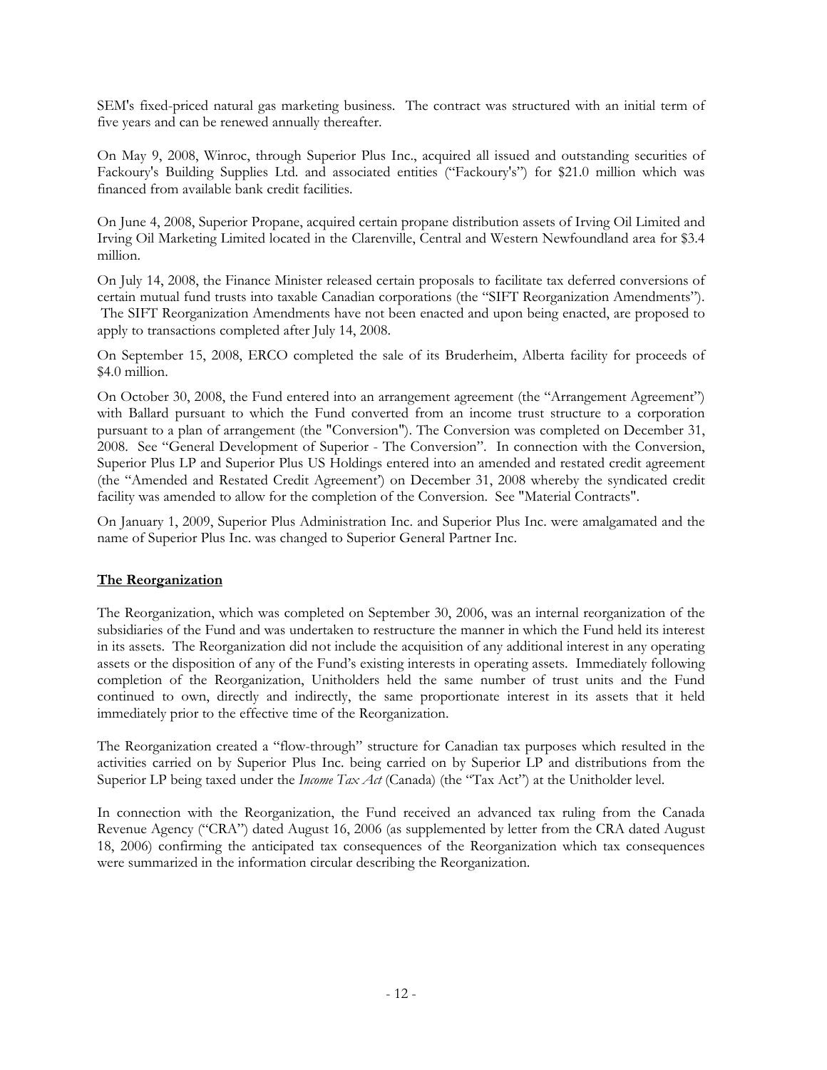SEM's fixed-priced natural gas marketing business. The contract was structured with an initial term of five years and can be renewed annually thereafter.

On May 9, 2008, Winroc, through Superior Plus Inc., acquired all issued and outstanding securities of Fackoury's Building Supplies Ltd. and associated entities ("Fackoury's") for $21.0 million which was financed from available bank credit facilities.

On June 4, 2008, Superior Propane, acquired certain propane distribution assets of Irving Oil Limited and Irving Oil Marketing Limited located in the Clarenville, Central and Western Newfoundland area for $3.4 million.

On July 14, 2008, the Finance Minister released certain proposals to facilitate tax deferred conversions of certain mutual fund trusts into taxable Canadian corporations (the "SIFT Reorganization Amendments"). The SIFT Reorganization Amendments have not been enacted and upon being enacted, are proposed to apply to transactions completed after July 14, 2008.

On September 15, 2008, ERCO completed the sale of its Bruderheim, Alberta facility for proceeds of $4.0 million.

On October 30, 2008, the Fund entered into an arrangement agreement (the "Arrangement Agreement") with Ballard pursuant to which the Fund converted from an income trust structure to a corporation pursuant to a plan of arrangement (the "Conversion"). The Conversion was completed on December 31, 2008. See "General Development of Superior - The Conversion". In connection with the Conversion, Superior Plus LP and Superior Plus US Holdings entered into an amended and restated credit agreement (the "Amended and Restated Credit Agreement') on December 31, 2008 whereby the syndicated credit facility was amended to allow for the completion of the Conversion. See "Material Contracts".

On January 1, 2009, Superior Plus Administration Inc. and Superior Plus Inc. were amalgamated and the name of Superior Plus Inc. was changed to Superior General Partner Inc.

## The Reorganization

The Reorganization, which was completed on September 30, 2006, was an internal reorganization of the subsidiaries of the Fund and was undertaken to restructure the manner in which the Fund held its interest in its assets. The Reorganization did not include the acquisition of any additional interest in any operating assets or the disposition of any of the Fund's existing interests in operating assets. Immediately following completion of the Reorganization, Unitholders held the same number of trust units and the Fund continued to own, directly and indirectly, the same proportionate interest in its assets that it held immediately prior to the effective time of the Reorganization.

The Reorganization created a "flow-through" structure for Canadian tax purposes which resulted in the activities carried on by Superior Plus Inc. being carried on by Superior LP and distributions from the Superior LP being taxed under the *Income Tax Act* (Canada) (the "Tax Act") at the Unitholder level.

In connection with the Reorganization, the Fund received an advanced tax ruling from the Canada Revenue Agency ("CRA") dated August 16, 2006 (as supplemented by letter from the CRA dated August 18, 2006) confirming the anticipated tax consequences of the Reorganization which tax consequences were summarized in the information circular describing the Reorganization.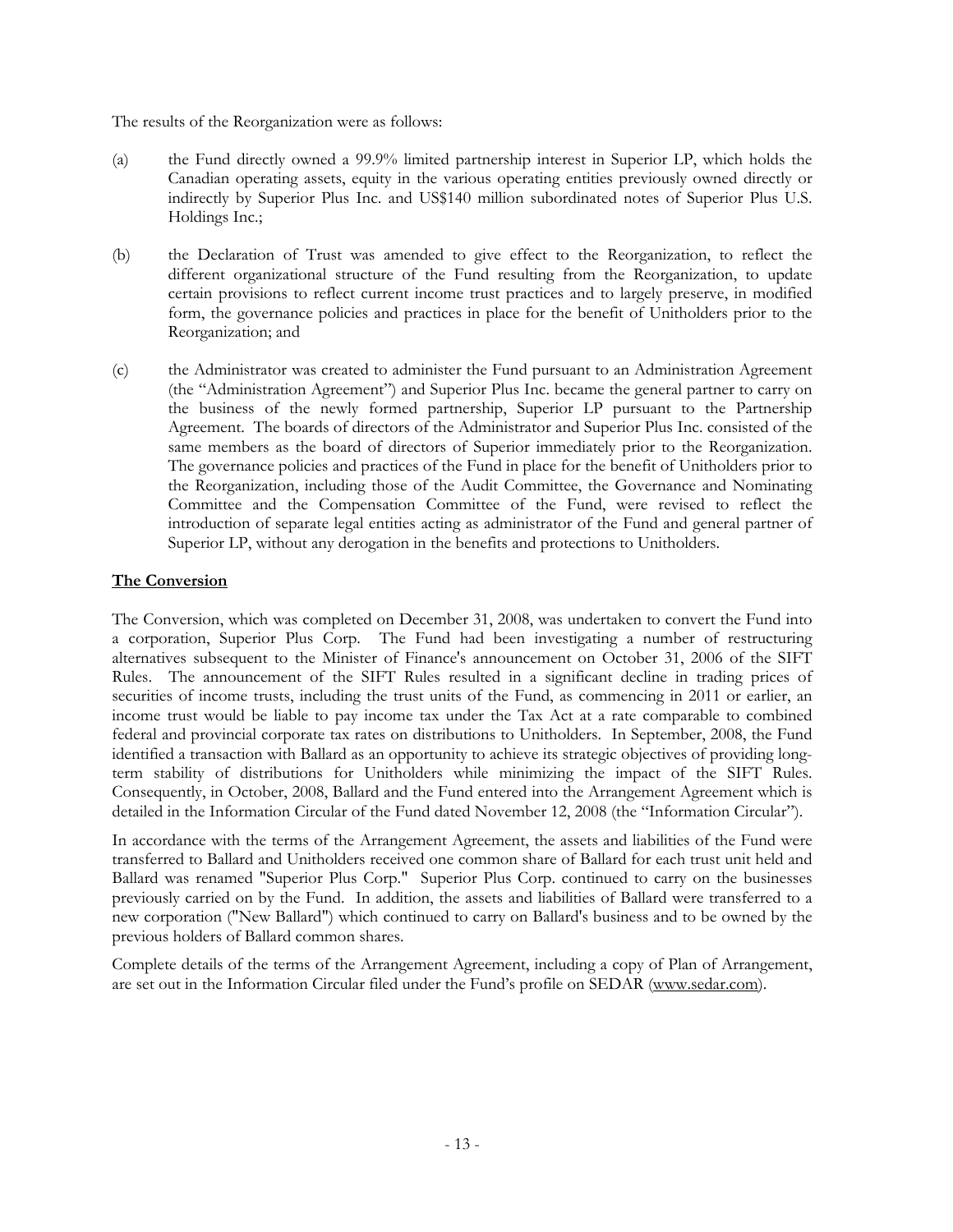The results of the Reorganization were as follows:

(a) the Fund directly owned a 99.9% limited partnership interest in Superior LP, which holds the Canadian operating assets, equity in the various operating entities previously owned directly or indirectly by Superior Plus Inc. and US$140 million subordinated notes of Superior Plus U.S. Holdings Inc.;

(b) the Declaration of Trust was amended to give effect to the Reorganization, to reflect the different organizational structure of the Fund resulting from the Reorganization, to update certain provisions to reflect current income trust practices and to largely preserve, in modified form, the governance policies and practices in place for the benefit of Unitholders prior to the Reorganization; and

(c) the Administrator was created to administer the Fund pursuant to an Administration Agreement (the "Administration Agreement") and Superior Plus Inc. became the general partner to carry on the business of the newly formed partnership, Superior LP pursuant to the Partnership Agreement. The boards of directors of the Administrator and Superior Plus Inc. consisted of the same members as the board of directors of Superior immediately prior to the Reorganization. The governance policies and practices of the Fund in place for the benefit of Unitholders prior to the Reorganization, including those of the Audit Committee, the Governance and Nominating Committee and the Compensation Committee of the Fund, were revised to reflect the introduction of separate legal entities acting as administrator of the Fund and general partner of Superior LP, without any derogation in the benefits and protections to Unitholders.

**The Conversion**

The Conversion, which was completed on December 31, 2008, was undertaken to convert the Fund into a corporation, Superior Plus Corp. The Fund had been investigating a number of restructuring alternatives subsequent to the Minister of Finance's announcement on October 31, 2006 of the SIFT Rules. The announcement of the SIFT Rules resulted in a significant decline in trading prices of securities of income trusts, including the trust units of the Fund, as commencing in 2011 or earlier, an income trust would be liable to pay income tax under the Tax Act at a rate comparable to combined federal and provincial corporate tax rates on distributions to Unitholders. In September, 2008, the Fund identified a transaction with Ballard as an opportunity to achieve its strategic objectives of providing long-term stability of distributions for Unitholders while minimizing the impact of the SIFT Rules. Consequently, in October, 2008, Ballard and the Fund entered into the Arrangement Agreement which is detailed in the Information Circular of the Fund dated November 12, 2008 (the "Information Circular").

In accordance with the terms of the Arrangement Agreement, the assets and liabilities of the Fund were transferred to Ballard and Unitholders received one common share of Ballard for each trust unit held and Ballard was renamed "Superior Plus Corp." Superior Plus Corp. continued to carry on the businesses previously carried on by the Fund. In addition, the assets and liabilities of Ballard were transferred to a new corporation ("New Ballard") which continued to carry on Ballard's business and to be owned by the previous holders of Ballard common shares.

Complete details of the terms of the Arrangement Agreement, including a copy of Plan of Arrangement, are set out in the Information Circular filed under the Fund's profile on SEDAR (www.sedar.com).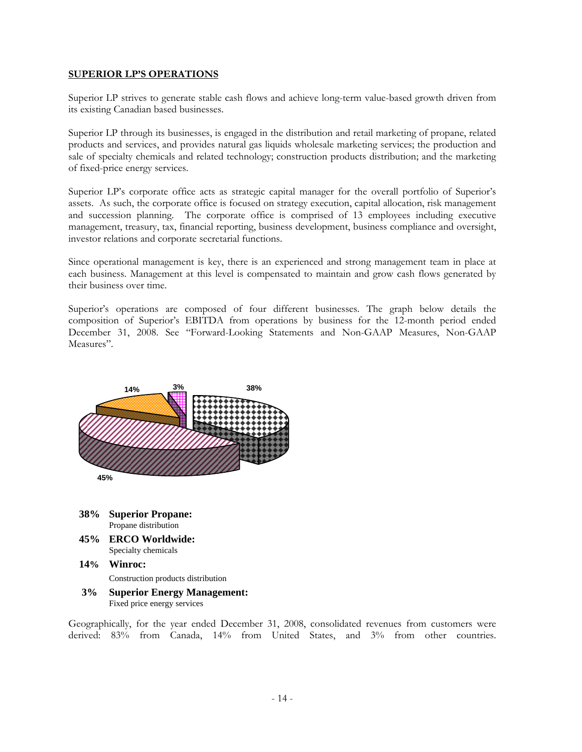## SUPERIOR LP'S OPERATIONS

Superior LP strives to generate stable cash flows and achieve long-term value-based growth driven from its existing Canadian based businesses.

Superior LP through its businesses, is engaged in the distribution and retail marketing of propane, related products and services, and provides natural gas liquids wholesale marketing services; the production and sale of specialty chemicals and related technology; construction products distribution; and the marketing of fixed-price energy services.

Superior LP's corporate office acts as strategic capital manager for the overall portfolio of Superior's assets. As such, the corporate office is focused on strategy execution, capital allocation, risk management and succession planning. The corporate office is comprised of 13 employees including executive management, treasury, tax, financial reporting, business development, business compliance and oversight, investor relations and corporate secretarial functions.

Since operational management is key, there is an experienced and strong management team in place at each business. Management at this level is compensated to maintain and grow cash flows generated by their business over time.

Superior's operations are composed of four different businesses. The graph below details the composition of Superior's EBITDA from operations by business for the 12-month period ended December 31, 2008. See "Forward-Looking Statements and Non-GAAP Measures, Non-GAAP Measures".

- **38% Superior Propane:** Propane distribution
- **45% ERCO Worldwide:** Specialty chemicals
- **14% Winroc:** Construction products distribution
- **3% Superior Energy Management:** Fixed price energy services

Geographically, for the year ended December 31, 2008, consolidated revenues from customers were derived: 83% from Canada, 14% from United States, and 3% from other countries.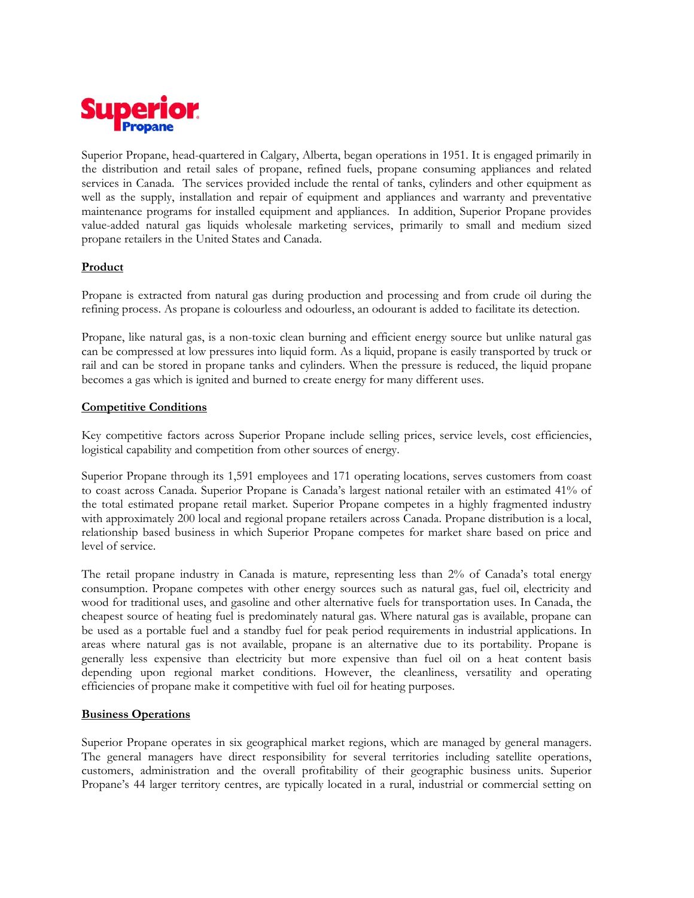# Superior Propane

Superior Propane, head-quartered in Calgary, Alberta, began operations in 1951. It is engaged primarily in the distribution and retail sales of propane, refined fuels, propane consuming appliances and related services in Canada. The services provided include the rental of tanks, cylinders and other equipment as well as the supply, installation and repair of equipment and appliances and warranty and preventative maintenance programs for installed equipment and appliances. In addition, Superior Propane provides value-added natural gas liquids wholesale marketing services, primarily to small and medium sized propane retailers in the United States and Canada.

## Product

Propane is extracted from natural gas during production and processing and from crude oil during the refining process. As propane is colourless and odourless, an odourant is added to facilitate its detection.

Propane, like natural gas, is a non-toxic clean burning and efficient energy source but unlike natural gas can be compressed at low pressures into liquid form. As a liquid, propane is easily transported by truck or rail and can be stored in propane tanks and cylinders. When the pressure is reduced, the liquid propane becomes a gas which is ignited and burned to create energy for many different uses.

## Competitive Conditions

Key competitive factors across Superior Propane include selling prices, service levels, cost efficiencies, logistical capability and competition from other sources of energy.

Superior Propane through its 1,591 employees and 171 operating locations, serves customers from coast to coast across Canada. Superior Propane is Canada's largest national retailer with an estimated 41% of the total estimated propane retail market. Superior Propane competes in a highly fragmented industry with approximately 200 local and regional propane retailers across Canada. Propane distribution is a local, relationship based business in which Superior Propane competes for market share based on price and level of service.

The retail propane industry in Canada is mature, representing less than 2% of Canada's total energy consumption. Propane competes with other energy sources such as natural gas, fuel oil, electricity and wood for traditional uses, and gasoline and other alternative fuels for transportation uses. In Canada, the cheapest source of heating fuel is predominately natural gas. Where natural gas is available, propane can be used as a portable fuel and a standby fuel for peak period requirements in industrial applications. In areas where natural gas is not available, propane is an alternative due to its portability. Propane is generally less expensive than electricity but more expensive than fuel oil on a heat content basis depending upon regional market conditions. However, the cleanliness, versatility and operating efficiencies of propane make it competitive with fuel oil for heating purposes.

## Business Operations

Superior Propane operates in six geographical market regions, which are managed by general managers. The general managers have direct responsibility for several territories including satellite operations, customers, administration and the overall profitability of their geographic business units. Superior Propane's 44 larger territory centres, are typically located in a rural, industrial or commercial setting on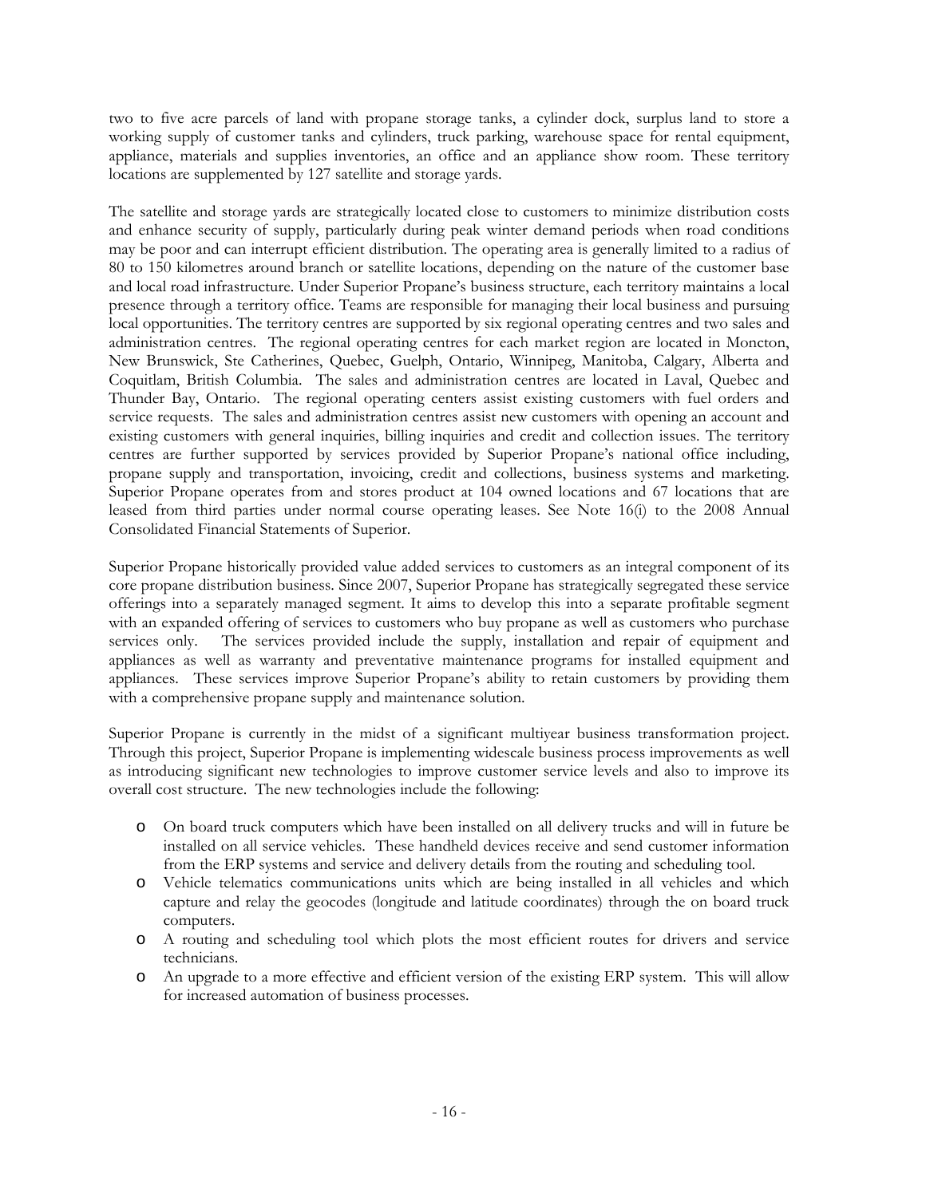two to five acre parcels of land with propane storage tanks, a cylinder dock, surplus land to store a working supply of customer tanks and cylinders, truck parking, warehouse space for rental equipment, appliance, materials and supplies inventories, an office and an appliance show room. These territory locations are supplemented by 127 satellite and storage yards.

The satellite and storage yards are strategically located close to customers to minimize distribution costs and enhance security of supply, particularly during peak winter demand periods when road conditions may be poor and can interrupt efficient distribution. The operating area is generally limited to a radius of 80 to 150 kilometres around branch or satellite locations, depending on the nature of the customer base and local road infrastructure. Under Superior Propane's business structure, each territory maintains a local presence through a territory office. Teams are responsible for managing their local business and pursuing local opportunities. The territory centres are supported by six regional operating centres and two sales and administration centres. The regional operating centres for each market region are located in Moncton, New Brunswick, Ste Catherines, Quebec, Guelph, Ontario, Winnipeg, Manitoba, Calgary, Alberta and Coquitlam, British Columbia. The sales and administration centres are located in Laval, Quebec and Thunder Bay, Ontario. The regional operating centers assist existing customers with fuel orders and service requests. The sales and administration centres assist new customers with opening an account and existing customers with general inquiries, billing inquiries and credit and collection issues. The territory centres are further supported by services provided by Superior Propane's national office including, propane supply and transportation, invoicing, credit and collections, business systems and marketing. Superior Propane operates from and stores product at 104 owned locations and 67 locations that are leased from third parties under normal course operating leases. See Note 16(i) to the 2008 Annual Consolidated Financial Statements of Superior.

Superior Propane historically provided value added services to customers as an integral component of its core propane distribution business. Since 2007, Superior Propane has strategically segregated these service offerings into a separately managed segment. It aims to develop this into a separate profitable segment with an expanded offering of services to customers who buy propane as well as customers who purchase services only. The services provided include the supply, installation and repair of equipment and appliances as well as warranty and preventative maintenance programs for installed equipment and appliances. These services improve Superior Propane's ability to retain customers by providing them with a comprehensive propane supply and maintenance solution.

Superior Propane is currently in the midst of a significant multiyear business transformation project. Through this project, Superior Propane is implementing widescale business process improvements as well as introducing significant new technologies to improve customer service levels and also to improve its overall cost structure. The new technologies include the following:

- On board truck computers which have been installed on all delivery trucks and will in future be installed on all service vehicles. These handheld devices receive and send customer information from the ERP systems and service and delivery details from the routing and scheduling tool.
- Vehicle telematics communications units which are being installed in all vehicles and which capture and relay the geocodes (longitude and latitude coordinates) through the on board truck computers.
- A routing and scheduling tool which plots the most efficient routes for drivers and service technicians.
- An upgrade to a more effective and efficient version of the existing ERP system. This will allow for increased automation of business processes.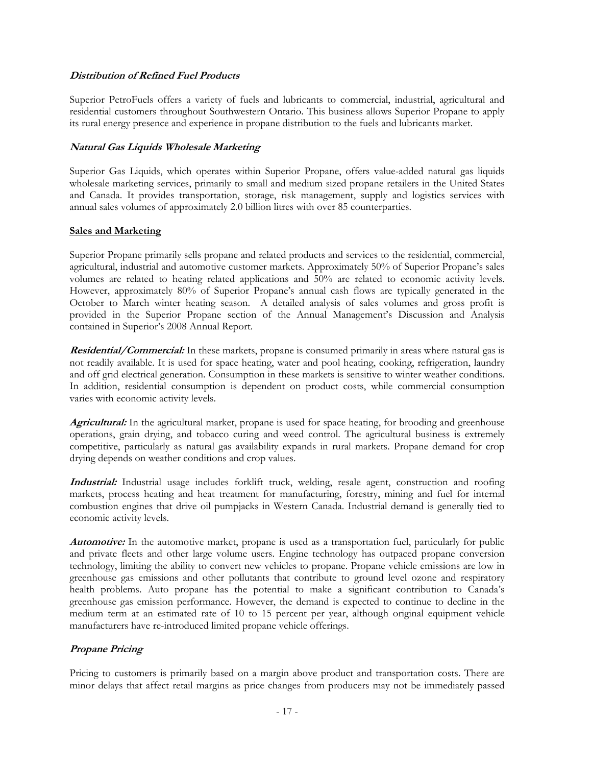### *Distribution of Refined Fuel Products*

Superior PetroFuels offers a variety of fuels and lubricants to commercial, industrial, agricultural and residential customers throughout Southwestern Ontario. This business allows Superior Propane to apply its rural energy presence and experience in propane distribution to the fuels and lubricants market.

### *Natural Gas Liquids Wholesale Marketing*

Superior Gas Liquids, which operates within Superior Propane, offers value-added natural gas liquids wholesale marketing services, primarily to small and medium sized propane retailers in the United States and Canada. It provides transportation, storage, risk management, supply and logistics services with annual sales volumes of approximately 2.0 billion litres with over 85 counterparties.

### Sales and Marketing

Superior Propane primarily sells propane and related products and services to the residential, commercial, agricultural, industrial and automotive customer markets. Approximately 50% of Superior Propane's sales volumes are related to heating related applications and 50% are related to economic activity levels. However, approximately 80% of Superior Propane's annual cash flows are typically generated in the October to March winter heating season. A detailed analysis of sales volumes and gross profit is provided in the Superior Propane section of the Annual Management's Discussion and Analysis contained in Superior's 2008 Annual Report.

***Residential/Commercial:*** In these markets, propane is consumed primarily in areas where natural gas is not readily available. It is used for space heating, water and pool heating, cooking, refrigeration, laundry and off grid electrical generation. Consumption in these markets is sensitive to winter weather conditions. In addition, residential consumption is dependent on product costs, while commercial consumption varies with economic activity levels.

***Agricultural:*** In the agricultural market, propane is used for space heating, for brooding and greenhouse operations, grain drying, and tobacco curing and weed control. The agricultural business is extremely competitive, particularly as natural gas availability expands in rural markets. Propane demand for crop drying depends on weather conditions and crop values.

***Industrial:*** Industrial usage includes forklift truck, welding, resale agent, construction and roofing markets, process heating and heat treatment for manufacturing, forestry, mining and fuel for internal combustion engines that drive oil pumpjacks in Western Canada. Industrial demand is generally tied to economic activity levels.

***Automotive:*** In the automotive market, propane is used as a transportation fuel, particularly for public and private fleets and other large volume users. Engine technology has outpaced propane conversion technology, limiting the ability to convert new vehicles to propane. Propane vehicle emissions are low in greenhouse gas emissions and other pollutants that contribute to ground level ozone and respiratory health problems. Auto propane has the potential to make a significant contribution to Canada's greenhouse gas emission performance. However, the demand is expected to continue to decline in the medium term at an estimated rate of 10 to 15 percent per year, although original equipment vehicle manufacturers have re-introduced limited propane vehicle offerings.

### *Propane Pricing*

Pricing to customers is primarily based on a margin above product and transportation costs. There are minor delays that affect retail margins as price changes from producers may not be immediately passed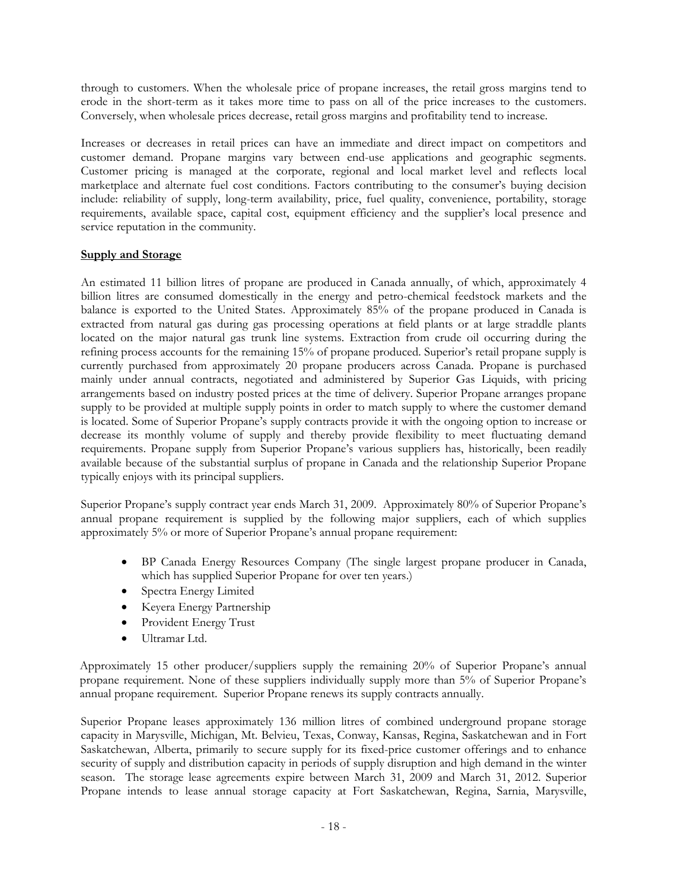through to customers. When the wholesale price of propane increases, the retail gross margins tend to erode in the short-term as it takes more time to pass on all of the price increases to the customers. Conversely, when wholesale prices decrease, retail gross margins and profitability tend to increase.

Increases or decreases in retail prices can have an immediate and direct impact on competitors and customer demand. Propane margins vary between end-use applications and geographic segments. Customer pricing is managed at the corporate, regional and local market level and reflects local marketplace and alternate fuel cost conditions. Factors contributing to the consumer's buying decision include: reliability of supply, long-term availability, price, fuel quality, convenience, portability, storage requirements, available space, capital cost, equipment efficiency and the supplier's local presence and service reputation in the community.

**Supply and Storage**

An estimated 11 billion litres of propane are produced in Canada annually, of which, approximately 4 billion litres are consumed domestically in the energy and petro-chemical feedstock markets and the balance is exported to the United States. Approximately 85% of the propane produced in Canada is extracted from natural gas during gas processing operations at field plants or at large straddle plants located on the major natural gas trunk line systems. Extraction from crude oil occurring during the refining process accounts for the remaining 15% of propane produced. Superior's retail propane supply is currently purchased from approximately 20 propane producers across Canada. Propane is purchased mainly under annual contracts, negotiated and administered by Superior Gas Liquids, with pricing arrangements based on industry posted prices at the time of delivery. Superior Propane arranges propane supply to be provided at multiple supply points in order to match supply to where the customer demand is located. Some of Superior Propane's supply contracts provide it with the ongoing option to increase or decrease its monthly volume of supply and thereby provide flexibility to meet fluctuating demand requirements. Propane supply from Superior Propane's various suppliers has, historically, been readily available because of the substantial surplus of propane in Canada and the relationship Superior Propane typically enjoys with its principal suppliers.

Superior Propane's supply contract year ends March 31, 2009. Approximately 80% of Superior Propane's annual propane requirement is supplied by the following major suppliers, each of which supplies approximately 5% or more of Superior Propane's annual propane requirement:

- BP Canada Energy Resources Company (The single largest propane producer in Canada, which has supplied Superior Propane for over ten years.)
- Spectra Energy Limited
- Keyera Energy Partnership
- Provident Energy Trust
- Ultramar Ltd.

Approximately 15 other producer/suppliers supply the remaining 20% of Superior Propane's annual propane requirement. None of these suppliers individually supply more than 5% of Superior Propane's annual propane requirement. Superior Propane renews its supply contracts annually.

Superior Propane leases approximately 136 million litres of combined underground propane storage capacity in Marysville, Michigan, Mt. Belvieu, Texas, Conway, Kansas, Regina, Saskatchewan and in Fort Saskatchewan, Alberta, primarily to secure supply for its fixed-price customer offerings and to enhance security of supply and distribution capacity in periods of supply disruption and high demand in the winter season. The storage lease agreements expire between March 31, 2009 and March 31, 2012. Superior Propane intends to lease annual storage capacity at Fort Saskatchewan, Regina, Sarnia, Marysville,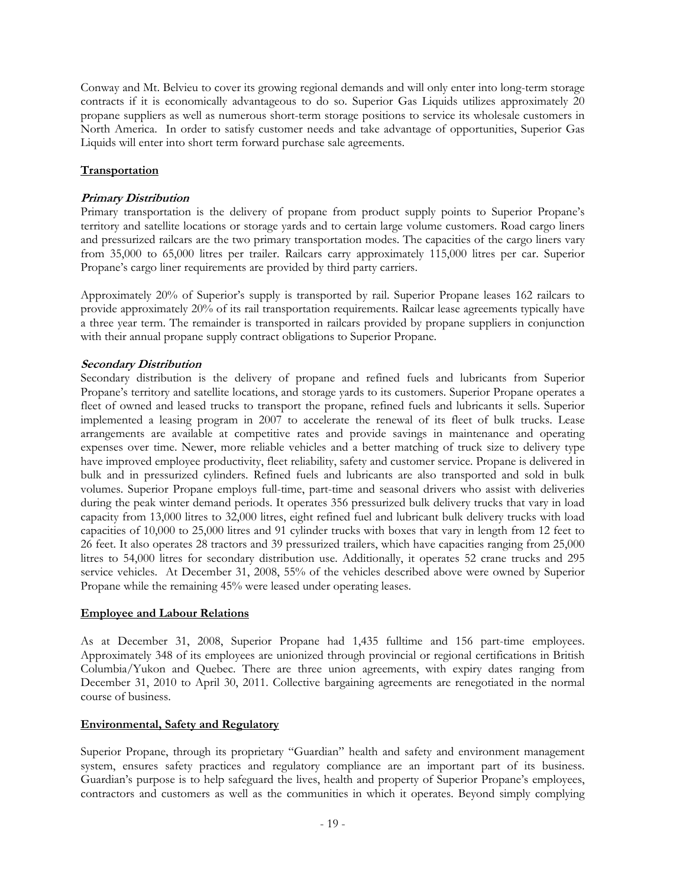Conway and Mt. Belvieu to cover its growing regional demands and will only enter into long-term storage contracts if it is economically advantageous to do so. Superior Gas Liquids utilizes approximately 20 propane suppliers as well as numerous short-term storage positions to service its wholesale customers in North America. In order to satisfy customer needs and take advantage of opportunities, Superior Gas Liquids will enter into short term forward purchase sale agreements.

## Transportation

### *Primary Distribution*

Primary transportation is the delivery of propane from product supply points to Superior Propane's territory and satellite locations or storage yards and to certain large volume customers. Road cargo liners and pressurized railcars are the two primary transportation modes. The capacities of the cargo liners vary from 35,000 to 65,000 litres per trailer. Railcars carry approximately 115,000 litres per car. Superior Propane's cargo liner requirements are provided by third party carriers.

Approximately 20% of Superior's supply is transported by rail. Superior Propane leases 162 railcars to provide approximately 20% of its rail transportation requirements. Railcar lease agreements typically have a three year term. The remainder is transported in railcars provided by propane suppliers in conjunction with their annual propane supply contract obligations to Superior Propane.

### *Secondary Distribution*

Secondary distribution is the delivery of propane and refined fuels and lubricants from Superior Propane's territory and satellite locations, and storage yards to its customers. Superior Propane operates a fleet of owned and leased trucks to transport the propane, refined fuels and lubricants it sells. Superior implemented a leasing program in 2007 to accelerate the renewal of its fleet of bulk trucks. Lease arrangements are available at competitive rates and provide savings in maintenance and operating expenses over time. Newer, more reliable vehicles and a better matching of truck size to delivery type have improved employee productivity, fleet reliability, safety and customer service. Propane is delivered in bulk and in pressurized cylinders. Refined fuels and lubricants are also transported and sold in bulk volumes. Superior Propane employs full-time, part-time and seasonal drivers who assist with deliveries during the peak winter demand periods. It operates 356 pressurized bulk delivery trucks that vary in load capacity from 13,000 litres to 32,000 litres, eight refined fuel and lubricant bulk delivery trucks with load capacities of 10,000 to 25,000 litres and 91 cylinder trucks with boxes that vary in length from 12 feet to 26 feet. It also operates 28 tractors and 39 pressurized trailers, which have capacities ranging from 25,000 litres to 54,000 litres for secondary distribution use. Additionally, it operates 52 crane trucks and 295 service vehicles. At December 31, 2008, 55% of the vehicles described above were owned by Superior Propane while the remaining 45% were leased under operating leases.

## Employee and Labour Relations

As at December 31, 2008, Superior Propane had 1,435 fulltime and 156 part-time employees. Approximately 348 of its employees are unionized through provincial or regional certifications in British Columbia/Yukon and Quebec. There are three union agreements, with expiry dates ranging from December 31, 2010 to April 30, 2011. Collective bargaining agreements are renegotiated in the normal course of business.

## Environmental, Safety and Regulatory

Superior Propane, through its proprietary "Guardian" health and safety and environment management system, ensures safety practices and regulatory compliance are an important part of its business. Guardian's purpose is to help safeguard the lives, health and property of Superior Propane's employees, contractors and customers as well as the communities in which it operates. Beyond simply complying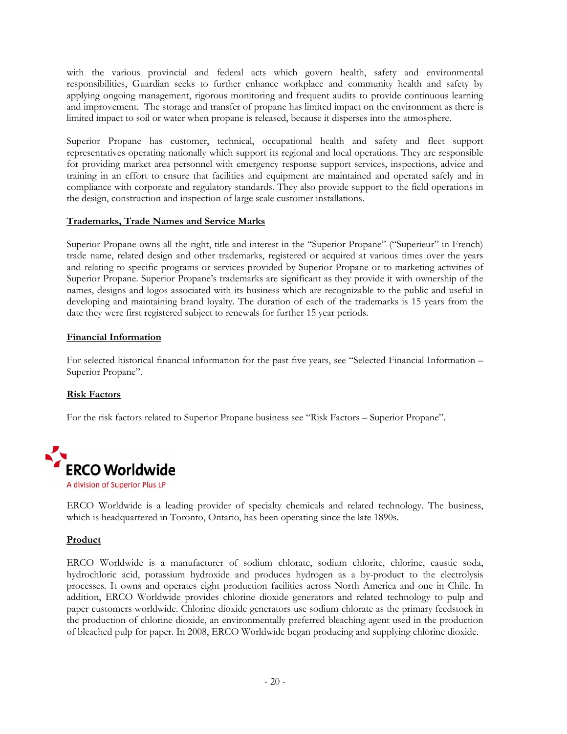with the various provincial and federal acts which govern health, safety and environmental responsibilities, Guardian seeks to further enhance workplace and community health and safety by applying ongoing management, rigorous monitoring and frequent audits to provide continuous learning and improvement. The storage and transfer of propane has limited impact on the environment as there is limited impact to soil or water when propane is released, because it disperses into the atmosphere.

Superior Propane has customer, technical, occupational health and safety and fleet support representatives operating nationally which support its regional and local operations. They are responsible for providing market area personnel with emergency response support services, inspections, advice and training in an effort to ensure that facilities and equipment are maintained and operated safely and in compliance with corporate and regulatory standards. They also provide support to the field operations in the design, construction and inspection of large scale customer installations.

## Trademarks, Trade Names and Service Marks

Superior Propane owns all the right, title and interest in the "Superior Propane" ("Superieur" in French) trade name, related design and other trademarks, registered or acquired at various times over the years and relating to specific programs or services provided by Superior Propane or to marketing activities of Superior Propane. Superior Propane's trademarks are significant as they provide it with ownership of the names, designs and logos associated with its business which are recognizable to the public and useful in developing and maintaining brand loyalty. The duration of each of the trademarks is 15 years from the date they were first registered subject to renewals for further 15 year periods.

## Financial Information

For selected historical financial information for the past five years, see "Selected Financial Information – Superior Propane".

## Risk Factors

For the risk factors related to Superior Propane business see "Risk Factors – Superior Propane".

# ERCO Worldwide

A division of Superior Plus LP

ERCO Worldwide is a leading provider of specialty chemicals and related technology. The business, which is headquartered in Toronto, Ontario, has been operating since the late 1890s.

## Product

ERCO Worldwide is a manufacturer of sodium chlorate, sodium chlorite, chlorine, caustic soda, hydrochloric acid, potassium hydroxide and produces hydrogen as a by-product to the electrolysis processes. It owns and operates eight production facilities across North America and one in Chile. In addition, ERCO Worldwide provides chlorine dioxide generators and related technology to pulp and paper customers worldwide. Chlorine dioxide generators use sodium chlorate as the primary feedstock in the production of chlorine dioxide, an environmentally preferred bleaching agent used in the production of bleached pulp for paper. In 2008, ERCO Worldwide began producing and supplying chlorine dioxide.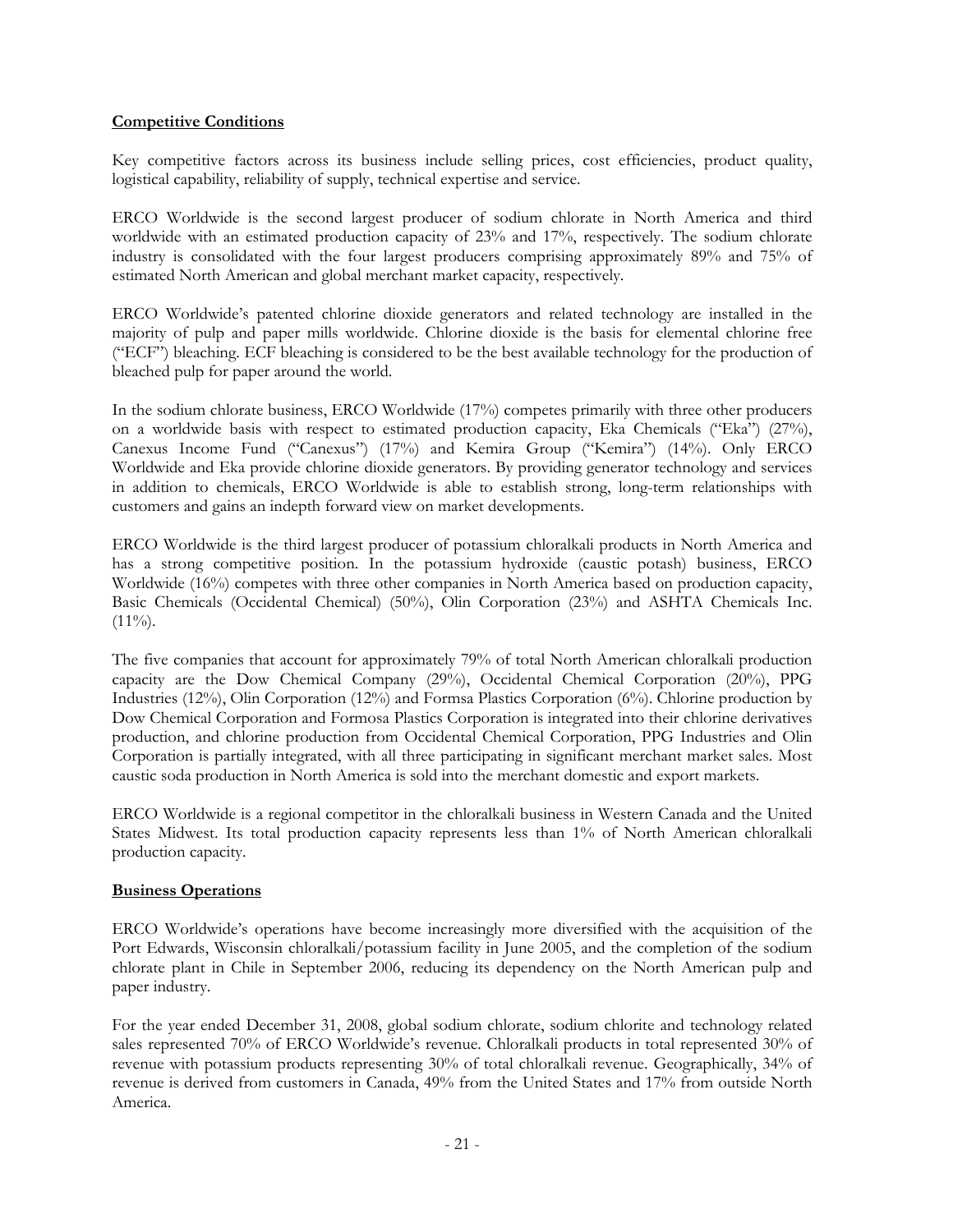**Competitive Conditions**

Key competitive factors across its business include selling prices, cost efficiencies, product quality, logistical capability, reliability of supply, technical expertise and service.

ERCO Worldwide is the second largest producer of sodium chlorate in North America and third worldwide with an estimated production capacity of 23% and 17%, respectively. The sodium chlorate industry is consolidated with the four largest producers comprising approximately 89% and 75% of estimated North American and global merchant market capacity, respectively.

ERCO Worldwide's patented chlorine dioxide generators and related technology are installed in the majority of pulp and paper mills worldwide. Chlorine dioxide is the basis for elemental chlorine free ("ECF") bleaching. ECF bleaching is considered to be the best available technology for the production of bleached pulp for paper around the world.

In the sodium chlorate business, ERCO Worldwide (17%) competes primarily with three other producers on a worldwide basis with respect to estimated production capacity, Eka Chemicals ("Eka") (27%), Canexus Income Fund ("Canexus") (17%) and Kemira Group ("Kemira") (14%). Only ERCO Worldwide and Eka provide chlorine dioxide generators. By providing generator technology and services in addition to chemicals, ERCO Worldwide is able to establish strong, long-term relationships with customers and gains an indepth forward view on market developments.

ERCO Worldwide is the third largest producer of potassium chloralkali products in North America and has a strong competitive position. In the potassium hydroxide (caustic potash) business, ERCO Worldwide (16%) competes with three other companies in North America based on production capacity, Basic Chemicals (Occidental Chemical) (50%), Olin Corporation (23%) and ASHTA Chemicals Inc. (11%).

The five companies that account for approximately 79% of total North American chloralkali production capacity are the Dow Chemical Company (29%), Occidental Chemical Corporation (20%), PPG Industries (12%), Olin Corporation (12%) and Formsa Plastics Corporation (6%). Chlorine production by Dow Chemical Corporation and Formosa Plastics Corporation is integrated into their chlorine derivatives production, and chlorine production from Occidental Chemical Corporation, PPG Industries and Olin Corporation is partially integrated, with all three participating in significant merchant market sales. Most caustic soda production in North America is sold into the merchant domestic and export markets.

ERCO Worldwide is a regional competitor in the chloralkali business in Western Canada and the United States Midwest. Its total production capacity represents less than 1% of North American chloralkali production capacity.

**Business Operations**

ERCO Worldwide's operations have become increasingly more diversified with the acquisition of the Port Edwards, Wisconsin chloralkali/potassium facility in June 2005, and the completion of the sodium chlorate plant in Chile in September 2006, reducing its dependency on the North American pulp and paper industry.

For the year ended December 31, 2008, global sodium chlorate, sodium chlorite and technology related sales represented 70% of ERCO Worldwide's revenue. Chloralkali products in total represented 30% of revenue with potassium products representing 30% of total chloralkali revenue. Geographically, 34% of revenue is derived from customers in Canada, 49% from the United States and 17% from outside North America.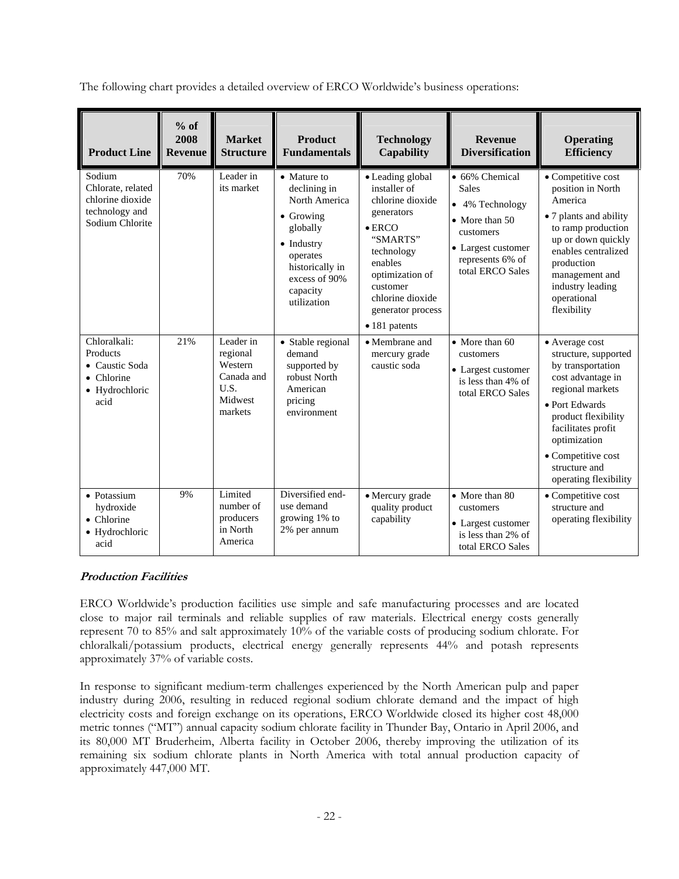The following chart provides a detailed overview of ERCO Worldwide's business operations:

| Product Line | % of 2008 Revenue | Market Structure | Product Fundamentals | Technology Capability | Revenue Diversification | Operating Efficiency |
|---|---|---|---|---|---|---|
| Sodium Chlorate, related chlorine dioxide technology and Sodium Chlorite | 70% | Leader in its market | • Mature to declining in North America<br>• Growing globally<br>• Industry operates historically in excess of 90% capacity utilization | • Leading global installer of chlorine dioxide generators<br>• ERCO "SMARTS" technology enables optimization of customer chlorine dioxide generator process<br>• 181 patents | • 66% Chemical Sales<br>• 4% Technology<br>• More than 50 customers<br>• Largest customer represents 6% of total ERCO Sales | • Competitive cost position in North America<br>• 7 plants and ability to ramp production up or down quickly enables centralized production management and industry leading operational flexibility |
| Chloralkali: Products<br>• Caustic Soda<br>• Chlorine<br>• Hydrochloric acid | 21% | Leader in regional Western Canada and U.S. Midwest markets | • Stable regional demand supported by robust North American pricing environment | • Membrane and mercury grade caustic soda | • More than 60 customers<br>• Largest customer is less than 4% of total ERCO Sales | • Average cost structure, supported by transportation cost advantage in regional markets<br>• Port Edwards product flexibility facilitates profit optimization<br>• Competitive cost structure and operating flexibility |
| • Potassium hydroxide<br>• Chlorine<br>• Hydrochloric acid | 9% | Limited number of producers in North America | Diversified end-use demand growing 1% to 2% per annum | • Mercury grade quality product capability | • More than 80 customers<br>• Largest customer is less than 2% of total ERCO Sales | • Competitive cost structure and operating flexibility |

***Production Facilities***

ERCO Worldwide's production facilities use simple and safe manufacturing processes and are located close to major rail terminals and reliable supplies of raw materials. Electrical energy costs generally represent 70 to 85% and salt approximately 10% of the variable costs of producing sodium chlorate. For chloralkali/potassium products, electrical energy generally represents 44% and potash represents approximately 37% of variable costs.

In response to significant medium-term challenges experienced by the North American pulp and paper industry during 2006, resulting in reduced regional sodium chlorate demand and the impact of high electricity costs and foreign exchange on its operations, ERCO Worldwide closed its higher cost 48,000 metric tonnes ("MT") annual capacity sodium chlorate facility in Thunder Bay, Ontario in April 2006, and its 80,000 MT Bruderheim, Alberta facility in October 2006, thereby improving the utilization of its remaining six sodium chlorate plants in North America with total annual production capacity of approximately 447,000 MT.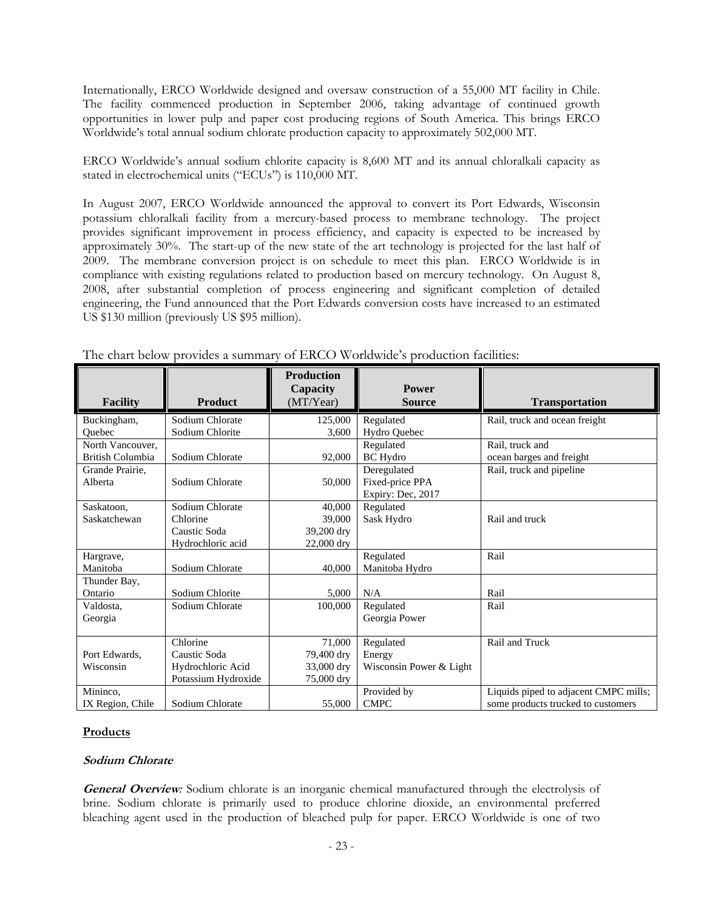Internationally, ERCO Worldwide designed and oversaw construction of a 55,000 MT facility in Chile. The facility commenced production in September 2006, taking advantage of continued growth opportunities in lower pulp and paper cost producing regions of South America. This brings ERCO Worldwide's total annual sodium chlorate production capacity to approximately 502,000 MT.

ERCO Worldwide's annual sodium chlorite capacity is 8,600 MT and its annual chloralkali capacity as stated in electrochemical units ("ECUs") is 110,000 MT.

In August 2007, ERCO Worldwide announced the approval to convert its Port Edwards, Wisconsin potassium chloralkali facility from a mercury-based process to membrane technology. The project provides significant improvement in process efficiency, and capacity is expected to be increased by approximately 30%. The start-up of the new state of the art technology is projected for the last half of 2009. The membrane conversion project is on schedule to meet this plan. ERCO Worldwide is in compliance with existing regulations related to production based on mercury technology. On August 8, 2008, after substantial completion of process engineering and significant completion of detailed engineering, the Fund announced that the Port Edwards conversion costs have increased to an estimated US $130 million (previously US $95 million).

The chart below provides a summary of ERCO Worldwide's production facilities:

| Facility | Product | Production Capacity (MT/Year) | Power Source | Transportation |
|---|---|---|---|---|
| Buckingham, Quebec | Sodium Chlorate<br>Sodium Chlorite | 125,000<br>3,600 | Regulated<br>Hydro Quebec | Rail, truck and ocean freight |
| North Vancouver, British Columbia | Sodium Chlorate | 92,000 | Regulated<br>BC Hydro | Rail, truck and ocean barges and freight |
| Grande Prairie, Alberta | Sodium Chlorate | 50,000 | Deregulated<br>Fixed-price PPA<br>Expiry: Dec, 2017 | Rail, truck and pipeline |
| Saskatoon, Saskatchewan | Sodium Chlorate<br>Chlorine<br>Caustic Soda<br>Hydrochloric acid | 40,000<br>39,000<br>39,200 dry<br>22,000 dry | Regulated<br>Sask Hydro | Rail and truck |
| Hargrave, Manitoba | Sodium Chlorate | 40,000 | Regulated<br>Manitoba Hydro | Rail |
| Thunder Bay, Ontario | Sodium Chlorite | 5,000 | N/A | Rail |
| Valdosta, Georgia | Sodium Chlorate | 100,000 | Regulated<br>Georgia Power | Rail |
| Port Edwards, Wisconsin | Chlorine<br>Caustic Soda<br>Hydrochloric Acid<br>Potassium Hydroxide | 71,000<br>79,400 dry<br>33,000 dry<br>75,000 dry | Regulated<br>Energy<br>Wisconsin Power & Light | Rail and Truck |
| Mininco, IX Region, Chile | Sodium Chlorate | 55,000 | Provided by CMPC | Liquids piped to adjacent CMPC mills; some products trucked to customers |

**Products**

***Sodium Chlorate***

***General Overview**:* Sodium chlorate is an inorganic chemical manufactured through the electrolysis of brine. Sodium chlorate is primarily used to produce chlorine dioxide, an environmental preferred bleaching agent used in the production of bleached pulp for paper. ERCO Worldwide is one of two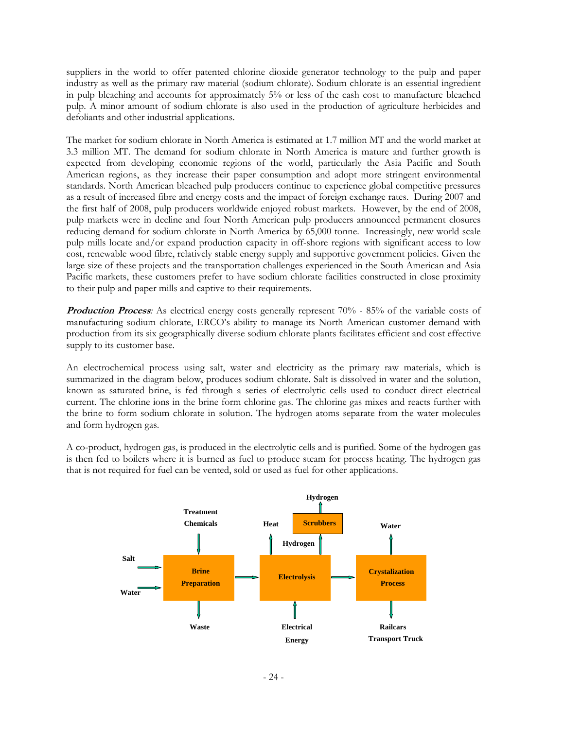suppliers in the world to offer patented chlorine dioxide generator technology to the pulp and paper industry as well as the primary raw material (sodium chlorate). Sodium chlorate is an essential ingredient in pulp bleaching and accounts for approximately 5% or less of the cash cost to manufacture bleached pulp. A minor amount of sodium chlorate is also used in the production of agriculture herbicides and defoliants and other industrial applications.

The market for sodium chlorate in North America is estimated at 1.7 million MT and the world market at 3.3 million MT. The demand for sodium chlorate in North America is mature and further growth is expected from developing economic regions of the world, particularly the Asia Pacific and South American regions, as they increase their paper consumption and adopt more stringent environmental standards. North American bleached pulp producers continue to experience global competitive pressures as a result of increased fibre and energy costs and the impact of foreign exchange rates. During 2007 and the first half of 2008, pulp producers worldwide enjoyed robust markets. However, by the end of 2008, pulp markets were in decline and four North American pulp producers announced permanent closures reducing demand for sodium chlorate in North America by 65,000 tonne. Increasingly, new world scale pulp mills locate and/or expand production capacity in off-shore regions with significant access to low cost, renewable wood fibre, relatively stable energy supply and supportive government policies. Given the large size of these projects and the transportation challenges experienced in the South American and Asia Pacific markets, these customers prefer to have sodium chlorate facilities constructed in close proximity to their pulp and paper mills and captive to their requirements.

***Production Process**:* As electrical energy costs generally represent 70% - 85% of the variable costs of manufacturing sodium chlorate, ERCO's ability to manage its North American customer demand with production from its six geographically diverse sodium chlorate plants facilitates efficient and cost effective supply to its customer base.

An electrochemical process using salt, water and electricity as the primary raw materials, which is summarized in the diagram below, produces sodium chlorate. Salt is dissolved in water and the solution, known as saturated brine, is fed through a series of electrolytic cells used to conduct direct electrical current. The chlorine ions in the brine form chlorine gas. The chlorine gas mixes and reacts further with the brine to form sodium chlorate in solution. The hydrogen atoms separate from the water molecules and form hydrogen gas.

A co-product, hydrogen gas, is produced in the electrolytic cells and is purified. Some of the hydrogen gas is then fed to boilers where it is burned as fuel to produce steam for process heating. The hydrogen gas that is not required for fuel can be vented, sold or used as fuel for other applications.

Salt → Brine Preparation ← Water; Treatment Chemicals → Brine Preparation → Waste

Brine Preparation → Electrolysis ← Electrical Energy; Electrolysis → Heat; Electrolysis → Hydrogen → Scrubbers → Hydrogen

Electrolysis → Crystalization Process → Water; Crystalization Process → Railcars / Transport Truck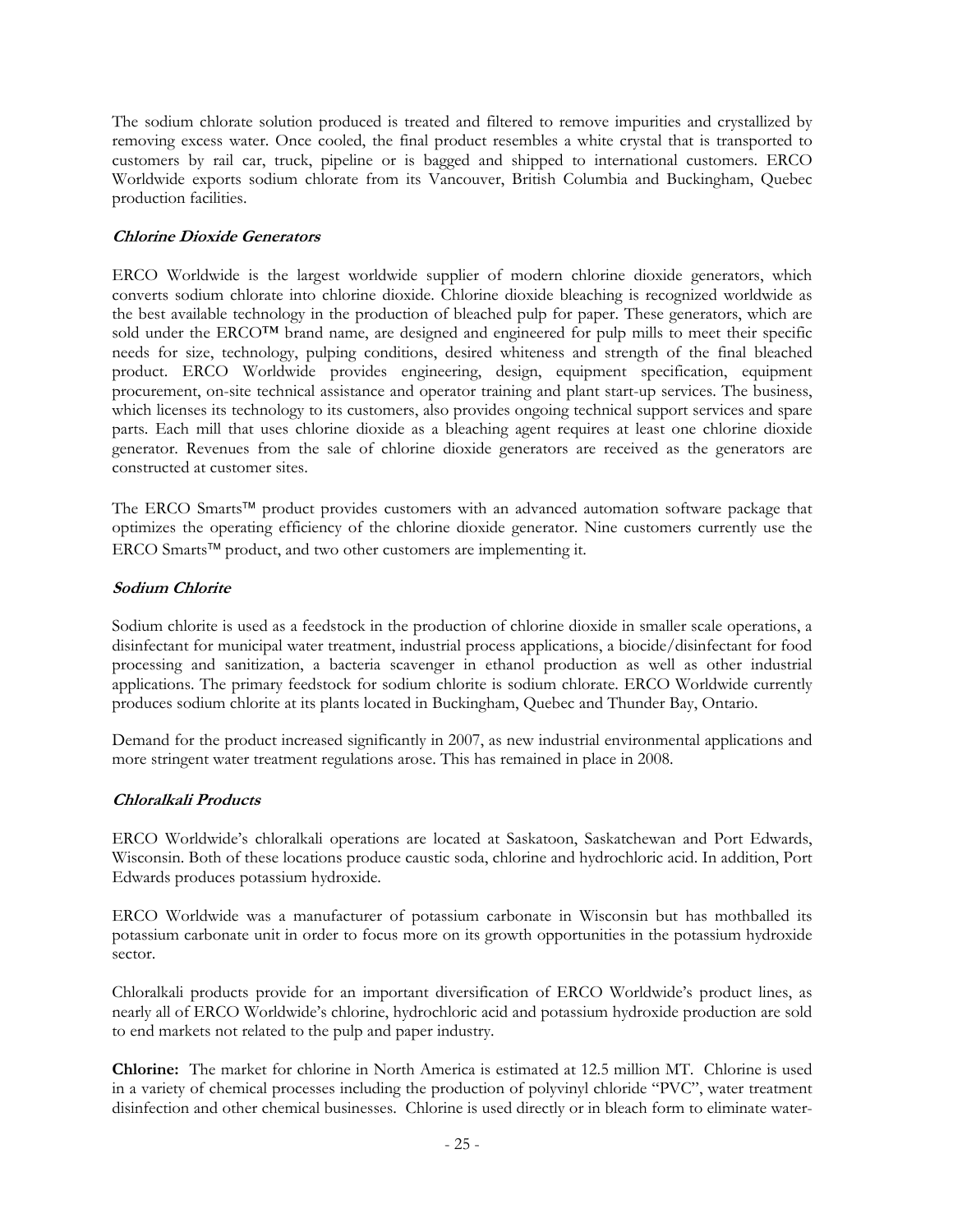The sodium chlorate solution produced is treated and filtered to remove impurities and crystallized by removing excess water. Once cooled, the final product resembles a white crystal that is transported to customers by rail car, truck, pipeline or is bagged and shipped to international customers. ERCO Worldwide exports sodium chlorate from its Vancouver, British Columbia and Buckingham, Quebec production facilities.

***Chlorine Dioxide Generators***

ERCO Worldwide is the largest worldwide supplier of modern chlorine dioxide generators, which converts sodium chlorate into chlorine dioxide. Chlorine dioxide bleaching is recognized worldwide as the best available technology in the production of bleached pulp for paper. These generators, which are sold under the ERCO™ brand name, are designed and engineered for pulp mills to meet their specific needs for size, technology, pulping conditions, desired whiteness and strength of the final bleached product. ERCO Worldwide provides engineering, design, equipment specification, equipment procurement, on-site technical assistance and operator training and plant start-up services. The business, which licenses its technology to its customers, also provides ongoing technical support services and spare parts. Each mill that uses chlorine dioxide as a bleaching agent requires at least one chlorine dioxide generator. Revenues from the sale of chlorine dioxide generators are received as the generators are constructed at customer sites.

The ERCO Smarts™ product provides customers with an advanced automation software package that optimizes the operating efficiency of the chlorine dioxide generator. Nine customers currently use the ERCO Smarts™ product, and two other customers are implementing it.

***Sodium Chlorite***

Sodium chlorite is used as a feedstock in the production of chlorine dioxide in smaller scale operations, a disinfectant for municipal water treatment, industrial process applications, a biocide/disinfectant for food processing and sanitization, a bacteria scavenger in ethanol production as well as other industrial applications. The primary feedstock for sodium chlorite is sodium chlorate. ERCO Worldwide currently produces sodium chlorite at its plants located in Buckingham, Quebec and Thunder Bay, Ontario.

Demand for the product increased significantly in 2007, as new industrial environmental applications and more stringent water treatment regulations arose. This has remained in place in 2008.

***Chloralkali Products***

ERCO Worldwide's chloralkali operations are located at Saskatoon, Saskatchewan and Port Edwards, Wisconsin. Both of these locations produce caustic soda, chlorine and hydrochloric acid. In addition, Port Edwards produces potassium hydroxide.

ERCO Worldwide was a manufacturer of potassium carbonate in Wisconsin but has mothballed its potassium carbonate unit in order to focus more on its growth opportunities in the potassium hydroxide sector.

Chloralkali products provide for an important diversification of ERCO Worldwide's product lines, as nearly all of ERCO Worldwide's chlorine, hydrochloric acid and potassium hydroxide production are sold to end markets not related to the pulp and paper industry.

**Chlorine:** The market for chlorine in North America is estimated at 12.5 million MT. Chlorine is used in a variety of chemical processes including the production of polyvinyl chloride "PVC", water treatment disinfection and other chemical businesses. Chlorine is used directly or in bleach form to eliminate water-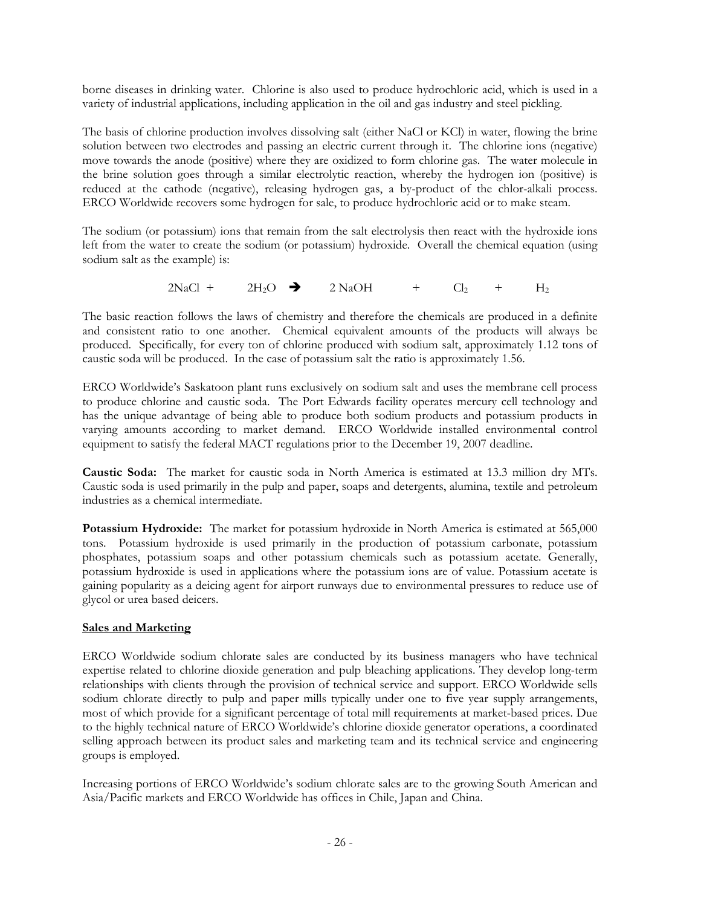borne diseases in drinking water. Chlorine is also used to produce hydrochloric acid, which is used in a variety of industrial applications, including application in the oil and gas industry and steel pickling.

The basis of chlorine production involves dissolving salt (either NaCl or KCl) in water, flowing the brine solution between two electrodes and passing an electric current through it. The chlorine ions (negative) move towards the anode (positive) where they are oxidized to form chlorine gas. The water molecule in the brine solution goes through a similar electrolytic reaction, whereby the hydrogen ion (positive) is reduced at the cathode (negative), releasing hydrogen gas, a by-product of the chlor-alkali process. ERCO Worldwide recovers some hydrogen for sale, to produce hydrochloric acid or to make steam.

The sodium (or potassium) ions that remain from the salt electrolysis then react with the hydroxide ions left from the water to create the sodium (or potassium) hydroxide. Overall the chemical equation (using sodium salt as the example) is:

$$2NaCl + 2H_2O \rightarrow 2\ NaOH + Cl_2 + H_2$$

The basic reaction follows the laws of chemistry and therefore the chemicals are produced in a definite and consistent ratio to one another. Chemical equivalent amounts of the products will always be produced. Specifically, for every ton of chlorine produced with sodium salt, approximately 1.12 tons of caustic soda will be produced. In the case of potassium salt the ratio is approximately 1.56.

ERCO Worldwide's Saskatoon plant runs exclusively on sodium salt and uses the membrane cell process to produce chlorine and caustic soda. The Port Edwards facility operates mercury cell technology and has the unique advantage of being able to produce both sodium products and potassium products in varying amounts according to market demand. ERCO Worldwide installed environmental control equipment to satisfy the federal MACT regulations prior to the December 19, 2007 deadline.

**Caustic Soda:** The market for caustic soda in North America is estimated at 13.3 million dry MTs. Caustic soda is used primarily in the pulp and paper, soaps and detergents, alumina, textile and petroleum industries as a chemical intermediate.

**Potassium Hydroxide:** The market for potassium hydroxide in North America is estimated at 565,000 tons. Potassium hydroxide is used primarily in the production of potassium carbonate, potassium phosphates, potassium soaps and other potassium chemicals such as potassium acetate. Generally, potassium hydroxide is used in applications where the potassium ions are of value. Potassium acetate is gaining popularity as a deicing agent for airport runways due to environmental pressures to reduce use of glycol or urea based deicers.

**Sales and Marketing**

ERCO Worldwide sodium chlorate sales are conducted by its business managers who have technical expertise related to chlorine dioxide generation and pulp bleaching applications. They develop long-term relationships with clients through the provision of technical service and support. ERCO Worldwide sells sodium chlorate directly to pulp and paper mills typically under one to five year supply arrangements, most of which provide for a significant percentage of total mill requirements at market-based prices. Due to the highly technical nature of ERCO Worldwide's chlorine dioxide generator operations, a coordinated selling approach between its product sales and marketing team and its technical service and engineering groups is employed.

Increasing portions of ERCO Worldwide's sodium chlorate sales are to the growing South American and Asia/Pacific markets and ERCO Worldwide has offices in Chile, Japan and China.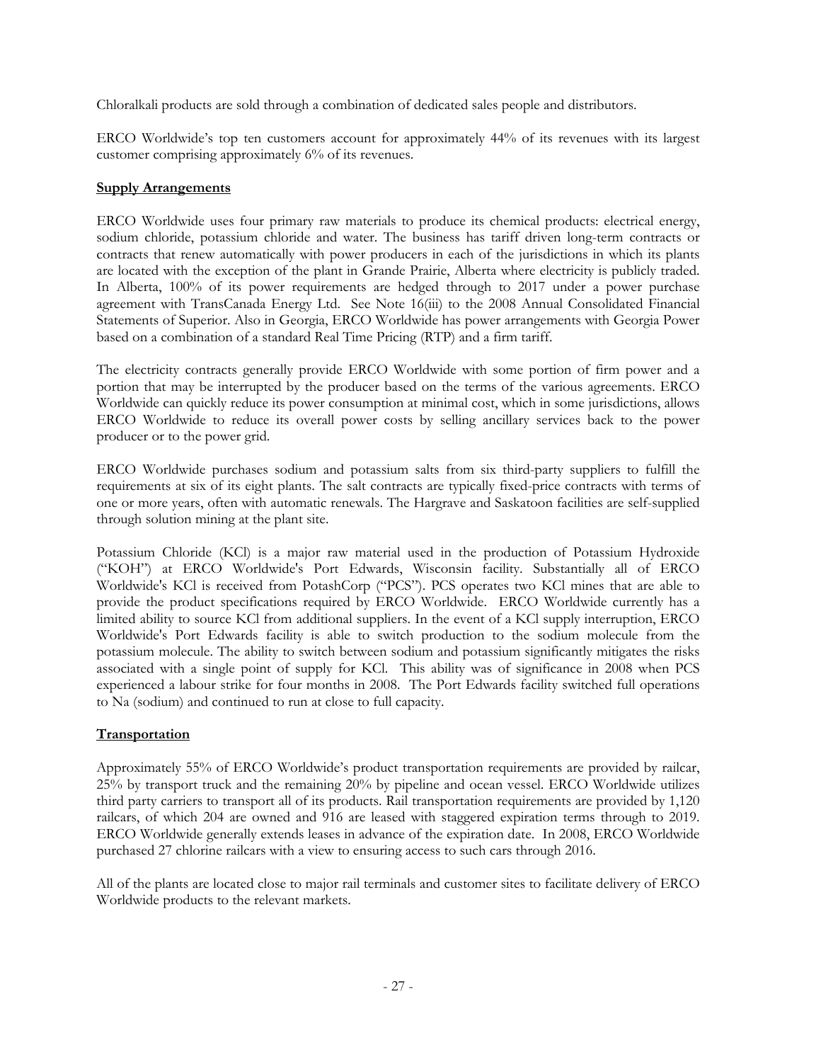Chloralkali products are sold through a combination of dedicated sales people and distributors.

ERCO Worldwide's top ten customers account for approximately 44% of its revenues with its largest customer comprising approximately 6% of its revenues.

**Supply Arrangements**

ERCO Worldwide uses four primary raw materials to produce its chemical products: electrical energy, sodium chloride, potassium chloride and water. The business has tariff driven long-term contracts or contracts that renew automatically with power producers in each of the jurisdictions in which its plants are located with the exception of the plant in Grande Prairie, Alberta where electricity is publicly traded. In Alberta, 100% of its power requirements are hedged through to 2017 under a power purchase agreement with TransCanada Energy Ltd. See Note 16(iii) to the 2008 Annual Consolidated Financial Statements of Superior. Also in Georgia, ERCO Worldwide has power arrangements with Georgia Power based on a combination of a standard Real Time Pricing (RTP) and a firm tariff.

The electricity contracts generally provide ERCO Worldwide with some portion of firm power and a portion that may be interrupted by the producer based on the terms of the various agreements. ERCO Worldwide can quickly reduce its power consumption at minimal cost, which in some jurisdictions, allows ERCO Worldwide to reduce its overall power costs by selling ancillary services back to the power producer or to the power grid.

ERCO Worldwide purchases sodium and potassium salts from six third-party suppliers to fulfill the requirements at six of its eight plants. The salt contracts are typically fixed-price contracts with terms of one or more years, often with automatic renewals. The Hargrave and Saskatoon facilities are self-supplied through solution mining at the plant site.

Potassium Chloride (KCl) is a major raw material used in the production of Potassium Hydroxide ("KOH") at ERCO Worldwide's Port Edwards, Wisconsin facility. Substantially all of ERCO Worldwide's KCl is received from PotashCorp ("PCS"). PCS operates two KCl mines that are able to provide the product specifications required by ERCO Worldwide. ERCO Worldwide currently has a limited ability to source KCl from additional suppliers. In the event of a KCl supply interruption, ERCO Worldwide's Port Edwards facility is able to switch production to the sodium molecule from the potassium molecule. The ability to switch between sodium and potassium significantly mitigates the risks associated with a single point of supply for KCl. This ability was of significance in 2008 when PCS experienced a labour strike for four months in 2008. The Port Edwards facility switched full operations to Na (sodium) and continued to run at close to full capacity.

**Transportation**

Approximately 55% of ERCO Worldwide's product transportation requirements are provided by railcar, 25% by transport truck and the remaining 20% by pipeline and ocean vessel. ERCO Worldwide utilizes third party carriers to transport all of its products. Rail transportation requirements are provided by 1,120 railcars, of which 204 are owned and 916 are leased with staggered expiration terms through to 2019. ERCO Worldwide generally extends leases in advance of the expiration date. In 2008, ERCO Worldwide purchased 27 chlorine railcars with a view to ensuring access to such cars through 2016.

All of the plants are located close to major rail terminals and customer sites to facilitate delivery of ERCO Worldwide products to the relevant markets.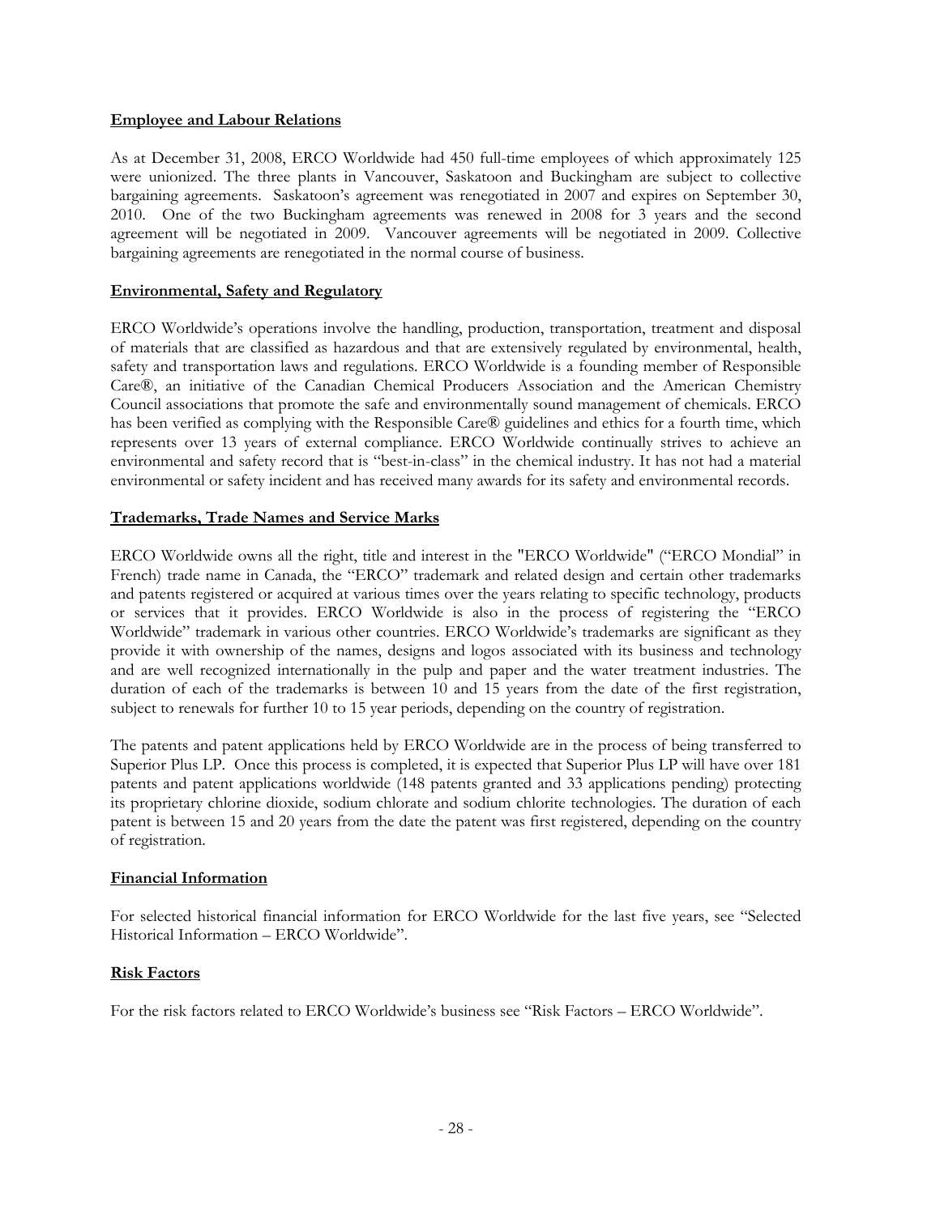**Employee and Labour Relations**

As at December 31, 2008, ERCO Worldwide had 450 full-time employees of which approximately 125 were unionized. The three plants in Vancouver, Saskatoon and Buckingham are subject to collective bargaining agreements. Saskatoon's agreement was renegotiated in 2007 and expires on September 30, 2010. One of the two Buckingham agreements was renewed in 2008 for 3 years and the second agreement will be negotiated in 2009. Vancouver agreements will be negotiated in 2009. Collective bargaining agreements are renegotiated in the normal course of business.

**Environmental, Safety and Regulatory**

ERCO Worldwide's operations involve the handling, production, transportation, treatment and disposal of materials that are classified as hazardous and that are extensively regulated by environmental, health, safety and transportation laws and regulations. ERCO Worldwide is a founding member of Responsible Care®, an initiative of the Canadian Chemical Producers Association and the American Chemistry Council associations that promote the safe and environmentally sound management of chemicals. ERCO has been verified as complying with the Responsible Care® guidelines and ethics for a fourth time, which represents over 13 years of external compliance. ERCO Worldwide continually strives to achieve an environmental and safety record that is "best-in-class" in the chemical industry. It has not had a material environmental or safety incident and has received many awards for its safety and environmental records.

**Trademarks, Trade Names and Service Marks**

ERCO Worldwide owns all the right, title and interest in the "ERCO Worldwide" ("ERCO Mondial" in French) trade name in Canada, the "ERCO" trademark and related design and certain other trademarks and patents registered or acquired at various times over the years relating to specific technology, products or services that it provides. ERCO Worldwide is also in the process of registering the "ERCO Worldwide" trademark in various other countries. ERCO Worldwide's trademarks are significant as they provide it with ownership of the names, designs and logos associated with its business and technology and are well recognized internationally in the pulp and paper and the water treatment industries. The duration of each of the trademarks is between 10 and 15 years from the date of the first registration, subject to renewals for further 10 to 15 year periods, depending on the country of registration.

The patents and patent applications held by ERCO Worldwide are in the process of being transferred to Superior Plus LP. Once this process is completed, it is expected that Superior Plus LP will have over 181 patents and patent applications worldwide (148 patents granted and 33 applications pending) protecting its proprietary chlorine dioxide, sodium chlorate and sodium chlorite technologies. The duration of each patent is between 15 and 20 years from the date the patent was first registered, depending on the country of registration.

**Financial Information**

For selected historical financial information for ERCO Worldwide for the last five years, see "Selected Historical Information – ERCO Worldwide".

**Risk Factors**

For the risk factors related to ERCO Worldwide's business see "Risk Factors – ERCO Worldwide".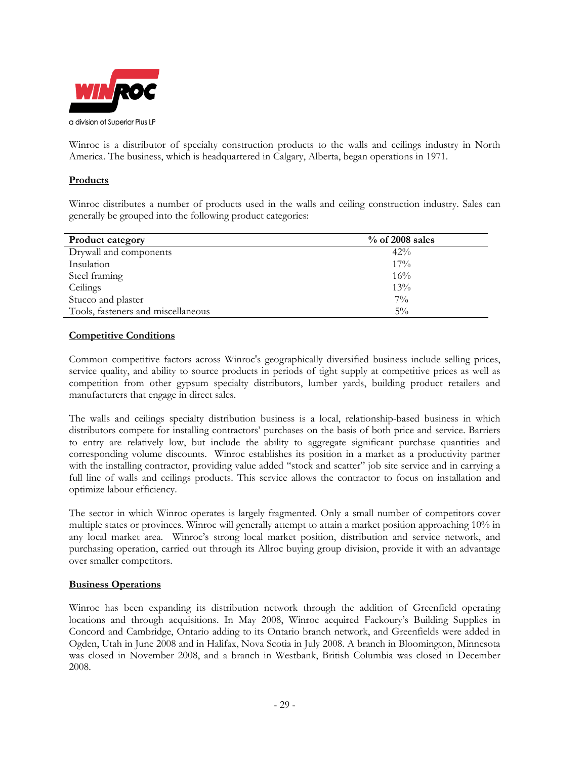a division of Superior Plus LP

Winroc is a distributor of specialty construction products to the walls and ceilings industry in North America. The business, which is headquartered in Calgary, Alberta, began operations in 1971.

**Products**

Winroc distributes a number of products used in the walls and ceiling construction industry. Sales can generally be grouped into the following product categories:

| Product category | % of 2008 sales |
|---|---|
| Drywall and components | 42% |
| Insulation | 17% |
| Steel framing | 16% |
| Ceilings | 13% |
| Stucco and plaster | 7% |
| Tools, fasteners and miscellaneous | 5% |

**Competitive Conditions**

Common competitive factors across Winroc's geographically diversified business include selling prices, service quality, and ability to source products in periods of tight supply at competitive prices as well as competition from other gypsum specialty distributors, lumber yards, building product retailers and manufacturers that engage in direct sales.

The walls and ceilings specialty distribution business is a local, relationship-based business in which distributors compete for installing contractors' purchases on the basis of both price and service. Barriers to entry are relatively low, but include the ability to aggregate significant purchase quantities and corresponding volume discounts. Winroc establishes its position in a market as a productivity partner with the installing contractor, providing value added "stock and scatter" job site service and in carrying a full line of walls and ceilings products. This service allows the contractor to focus on installation and optimize labour efficiency.

The sector in which Winroc operates is largely fragmented. Only a small number of competitors cover multiple states or provinces. Winroc will generally attempt to attain a market position approaching 10% in any local market area. Winroc's strong local market position, distribution and service network, and purchasing operation, carried out through its Allroc buying group division, provide it with an advantage over smaller competitors.

**Business Operations**

Winroc has been expanding its distribution network through the addition of Greenfield operating locations and through acquisitions. In May 2008, Winroc acquired Fackoury's Building Supplies in Concord and Cambridge, Ontario adding to its Ontario branch network, and Greenfields were added in Ogden, Utah in June 2008 and in Halifax, Nova Scotia in July 2008. A branch in Bloomington, Minnesota was closed in November 2008, and a branch in Westbank, British Columbia was closed in December 2008.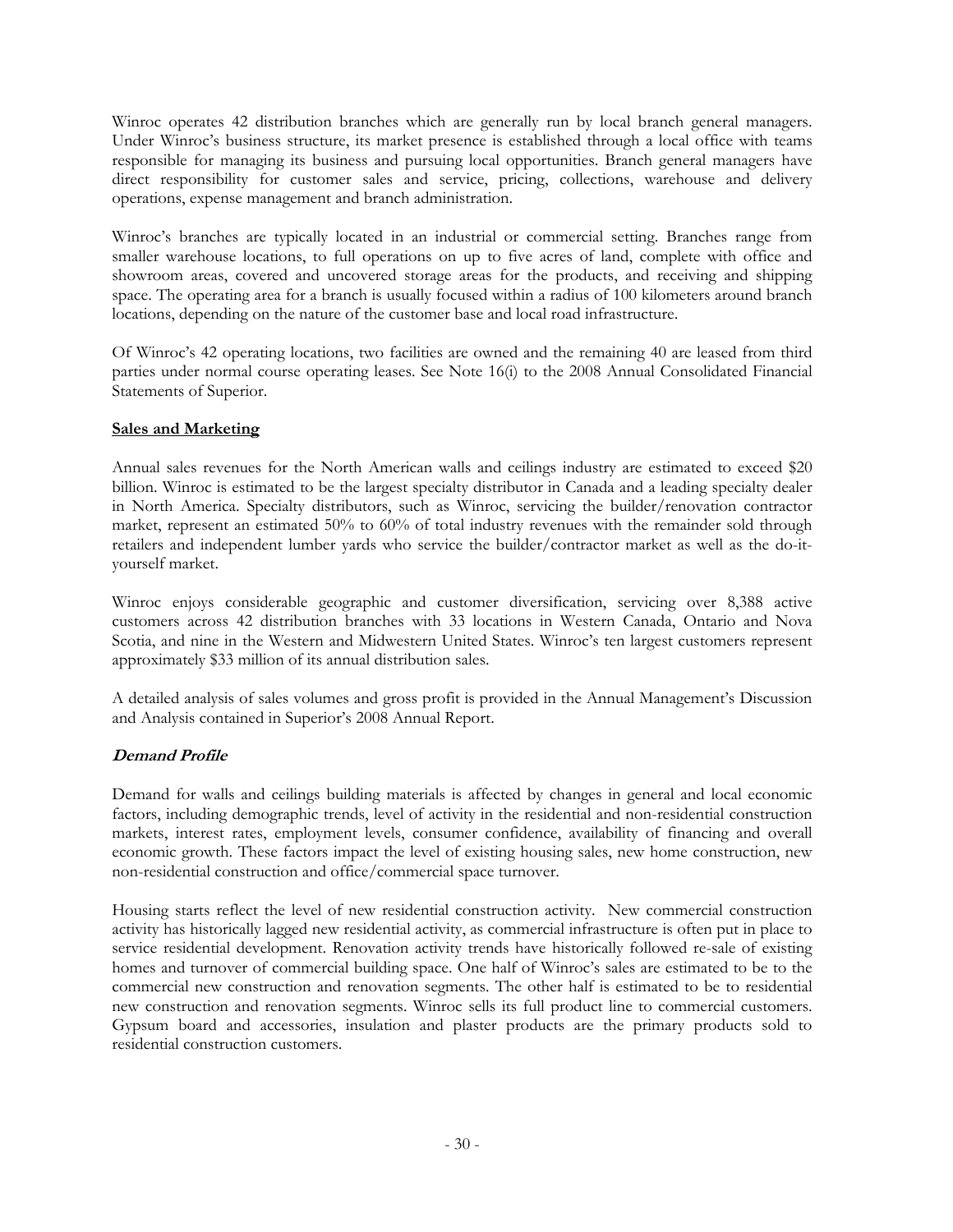Winroc operates 42 distribution branches which are generally run by local branch general managers. Under Winroc's business structure, its market presence is established through a local office with teams responsible for managing its business and pursuing local opportunities. Branch general managers have direct responsibility for customer sales and service, pricing, collections, warehouse and delivery operations, expense management and branch administration.

Winroc's branches are typically located in an industrial or commercial setting. Branches range from smaller warehouse locations, to full operations on up to five acres of land, complete with office and showroom areas, covered and uncovered storage areas for the products, and receiving and shipping space. The operating area for a branch is usually focused within a radius of 100 kilometers around branch locations, depending on the nature of the customer base and local road infrastructure.

Of Winroc's 42 operating locations, two facilities are owned and the remaining 40 are leased from third parties under normal course operating leases. See Note 16(i) to the 2008 Annual Consolidated Financial Statements of Superior.

**Sales and Marketing**

Annual sales revenues for the North American walls and ceilings industry are estimated to exceed $20 billion. Winroc is estimated to be the largest specialty distributor in Canada and a leading specialty dealer in North America. Specialty distributors, such as Winroc, servicing the builder/renovation contractor market, represent an estimated 50% to 60% of total industry revenues with the remainder sold through retailers and independent lumber yards who service the builder/contractor market as well as the do-it-yourself market.

Winroc enjoys considerable geographic and customer diversification, servicing over 8,388 active customers across 42 distribution branches with 33 locations in Western Canada, Ontario and Nova Scotia, and nine in the Western and Midwestern United States. Winroc's ten largest customers represent approximately $33 million of its annual distribution sales.

A detailed analysis of sales volumes and gross profit is provided in the Annual Management's Discussion and Analysis contained in Superior's 2008 Annual Report.

***Demand Profile***

Demand for walls and ceilings building materials is affected by changes in general and local economic factors, including demographic trends, level of activity in the residential and non-residential construction markets, interest rates, employment levels, consumer confidence, availability of financing and overall economic growth. These factors impact the level of existing housing sales, new home construction, new non-residential construction and office/commercial space turnover.

Housing starts reflect the level of new residential construction activity. New commercial construction activity has historically lagged new residential activity, as commercial infrastructure is often put in place to service residential development. Renovation activity trends have historically followed re-sale of existing homes and turnover of commercial building space. One half of Winroc's sales are estimated to be to the commercial new construction and renovation segments. The other half is estimated to be to residential new construction and renovation segments. Winroc sells its full product line to commercial customers. Gypsum board and accessories, insulation and plaster products are the primary products sold to residential construction customers.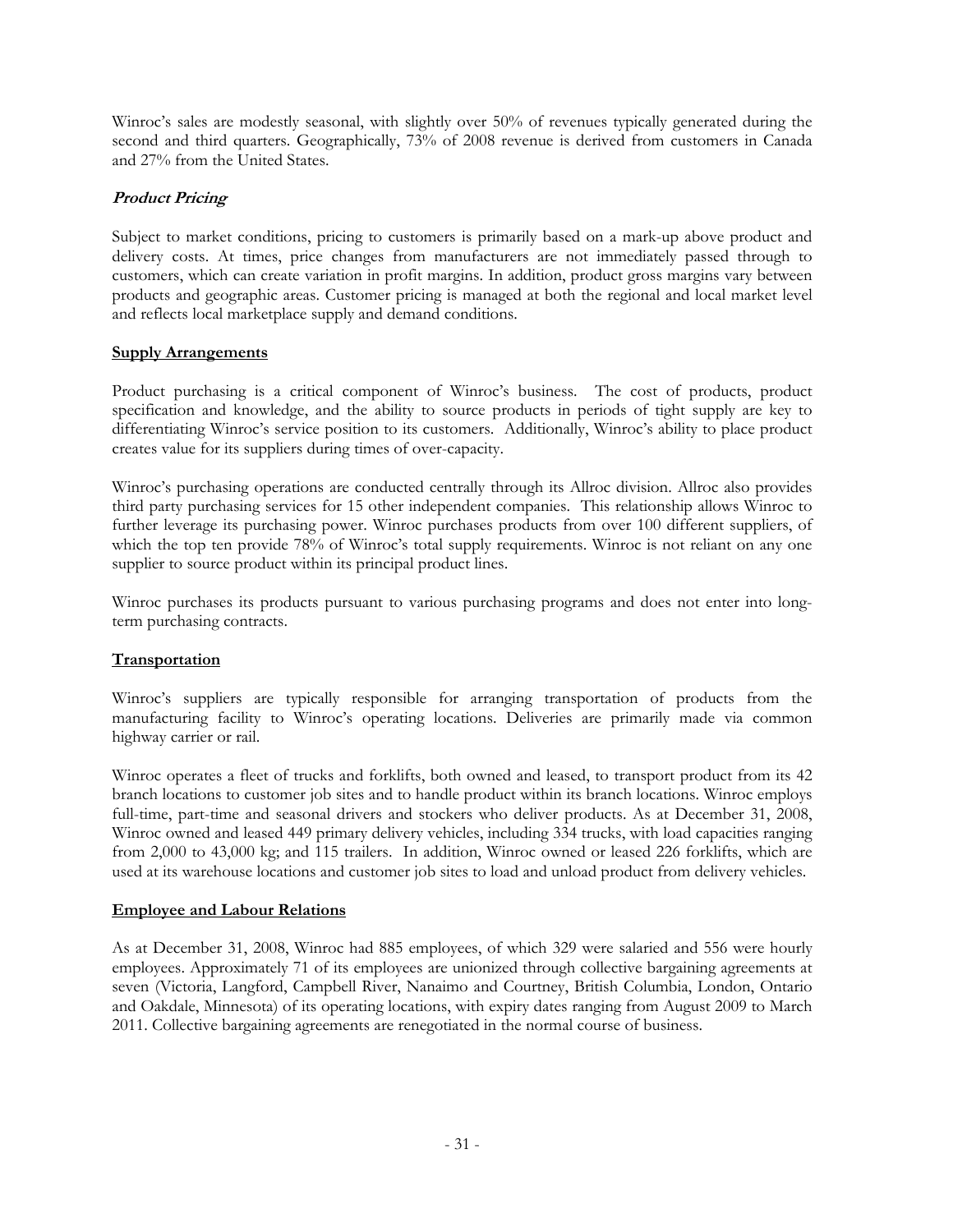Winroc's sales are modestly seasonal, with slightly over 50% of revenues typically generated during the second and third quarters. Geographically, 73% of 2008 revenue is derived from customers in Canada and 27% from the United States.

### ***Product Pricing***

Subject to market conditions, pricing to customers is primarily based on a mark-up above product and delivery costs. At times, price changes from manufacturers are not immediately passed through to customers, which can create variation in profit margins. In addition, product gross margins vary between products and geographic areas. Customer pricing is managed at both the regional and local market level and reflects local marketplace supply and demand conditions.

### **Supply Arrangements**

Product purchasing is a critical component of Winroc's business. The cost of products, product specification and knowledge, and the ability to source products in periods of tight supply are key to differentiating Winroc's service position to its customers. Additionally, Winroc's ability to place product creates value for its suppliers during times of over-capacity.

Winroc's purchasing operations are conducted centrally through its Allroc division. Allroc also provides third party purchasing services for 15 other independent companies. This relationship allows Winroc to further leverage its purchasing power. Winroc purchases products from over 100 different suppliers, of which the top ten provide 78% of Winroc's total supply requirements. Winroc is not reliant on any one supplier to source product within its principal product lines.

Winroc purchases its products pursuant to various purchasing programs and does not enter into long-term purchasing contracts.

### **Transportation**

Winroc's suppliers are typically responsible for arranging transportation of products from the manufacturing facility to Winroc's operating locations. Deliveries are primarily made via common highway carrier or rail.

Winroc operates a fleet of trucks and forklifts, both owned and leased, to transport product from its 42 branch locations to customer job sites and to handle product within its branch locations. Winroc employs full-time, part-time and seasonal drivers and stockers who deliver products. As at December 31, 2008, Winroc owned and leased 449 primary delivery vehicles, including 334 trucks, with load capacities ranging from 2,000 to 43,000 kg; and 115 trailers. In addition, Winroc owned or leased 226 forklifts, which are used at its warehouse locations and customer job sites to load and unload product from delivery vehicles.

### **Employee and Labour Relations**

As at December 31, 2008, Winroc had 885 employees, of which 329 were salaried and 556 were hourly employees. Approximately 71 of its employees are unionized through collective bargaining agreements at seven (Victoria, Langford, Campbell River, Nanaimo and Courtney, British Columbia, London, Ontario and Oakdale, Minnesota) of its operating locations, with expiry dates ranging from August 2009 to March 2011. Collective bargaining agreements are renegotiated in the normal course of business.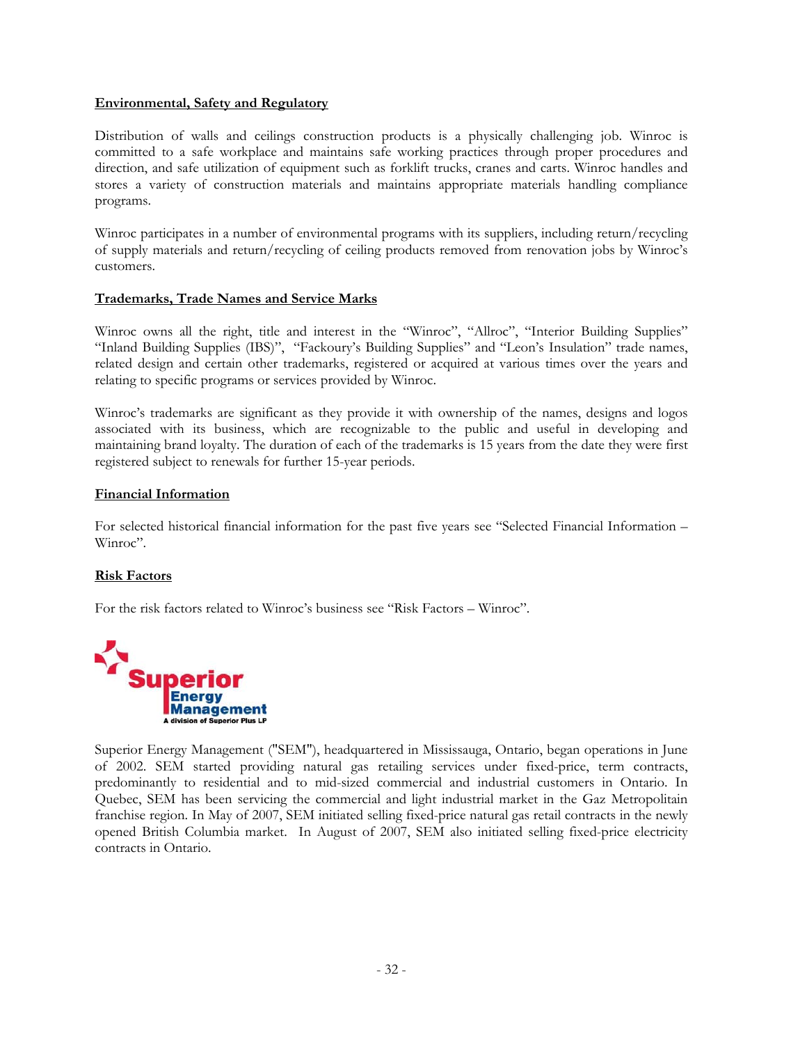### Environmental, Safety and Regulatory

Distribution of walls and ceilings construction products is a physically challenging job. Winroc is committed to a safe workplace and maintains safe working practices through proper procedures and direction, and safe utilization of equipment such as forklift trucks, cranes and carts. Winroc handles and stores a variety of construction materials and maintains appropriate materials handling compliance programs.

Winroc participates in a number of environmental programs with its suppliers, including return/recycling of supply materials and return/recycling of ceiling products removed from renovation jobs by Winroc's customers.

### Trademarks, Trade Names and Service Marks

Winroc owns all the right, title and interest in the "Winroc", "Allroc", "Interior Building Supplies" "Inland Building Supplies (IBS)", "Fackoury's Building Supplies" and "Leon's Insulation" trade names, related design and certain other trademarks, registered or acquired at various times over the years and relating to specific programs or services provided by Winroc.

Winroc's trademarks are significant as they provide it with ownership of the names, designs and logos associated with its business, which are recognizable to the public and useful in developing and maintaining brand loyalty. The duration of each of the trademarks is 15 years from the date they were first registered subject to renewals for further 15-year periods.

### Financial Information

For selected historical financial information for the past five years see "Selected Financial Information – Winroc".

### Risk Factors

For the risk factors related to Winroc's business see "Risk Factors – Winroc".

**Superior Energy Management**
A division of Superior Plus LP

Superior Energy Management ("SEM"), headquartered in Mississauga, Ontario, began operations in June of 2002. SEM started providing natural gas retailing services under fixed-price, term contracts, predominantly to residential and to mid-sized commercial and industrial customers in Ontario. In Quebec, SEM has been servicing the commercial and light industrial market in the Gaz Metropolitain franchise region. In May of 2007, SEM initiated selling fixed-price natural gas retail contracts in the newly opened British Columbia market. In August of 2007, SEM also initiated selling fixed-price electricity contracts in Ontario.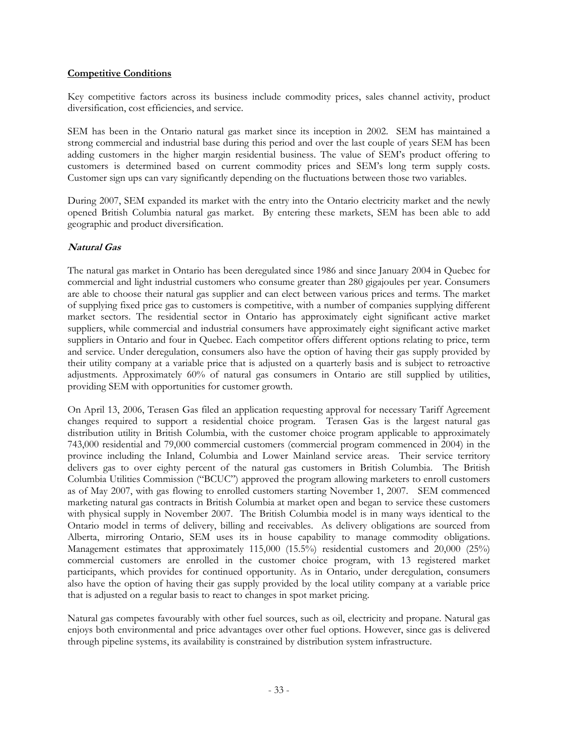## **Competitive Conditions**

Key competitive factors across its business include commodity prices, sales channel activity, product diversification, cost efficiencies, and service.

SEM has been in the Ontario natural gas market since its inception in 2002. SEM has maintained a strong commercial and industrial base during this period and over the last couple of years SEM has been adding customers in the higher margin residential business. The value of SEM's product offering to customers is determined based on current commodity prices and SEM's long term supply costs. Customer sign ups can vary significantly depending on the fluctuations between those two variables.

During 2007, SEM expanded its market with the entry into the Ontario electricity market and the newly opened British Columbia natural gas market. By entering these markets, SEM has been able to add geographic and product diversification.

### ***Natural Gas***

The natural gas market in Ontario has been deregulated since 1986 and since January 2004 in Quebec for commercial and light industrial customers who consume greater than 280 gigajoules per year. Consumers are able to choose their natural gas supplier and can elect between various prices and terms. The market of supplying fixed price gas to customers is competitive, with a number of companies supplying different market sectors. The residential sector in Ontario has approximately eight significant active market suppliers, while commercial and industrial consumers have approximately eight significant active market suppliers in Ontario and four in Quebec. Each competitor offers different options relating to price, term and service. Under deregulation, consumers also have the option of having their gas supply provided by their utility company at a variable price that is adjusted on a quarterly basis and is subject to retroactive adjustments. Approximately 60% of natural gas consumers in Ontario are still supplied by utilities, providing SEM with opportunities for customer growth.

On April 13, 2006, Terasen Gas filed an application requesting approval for necessary Tariff Agreement changes required to support a residential choice program. Terasen Gas is the largest natural gas distribution utility in British Columbia, with the customer choice program applicable to approximately 743,000 residential and 79,000 commercial customers (commercial program commenced in 2004) in the province including the Inland, Columbia and Lower Mainland service areas. Their service territory delivers gas to over eighty percent of the natural gas customers in British Columbia. The British Columbia Utilities Commission ("BCUC") approved the program allowing marketers to enroll customers as of May 2007, with gas flowing to enrolled customers starting November 1, 2007. SEM commenced marketing natural gas contracts in British Columbia at market open and began to service these customers with physical supply in November 2007. The British Columbia model is in many ways identical to the Ontario model in terms of delivery, billing and receivables. As delivery obligations are sourced from Alberta, mirroring Ontario, SEM uses its in house capability to manage commodity obligations. Management estimates that approximately 115,000 (15.5%) residential customers and 20,000 (25%) commercial customers are enrolled in the customer choice program, with 13 registered market participants, which provides for continued opportunity. As in Ontario, under deregulation, consumers also have the option of having their gas supply provided by the local utility company at a variable price that is adjusted on a regular basis to react to changes in spot market pricing.

Natural gas competes favourably with other fuel sources, such as oil, electricity and propane. Natural gas enjoys both environmental and price advantages over other fuel options. However, since gas is delivered through pipeline systems, its availability is constrained by distribution system infrastructure.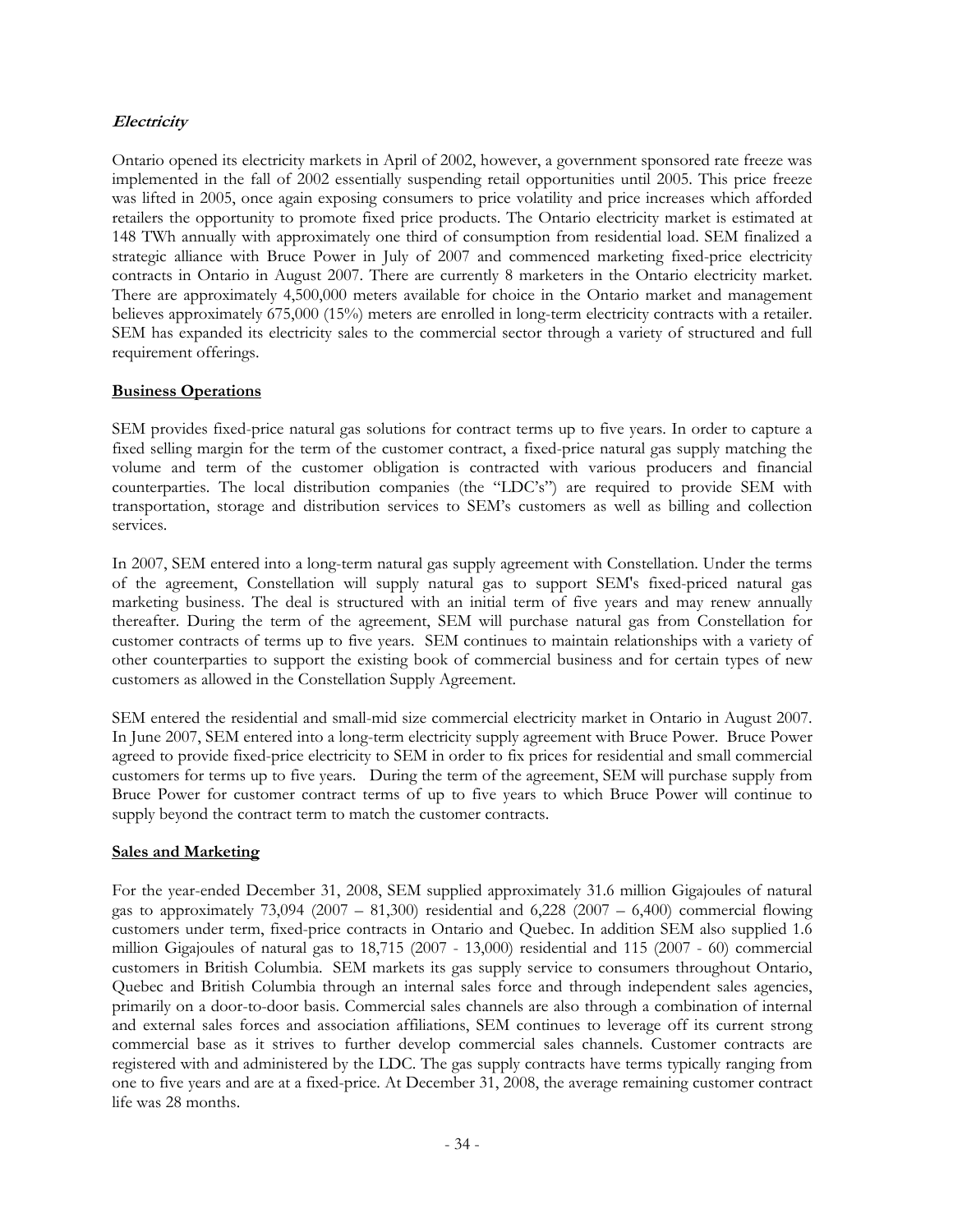### *Electricity*

Ontario opened its electricity markets in April of 2002, however, a government sponsored rate freeze was implemented in the fall of 2002 essentially suspending retail opportunities until 2005. This price freeze was lifted in 2005, once again exposing consumers to price volatility and price increases which afforded retailers the opportunity to promote fixed price products. The Ontario electricity market is estimated at 148 TWh annually with approximately one third of consumption from residential load. SEM finalized a strategic alliance with Bruce Power in July of 2007 and commenced marketing fixed-price electricity contracts in Ontario in August 2007. There are currently 8 marketers in the Ontario electricity market. There are approximately 4,500,000 meters available for choice in the Ontario market and management believes approximately 675,000 (15%) meters are enrolled in long-term electricity contracts with a retailer. SEM has expanded its electricity sales to the commercial sector through a variety of structured and full requirement offerings.

## Business Operations

SEM provides fixed-price natural gas solutions for contract terms up to five years. In order to capture a fixed selling margin for the term of the customer contract, a fixed-price natural gas supply matching the volume and term of the customer obligation is contracted with various producers and financial counterparties. The local distribution companies (the "LDC's") are required to provide SEM with transportation, storage and distribution services to SEM's customers as well as billing and collection services.

In 2007, SEM entered into a long-term natural gas supply agreement with Constellation. Under the terms of the agreement, Constellation will supply natural gas to support SEM's fixed-priced natural gas marketing business. The deal is structured with an initial term of five years and may renew annually thereafter. During the term of the agreement, SEM will purchase natural gas from Constellation for customer contracts of terms up to five years. SEM continues to maintain relationships with a variety of other counterparties to support the existing book of commercial business and for certain types of new customers as allowed in the Constellation Supply Agreement.

SEM entered the residential and small-mid size commercial electricity market in Ontario in August 2007. In June 2007, SEM entered into a long-term electricity supply agreement with Bruce Power. Bruce Power agreed to provide fixed-price electricity to SEM in order to fix prices for residential and small commercial customers for terms up to five years. During the term of the agreement, SEM will purchase supply from Bruce Power for customer contract terms of up to five years to which Bruce Power will continue to supply beyond the contract term to match the customer contracts.

## Sales and Marketing

For the year-ended December 31, 2008, SEM supplied approximately 31.6 million Gigajoules of natural gas to approximately 73,094 (2007 – 81,300) residential and 6,228 (2007 – 6,400) commercial flowing customers under term, fixed-price contracts in Ontario and Quebec. In addition SEM also supplied 1.6 million Gigajoules of natural gas to 18,715 (2007 - 13,000) residential and 115 (2007 - 60) commercial customers in British Columbia. SEM markets its gas supply service to consumers throughout Ontario, Quebec and British Columbia through an internal sales force and through independent sales agencies, primarily on a door-to-door basis. Commercial sales channels are also through a combination of internal and external sales forces and association affiliations, SEM continues to leverage off its current strong commercial base as it strives to further develop commercial sales channels. Customer contracts are registered with and administered by the LDC. The gas supply contracts have terms typically ranging from one to five years and are at a fixed-price. At December 31, 2008, the average remaining customer contract life was 28 months.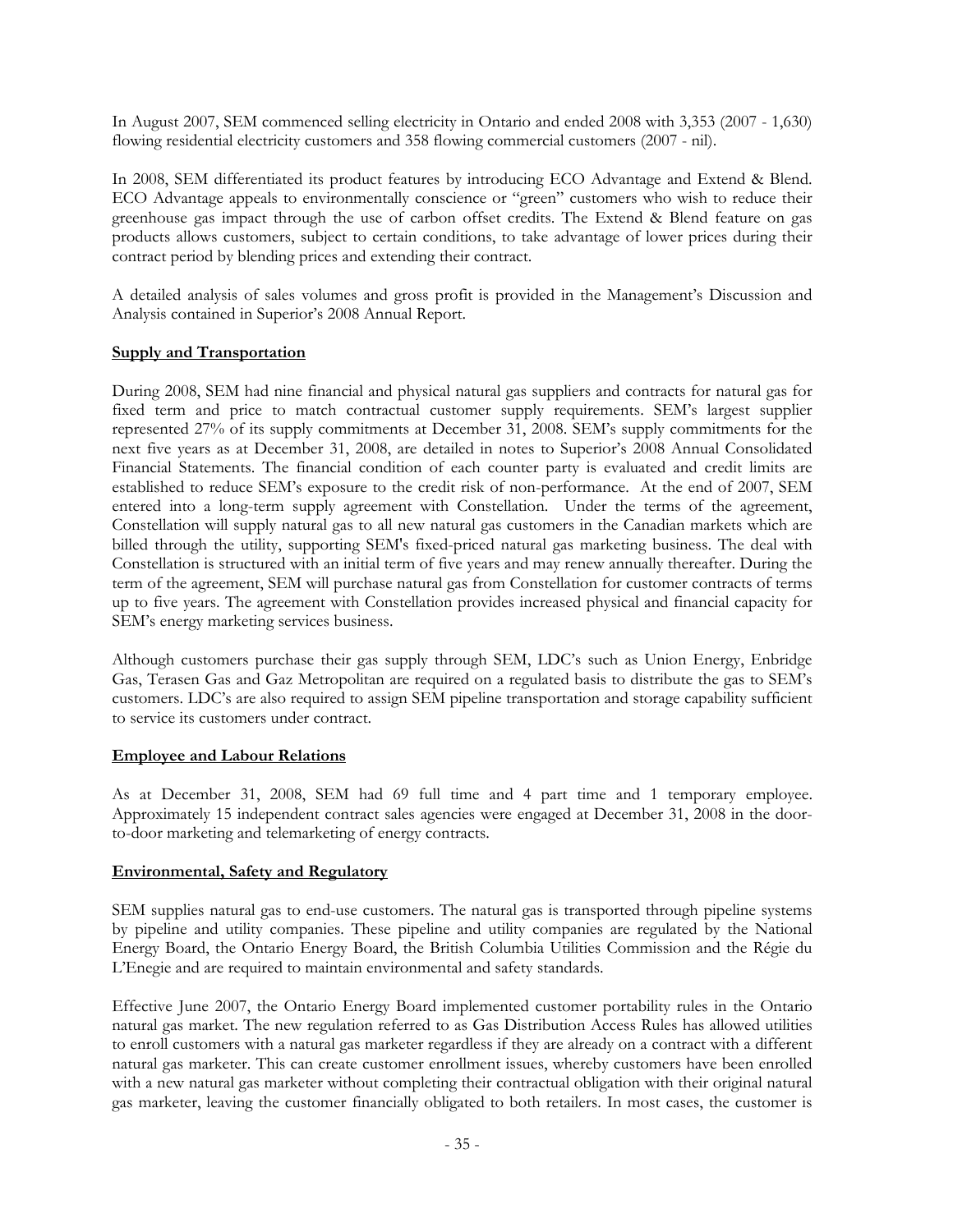In August 2007, SEM commenced selling electricity in Ontario and ended 2008 with 3,353 (2007 - 1,630) flowing residential electricity customers and 358 flowing commercial customers (2007 - nil).

In 2008, SEM differentiated its product features by introducing ECO Advantage and Extend & Blend. ECO Advantage appeals to environmentally conscience or "green" customers who wish to reduce their greenhouse gas impact through the use of carbon offset credits. The Extend & Blend feature on gas products allows customers, subject to certain conditions, to take advantage of lower prices during their contract period by blending prices and extending their contract.

A detailed analysis of sales volumes and gross profit is provided in the Management's Discussion and Analysis contained in Superior's 2008 Annual Report.

## Supply and Transportation

During 2008, SEM had nine financial and physical natural gas suppliers and contracts for natural gas for fixed term and price to match contractual customer supply requirements. SEM's largest supplier represented 27% of its supply commitments at December 31, 2008. SEM's supply commitments for the next five years as at December 31, 2008, are detailed in notes to Superior's 2008 Annual Consolidated Financial Statements. The financial condition of each counter party is evaluated and credit limits are established to reduce SEM's exposure to the credit risk of non-performance. At the end of 2007, SEM entered into a long-term supply agreement with Constellation. Under the terms of the agreement, Constellation will supply natural gas to all new natural gas customers in the Canadian markets which are billed through the utility, supporting SEM's fixed-priced natural gas marketing business. The deal with Constellation is structured with an initial term of five years and may renew annually thereafter. During the term of the agreement, SEM will purchase natural gas from Constellation for customer contracts of terms up to five years. The agreement with Constellation provides increased physical and financial capacity for SEM's energy marketing services business.

Although customers purchase their gas supply through SEM, LDC's such as Union Energy, Enbridge Gas, Terasen Gas and Gaz Metropolitan are required on a regulated basis to distribute the gas to SEM's customers. LDC's are also required to assign SEM pipeline transportation and storage capability sufficient to service its customers under contract.

## Employee and Labour Relations

As at December 31, 2008, SEM had 69 full time and 4 part time and 1 temporary employee. Approximately 15 independent contract sales agencies were engaged at December 31, 2008 in the door-to-door marketing and telemarketing of energy contracts.

## Environmental, Safety and Regulatory

SEM supplies natural gas to end-use customers. The natural gas is transported through pipeline systems by pipeline and utility companies. These pipeline and utility companies are regulated by the National Energy Board, the Ontario Energy Board, the British Columbia Utilities Commission and the Régie du L'Enegie and are required to maintain environmental and safety standards.

Effective June 2007, the Ontario Energy Board implemented customer portability rules in the Ontario natural gas market. The new regulation referred to as Gas Distribution Access Rules has allowed utilities to enroll customers with a natural gas marketer regardless if they are already on a contract with a different natural gas marketer. This can create customer enrollment issues, whereby customers have been enrolled with a new natural gas marketer without completing their contractual obligation with their original natural gas marketer, leaving the customer financially obligated to both retailers. In most cases, the customer is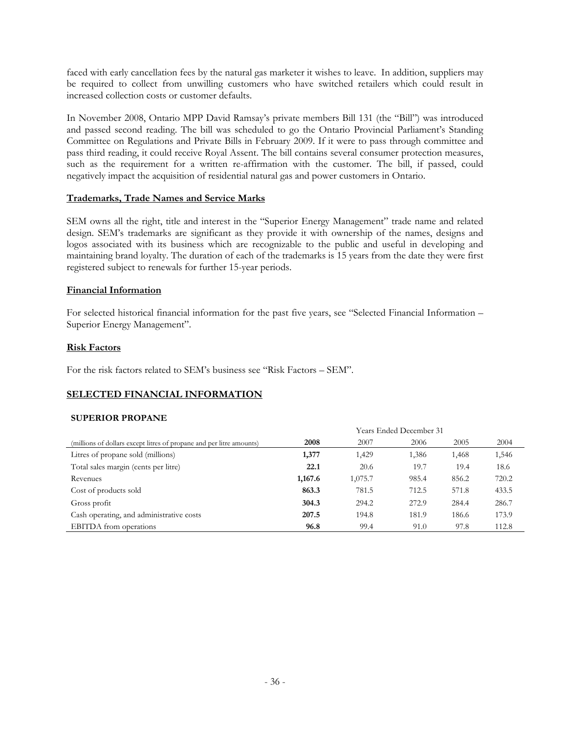faced with early cancellation fees by the natural gas marketer it wishes to leave. In addition, suppliers may be required to collect from unwilling customers who have switched retailers which could result in increased collection costs or customer defaults.

In November 2008, Ontario MPP David Ramsay's private members Bill 131 (the "Bill") was introduced and passed second reading. The bill was scheduled to go the Ontario Provincial Parliament's Standing Committee on Regulations and Private Bills in February 2009. If it were to pass through committee and pass third reading, it could receive Royal Assent. The bill contains several consumer protection measures, such as the requirement for a written re-affirmation with the customer. The bill, if passed, could negatively impact the acquisition of residential natural gas and power customers in Ontario.

## Trademarks, Trade Names and Service Marks

SEM owns all the right, title and interest in the "Superior Energy Management" trade name and related design. SEM's trademarks are significant as they provide it with ownership of the names, designs and logos associated with its business which are recognizable to the public and useful in developing and maintaining brand loyalty. The duration of each of the trademarks is 15 years from the date they were first registered subject to renewals for further 15-year periods.

## Financial Information

For selected historical financial information for the past five years, see "Selected Financial Information – Superior Energy Management".

## Risk Factors

For the risk factors related to SEM's business see "Risk Factors – SEM".

# SELECTED FINANCIAL INFORMATION

### SUPERIOR PROPANE

| | Years Ended December 31 | | | | |
|---|---|---|---|---|---|
| (millions of dollars except litres of propane and per litre amounts) | **2008** | 2007 | 2006 | 2005 | 2004 |
| Litres of propane sold (millions) | **1,377** | 1,429 | 1,386 | 1,468 | 1,546 |
| Total sales margin (cents per litre) | **22.1** | 20.6 | 19.7 | 19.4 | 18.6 |
| Revenues | **1,167.6** | 1,075.7 | 985.4 | 856.2 | 720.2 |
| Cost of products sold | **863.3** | 781.5 | 712.5 | 571.8 | 433.5 |
| Gross profit | **304.3** | 294.2 | 272.9 | 284.4 | 286.7 |
| Cash operating, and administrative costs | **207.5** | 194.8 | 181.9 | 186.6 | 173.9 |
| EBITDA from operations | **96.8** | 99.4 | 91.0 | 97.8 | 112.8 |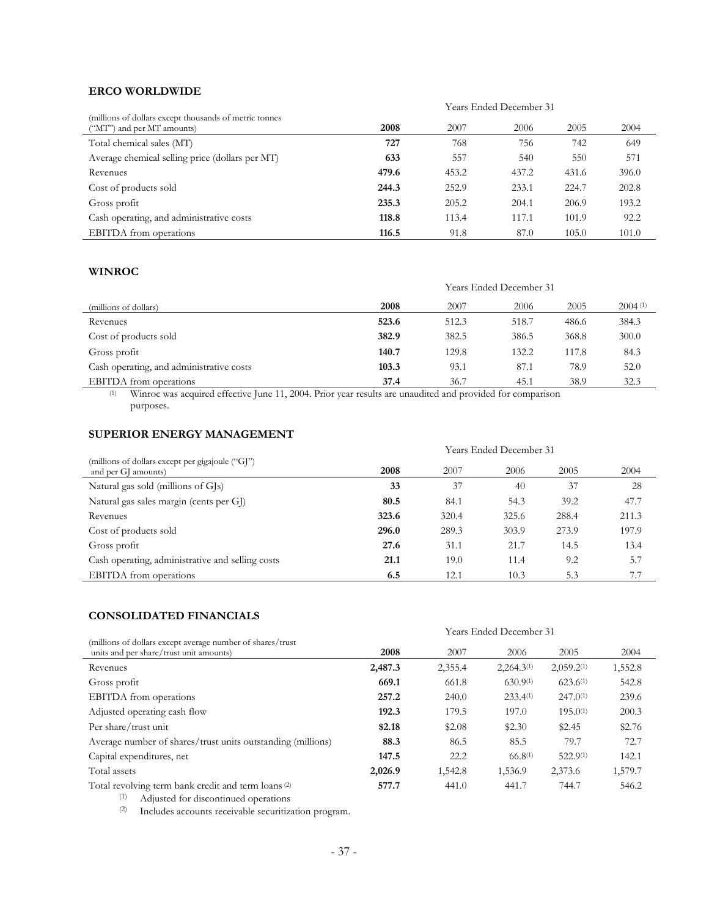### ERCO WORLDWIDE

| (millions of dollars except thousands of metric tonnes ("MT") and per MT amounts) | Years Ended December 31 | | | | |
|---|---|---|---|---|---|
| | **2008** | 2007 | 2006 | 2005 | 2004 |
| Total chemical sales (MT) | **727** | 768 | 756 | 742 | 649 |
| Average chemical selling price (dollars per MT) | **633** | 557 | 540 | 550 | 571 |
| Revenues | **479.6** | 453.2 | 437.2 | 431.6 | 396.0 |
| Cost of products sold | **244.3** | 252.9 | 233.1 | 224.7 | 202.8 |
| Gross profit | **235.3** | 205.2 | 204.1 | 206.9 | 193.2 |
| Cash operating, and administrative costs | **118.8** | 113.4 | 117.1 | 101.9 | 92.2 |
| EBITDA from operations | **116.5** | 91.8 | 87.0 | 105.0 | 101.0 |

### WINROC

| (millions of dollars) | Years Ended December 31 | | | | |
|---|---|---|---|---|---|
| | **2008** | 2007 | 2006 | 2005 | 2004 [(1)] |
| Revenues | **523.6** | 512.3 | 518.7 | 486.6 | 384.3 |
| Cost of products sold | **382.9** | 382.5 | 386.5 | 368.8 | 300.0 |
| Gross profit | **140.7** | 129.8 | 132.2 | 117.8 | 84.3 |
| Cash operating, and administrative costs | **103.3** | 93.1 | 87.1 | 78.9 | 52.0 |
| EBITDA from operations | **37.4** | 36.7 | 45.1 | 38.9 | 32.3 |

(1) Winroc was acquired effective June 11, 2004. Prior year results are unaudited and provided for comparison purposes.

### SUPERIOR ENERGY MANAGEMENT

| (millions of dollars except per gigajoule ("GJ") and per GJ amounts) | Years Ended December 31 | | | | |
|---|---|---|---|---|---|
| | **2008** | 2007 | 2006 | 2005 | 2004 |
| Natural gas sold (millions of GJs) | **33** | 37 | 40 | 37 | 28 |
| Natural gas sales margin (cents per GJ) | **80.5** | 84.1 | 54.3 | 39.2 | 47.7 |
| Revenues | **323.6** | 320.4 | 325.6 | 288.4 | 211.3 |
| Cost of products sold | **296.0** | 289.3 | 303.9 | 273.9 | 197.9 |
| Gross profit | **27.6** | 31.1 | 21.7 | 14.5 | 13.4 |
| Cash operating, administrative and selling costs | **21.1** | 19.0 | 11.4 | 9.2 | 5.7 |
| EBITDA from operations | **6.5** | 12.1 | 10.3 | 5.3 | 7.7 |

### CONSOLIDATED FINANCIALS

| (millions of dollars except average number of shares/trust units and per share/trust unit amounts) | Years Ended December 31 | | | | |
|---|---|---|---|---|---|
| | **2008** | 2007 | 2006 | 2005 | 2004 |
| Revenues | **2,487.3** | 2,355.4 | 2,264.3[(1)] | 2,059.2[(1)] | 1,552.8 |
| Gross profit | **669.1** | 661.8 | 630.9[(1)] | 623.6[(1)] | 542.8 |
| EBITDA from operations | **257.2** | 240.0 | 233.4[(1)] | 247.0[(1)] | 239.6 |
| Adjusted operating cash flow | **192.3** | 179.5 | 197.0 | 195.0[(1)] | 200.3 |
| Per share/trust unit | **$2.18** | $2.08 | $2.30 | $2.45 | $2.76 |
| Average number of shares/trust units outstanding (millions) | **88.3** | 86.5 | 85.5 | 79.7 | 72.7 |
| Capital expenditures, net | **147.5** | 22.2 | 66.8[(1)] | 522.9[(1)] | 142.1 |
| Total assets | **2,026.9** | 1,542.8 | 1,536.9 | 2,373.6 | 1,579.7 |
| Total revolving term bank credit and term loans [(2)] | **577.7** | 441.0 | 441.7 | 744.7 | 546.2 |

(1) Adjusted for discontinued operations

(2) Includes accounts receivable securitization program.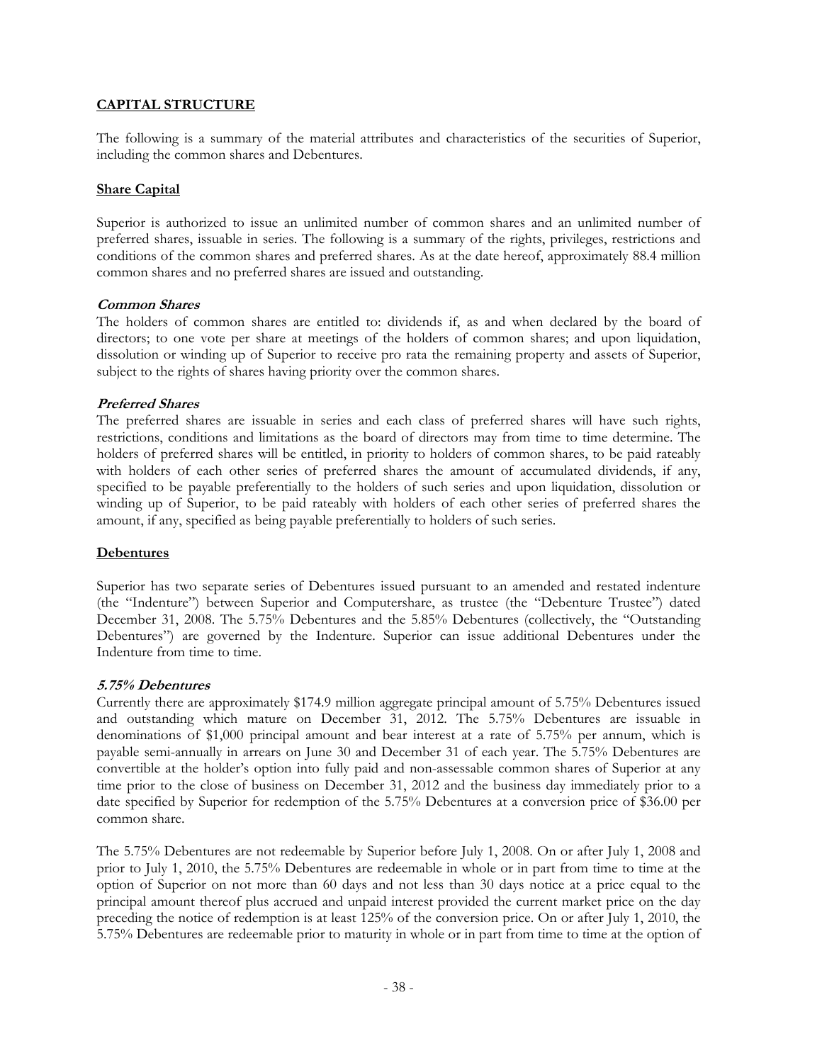## CAPITAL STRUCTURE

The following is a summary of the material attributes and characteristics of the securities of Superior, including the common shares and Debentures.

### Share Capital

Superior is authorized to issue an unlimited number of common shares and an unlimited number of preferred shares, issuable in series. The following is a summary of the rights, privileges, restrictions and conditions of the common shares and preferred shares. As at the date hereof, approximately 88.4 million common shares and no preferred shares are issued and outstanding.

#### *Common Shares*

The holders of common shares are entitled to: dividends if, as and when declared by the board of directors; to one vote per share at meetings of the holders of common shares; and upon liquidation, dissolution or winding up of Superior to receive pro rata the remaining property and assets of Superior, subject to the rights of shares having priority over the common shares.

#### *Preferred Shares*

The preferred shares are issuable in series and each class of preferred shares will have such rights, restrictions, conditions and limitations as the board of directors may from time to time determine. The holders of preferred shares will be entitled, in priority to holders of common shares, to be paid rateably with holders of each other series of preferred shares the amount of accumulated dividends, if any, specified to be payable preferentially to the holders of such series and upon liquidation, dissolution or winding up of Superior, to be paid rateably with holders of each other series of preferred shares the amount, if any, specified as being payable preferentially to holders of such series.

### Debentures

Superior has two separate series of Debentures issued pursuant to an amended and restated indenture (the "Indenture") between Superior and Computershare, as trustee (the "Debenture Trustee") dated December 31, 2008. The 5.75% Debentures and the 5.85% Debentures (collectively, the "Outstanding Debentures") are governed by the Indenture. Superior can issue additional Debentures under the Indenture from time to time.

#### *5.75% Debentures*

Currently there are approximately $174.9 million aggregate principal amount of 5.75% Debentures issued and outstanding which mature on December 31, 2012. The 5.75% Debentures are issuable in denominations of $1,000 principal amount and bear interest at a rate of 5.75% per annum, which is payable semi-annually in arrears on June 30 and December 31 of each year. The 5.75% Debentures are convertible at the holder's option into fully paid and non-assessable common shares of Superior at any time prior to the close of business on December 31, 2012 and the business day immediately prior to a date specified by Superior for redemption of the 5.75% Debentures at a conversion price of $36.00 per common share.

The 5.75% Debentures are not redeemable by Superior before July 1, 2008. On or after July 1, 2008 and prior to July 1, 2010, the 5.75% Debentures are redeemable in whole or in part from time to time at the option of Superior on not more than 60 days and not less than 30 days notice at a price equal to the principal amount thereof plus accrued and unpaid interest provided the current market price on the day preceding the notice of redemption is at least 125% of the conversion price. On or after July 1, 2010, the 5.75% Debentures are redeemable prior to maturity in whole or in part from time to time at the option of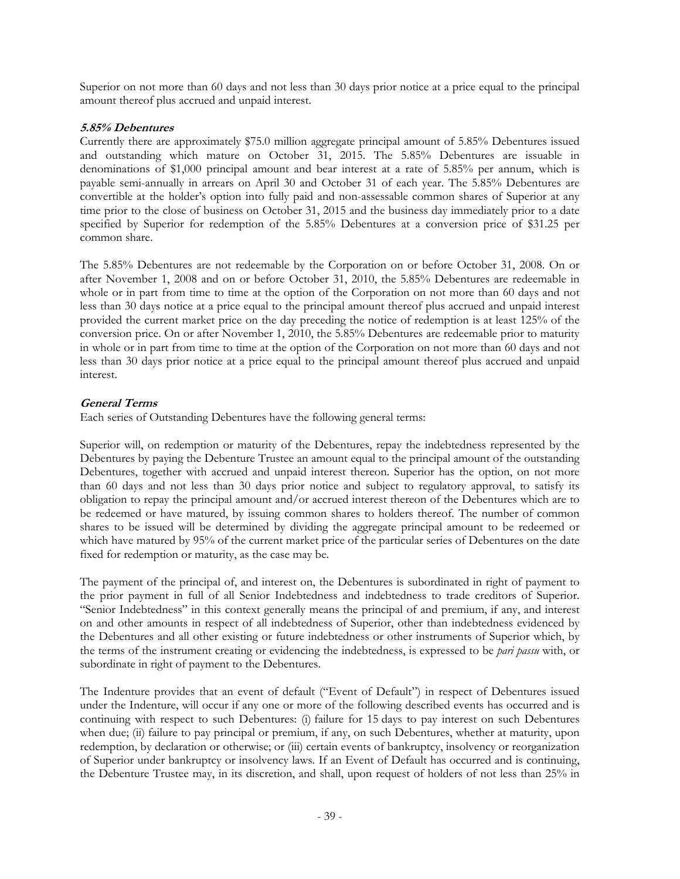Superior on not more than 60 days and not less than 30 days prior notice at a price equal to the principal amount thereof plus accrued and unpaid interest.

### *5.85% Debentures*

Currently there are approximately $75.0 million aggregate principal amount of 5.85% Debentures issued and outstanding which mature on October 31, 2015. The 5.85% Debentures are issuable in denominations of $1,000 principal amount and bear interest at a rate of 5.85% per annum, which is payable semi-annually in arrears on April 30 and October 31 of each year. The 5.85% Debentures are convertible at the holder's option into fully paid and non-assessable common shares of Superior at any time prior to the close of business on October 31, 2015 and the business day immediately prior to a date specified by Superior for redemption of the 5.85% Debentures at a conversion price of $31.25 per common share.

The 5.85% Debentures are not redeemable by the Corporation on or before October 31, 2008. On or after November 1, 2008 and on or before October 31, 2010, the 5.85% Debentures are redeemable in whole or in part from time to time at the option of the Corporation on not more than 60 days and not less than 30 days notice at a price equal to the principal amount thereof plus accrued and unpaid interest provided the current market price on the day preceding the notice of redemption is at least 125% of the conversion price. On or after November 1, 2010, the 5.85% Debentures are redeemable prior to maturity in whole or in part from time to time at the option of the Corporation on not more than 60 days and not less than 30 days prior notice at a price equal to the principal amount thereof plus accrued and unpaid interest.

### *General Terms*

Each series of Outstanding Debentures have the following general terms:

Superior will, on redemption or maturity of the Debentures, repay the indebtedness represented by the Debentures by paying the Debenture Trustee an amount equal to the principal amount of the outstanding Debentures, together with accrued and unpaid interest thereon. Superior has the option, on not more than 60 days and not less than 30 days prior notice and subject to regulatory approval, to satisfy its obligation to repay the principal amount and/or accrued interest thereon of the Debentures which are to be redeemed or have matured, by issuing common shares to holders thereof. The number of common shares to be issued will be determined by dividing the aggregate principal amount to be redeemed or which have matured by 95% of the current market price of the particular series of Debentures on the date fixed for redemption or maturity, as the case may be.

The payment of the principal of, and interest on, the Debentures is subordinated in right of payment to the prior payment in full of all Senior Indebtedness and indebtedness to trade creditors of Superior. "Senior Indebtedness" in this context generally means the principal of and premium, if any, and interest on and other amounts in respect of all indebtedness of Superior, other than indebtedness evidenced by the Debentures and all other existing or future indebtedness or other instruments of Superior which, by the terms of the instrument creating or evidencing the indebtedness, is expressed to be *pari passu* with, or subordinate in right of payment to the Debentures.

The Indenture provides that an event of default ("Event of Default") in respect of Debentures issued under the Indenture, will occur if any one or more of the following described events has occurred and is continuing with respect to such Debentures: (i) failure for 15 days to pay interest on such Debentures when due; (ii) failure to pay principal or premium, if any, on such Debentures, whether at maturity, upon redemption, by declaration or otherwise; or (iii) certain events of bankruptcy, insolvency or reorganization of Superior under bankruptcy or insolvency laws. If an Event of Default has occurred and is continuing, the Debenture Trustee may, in its discretion, and shall, upon request of holders of not less than 25% in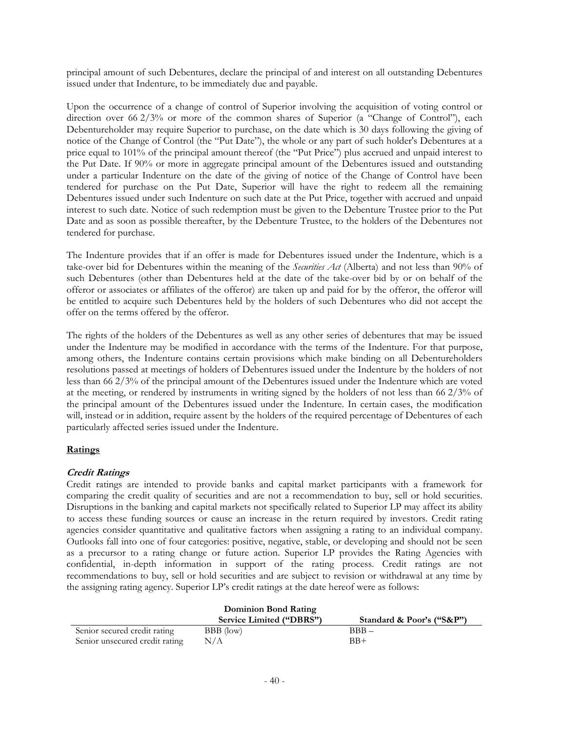principal amount of such Debentures, declare the principal of and interest on all outstanding Debentures issued under that Indenture, to be immediately due and payable.

Upon the occurrence of a change of control of Superior involving the acquisition of voting control or direction over 66 2/3% or more of the common shares of Superior (a "Change of Control"), each Debentureholder may require Superior to purchase, on the date which is 30 days following the giving of notice of the Change of Control (the "Put Date"), the whole or any part of such holder's Debentures at a price equal to 101% of the principal amount thereof (the "Put Price") plus accrued and unpaid interest to the Put Date. If 90% or more in aggregate principal amount of the Debentures issued and outstanding under a particular Indenture on the date of the giving of notice of the Change of Control have been tendered for purchase on the Put Date, Superior will have the right to redeem all the remaining Debentures issued under such Indenture on such date at the Put Price, together with accrued and unpaid interest to such date. Notice of such redemption must be given to the Debenture Trustee prior to the Put Date and as soon as possible thereafter, by the Debenture Trustee, to the holders of the Debentures not tendered for purchase.

The Indenture provides that if an offer is made for Debentures issued under the Indenture, which is a take-over bid for Debentures within the meaning of the *Securities Act* (Alberta) and not less than 90% of such Debentures (other than Debentures held at the date of the take-over bid by or on behalf of the offeror or associates or affiliates of the offeror) are taken up and paid for by the offeror, the offeror will be entitled to acquire such Debentures held by the holders of such Debentures who did not accept the offer on the terms offered by the offeror.

The rights of the holders of the Debentures as well as any other series of debentures that may be issued under the Indenture may be modified in accordance with the terms of the Indenture. For that purpose, among others, the Indenture contains certain provisions which make binding on all Debentureholders resolutions passed at meetings of holders of Debentures issued under the Indenture by the holders of not less than 66 2/3% of the principal amount of the Debentures issued under the Indenture which are voted at the meeting, or rendered by instruments in writing signed by the holders of not less than 66 2/3% of the principal amount of the Debentures issued under the Indenture. In certain cases, the modification will, instead or in addition, require assent by the holders of the required percentage of Debentures of each particularly affected series issued under the Indenture.

## Ratings

### *Credit Ratings*

Credit ratings are intended to provide banks and capital market participants with a framework for comparing the credit quality of securities and are not a recommendation to buy, sell or hold securities. Disruptions in the banking and capital markets not specifically related to Superior LP may affect its ability to access these funding sources or cause an increase in the return required by investors. Credit rating agencies consider quantitative and qualitative factors when assigning a rating to an individual company. Outlooks fall into one of four categories: positive, negative, stable, or developing and should not be seen as a precursor to a rating change or future action. Superior LP provides the Rating Agencies with confidential, in-depth information in support of the rating process. Credit ratings are not recommendations to buy, sell or hold securities and are subject to revision or withdrawal at any time by the assigning rating agency. Superior LP's credit ratings at the date hereof were as follows:

| | Dominion Bond Rating Service Limited ("DBRS") | Standard & Poor's ("S&P") |
|---|---|---|
| Senior secured credit rating | BBB (low) | BBB – |
| Senior unsecured credit rating | N/A | BB+ |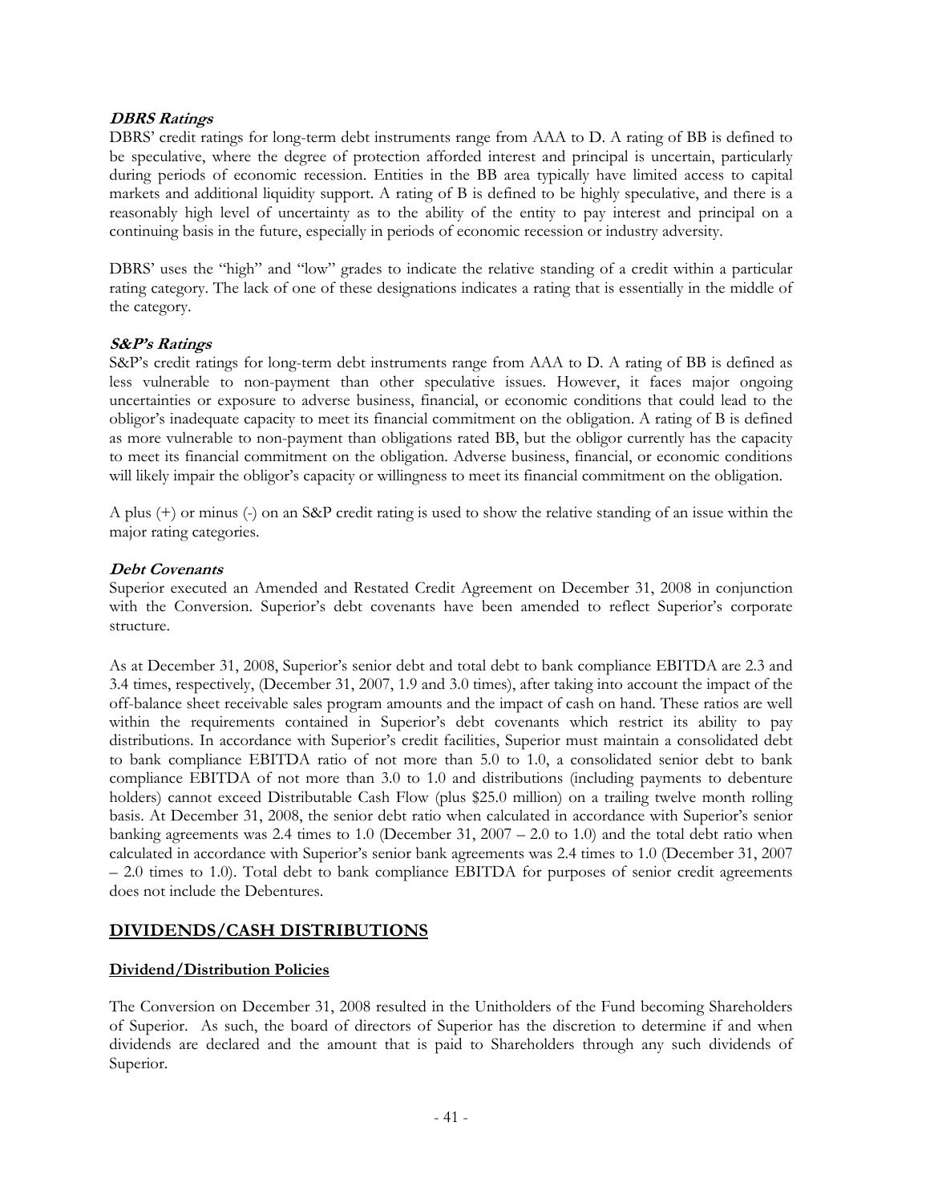***DBRS Ratings***
DBRS' credit ratings for long-term debt instruments range from AAA to D. A rating of BB is defined to be speculative, where the degree of protection afforded interest and principal is uncertain, particularly during periods of economic recession. Entities in the BB area typically have limited access to capital markets and additional liquidity support. A rating of B is defined to be highly speculative, and there is a reasonably high level of uncertainty as to the ability of the entity to pay interest and principal on a continuing basis in the future, especially in periods of economic recession or industry adversity.

DBRS' uses the "high" and "low" grades to indicate the relative standing of a credit within a particular rating category. The lack of one of these designations indicates a rating that is essentially in the middle of the category.

***S&P's Ratings***
S&P's credit ratings for long-term debt instruments range from AAA to D. A rating of BB is defined as less vulnerable to non-payment than other speculative issues. However, it faces major ongoing uncertainties or exposure to adverse business, financial, or economic conditions that could lead to the obligor's inadequate capacity to meet its financial commitment on the obligation. A rating of B is defined as more vulnerable to non-payment than obligations rated BB, but the obligor currently has the capacity to meet its financial commitment on the obligation. Adverse business, financial, or economic conditions will likely impair the obligor's capacity or willingness to meet its financial commitment on the obligation.

A plus (+) or minus (-) on an S&P credit rating is used to show the relative standing of an issue within the major rating categories.

***Debt Covenants***
Superior executed an Amended and Restated Credit Agreement on December 31, 2008 in conjunction with the Conversion. Superior's debt covenants have been amended to reflect Superior's corporate structure.

As at December 31, 2008, Superior's senior debt and total debt to bank compliance EBITDA are 2.3 and 3.4 times, respectively, (December 31, 2007, 1.9 and 3.0 times), after taking into account the impact of the off-balance sheet receivable sales program amounts and the impact of cash on hand. These ratios are well within the requirements contained in Superior's debt covenants which restrict its ability to pay distributions. In accordance with Superior's credit facilities, Superior must maintain a consolidated debt to bank compliance EBITDA ratio of not more than 5.0 to 1.0, a consolidated senior debt to bank compliance EBITDA of not more than 3.0 to 1.0 and distributions (including payments to debenture holders) cannot exceed Distributable Cash Flow (plus $25.0 million) on a trailing twelve month rolling basis. At December 31, 2008, the senior debt ratio when calculated in accordance with Superior's senior banking agreements was 2.4 times to 1.0 (December 31, 2007 – 2.0 to 1.0) and the total debt ratio when calculated in accordance with Superior's senior bank agreements was 2.4 times to 1.0 (December 31, 2007 – 2.0 times to 1.0). Total debt to bank compliance EBITDA for purposes of senior credit agreements does not include the Debentures.

## DIVIDENDS/CASH DISTRIBUTIONS

### Dividend/Distribution Policies

The Conversion on December 31, 2008 resulted in the Unitholders of the Fund becoming Shareholders of Superior. As such, the board of directors of Superior has the discretion to determine if and when dividends are declared and the amount that is paid to Shareholders through any such dividends of Superior.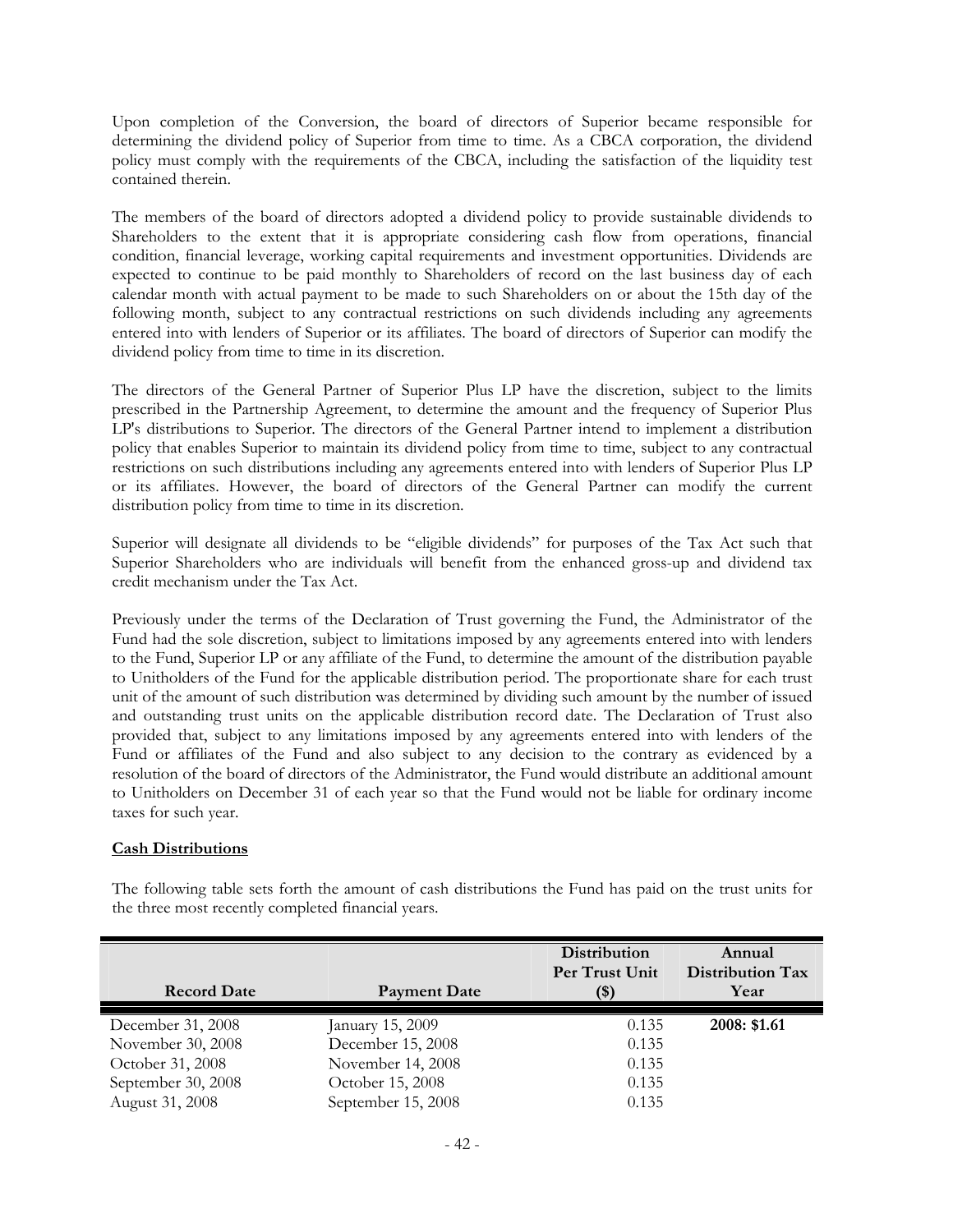Upon completion of the Conversion, the board of directors of Superior became responsible for determining the dividend policy of Superior from time to time. As a CBCA corporation, the dividend policy must comply with the requirements of the CBCA, including the satisfaction of the liquidity test contained therein.

The members of the board of directors adopted a dividend policy to provide sustainable dividends to Shareholders to the extent that it is appropriate considering cash flow from operations, financial condition, financial leverage, working capital requirements and investment opportunities. Dividends are expected to continue to be paid monthly to Shareholders of record on the last business day of each calendar month with actual payment to be made to such Shareholders on or about the 15th day of the following month, subject to any contractual restrictions on such dividends including any agreements entered into with lenders of Superior or its affiliates. The board of directors of Superior can modify the dividend policy from time to time in its discretion.

The directors of the General Partner of Superior Plus LP have the discretion, subject to the limits prescribed in the Partnership Agreement, to determine the amount and the frequency of Superior Plus LP's distributions to Superior. The directors of the General Partner intend to implement a distribution policy that enables Superior to maintain its dividend policy from time to time, subject to any contractual restrictions on such distributions including any agreements entered into with lenders of Superior Plus LP or its affiliates. However, the board of directors of the General Partner can modify the current distribution policy from time to time in its discretion.

Superior will designate all dividends to be "eligible dividends" for purposes of the Tax Act such that Superior Shareholders who are individuals will benefit from the enhanced gross-up and dividend tax credit mechanism under the Tax Act.

Previously under the terms of the Declaration of Trust governing the Fund, the Administrator of the Fund had the sole discretion, subject to limitations imposed by any agreements entered into with lenders to the Fund, Superior LP or any affiliate of the Fund, to determine the amount of the distribution payable to Unitholders of the Fund for the applicable distribution period. The proportionate share for each trust unit of the amount of such distribution was determined by dividing such amount by the number of issued and outstanding trust units on the applicable distribution record date. The Declaration of Trust also provided that, subject to any limitations imposed by any agreements entered into with lenders of the Fund or affiliates of the Fund and also subject to any decision to the contrary as evidenced by a resolution of the board of directors of the Administrator, the Fund would distribute an additional amount to Unitholders on December 31 of each year so that the Fund would not be liable for ordinary income taxes for such year.

## Cash Distributions

The following table sets forth the amount of cash distributions the Fund has paid on the trust units for the three most recently completed financial years.

| Record Date | Payment Date | Distribution Per Trust Unit ($) | Annual Distribution Tax Year |
|---|---|---|---|
| December 31, 2008 | January 15, 2009 | 0.135 | **2008: $1.61** |
| November 30, 2008 | December 15, 2008 | 0.135 | |
| October 31, 2008 | November 14, 2008 | 0.135 | |
| September 30, 2008 | October 15, 2008 | 0.135 | |
| August 31, 2008 | September 15, 2008 | 0.135 | |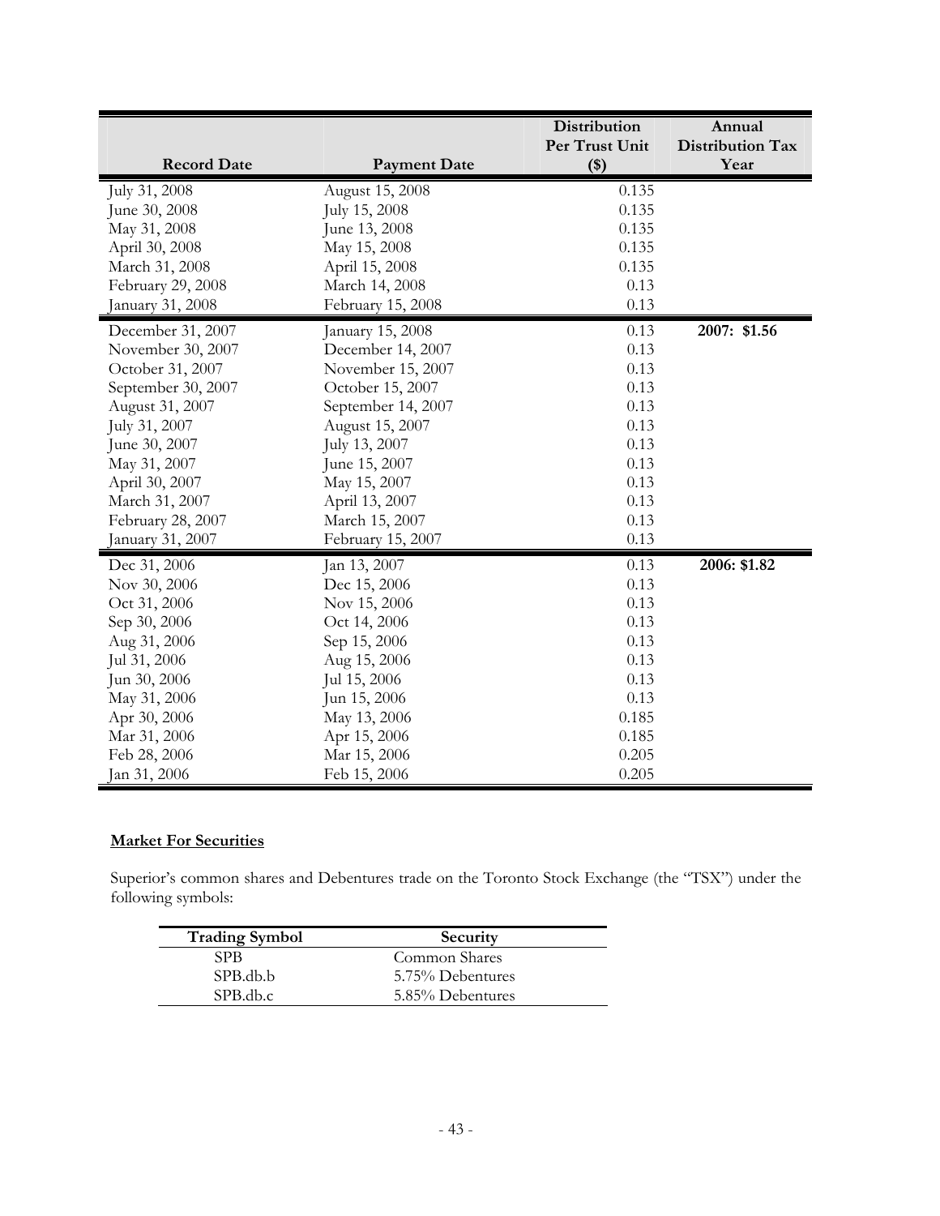| Record Date | Payment Date | Distribution Per Trust Unit ($) | Annual Distribution Tax Year |
|---|---|---|---|
| July 31, 2008 | August 15, 2008 | 0.135 | |
| June 30, 2008 | July 15, 2008 | 0.135 | |
| May 31, 2008 | June 13, 2008 | 0.135 | |
| April 30, 2008 | May 15, 2008 | 0.135 | |
| March 31, 2008 | April 15, 2008 | 0.135 | |
| February 29, 2008 | March 14, 2008 | 0.13 | |
| January 31, 2008 | February 15, 2008 | 0.13 | |
| December 31, 2007 | January 15, 2008 | 0.13 | **2007: $1.56** |
| November 30, 2007 | December 14, 2007 | 0.13 | |
| October 31, 2007 | November 15, 2007 | 0.13 | |
| September 30, 2007 | October 15, 2007 | 0.13 | |
| August 31, 2007 | September 14, 2007 | 0.13 | |
| July 31, 2007 | August 15, 2007 | 0.13 | |
| June 30, 2007 | July 13, 2007 | 0.13 | |
| May 31, 2007 | June 15, 2007 | 0.13 | |
| April 30, 2007 | May 15, 2007 | 0.13 | |
| March 31, 2007 | April 13, 2007 | 0.13 | |
| February 28, 2007 | March 15, 2007 | 0.13 | |
| January 31, 2007 | February 15, 2007 | 0.13 | |
| Dec 31, 2006 | Jan 13, 2007 | 0.13 | **2006: $1.82** |
| Nov 30, 2006 | Dec 15, 2006 | 0.13 | |
| Oct 31, 2006 | Nov 15, 2006 | 0.13 | |
| Sep 30, 2006 | Oct 14, 2006 | 0.13 | |
| Aug 31, 2006 | Sep 15, 2006 | 0.13 | |
| Jul 31, 2006 | Aug 15, 2006 | 0.13 | |
| Jun 30, 2006 | Jul 15, 2006 | 0.13 | |
| May 31, 2006 | Jun 15, 2006 | 0.13 | |
| Apr 30, 2006 | May 13, 2006 | 0.185 | |
| Mar 31, 2006 | Apr 15, 2006 | 0.185 | |
| Feb 28, 2006 | Mar 15, 2006 | 0.205 | |
| Jan 31, 2006 | Feb 15, 2006 | 0.205 | |

**Market For Securities**

Superior's common shares and Debentures trade on the Toronto Stock Exchange (the "TSX") under the following symbols:

| Trading Symbol | Security |
|---|---|
| SPB | Common Shares |
| SPB.db.b | 5.75% Debentures |
| SPB.db.c | 5.85% Debentures |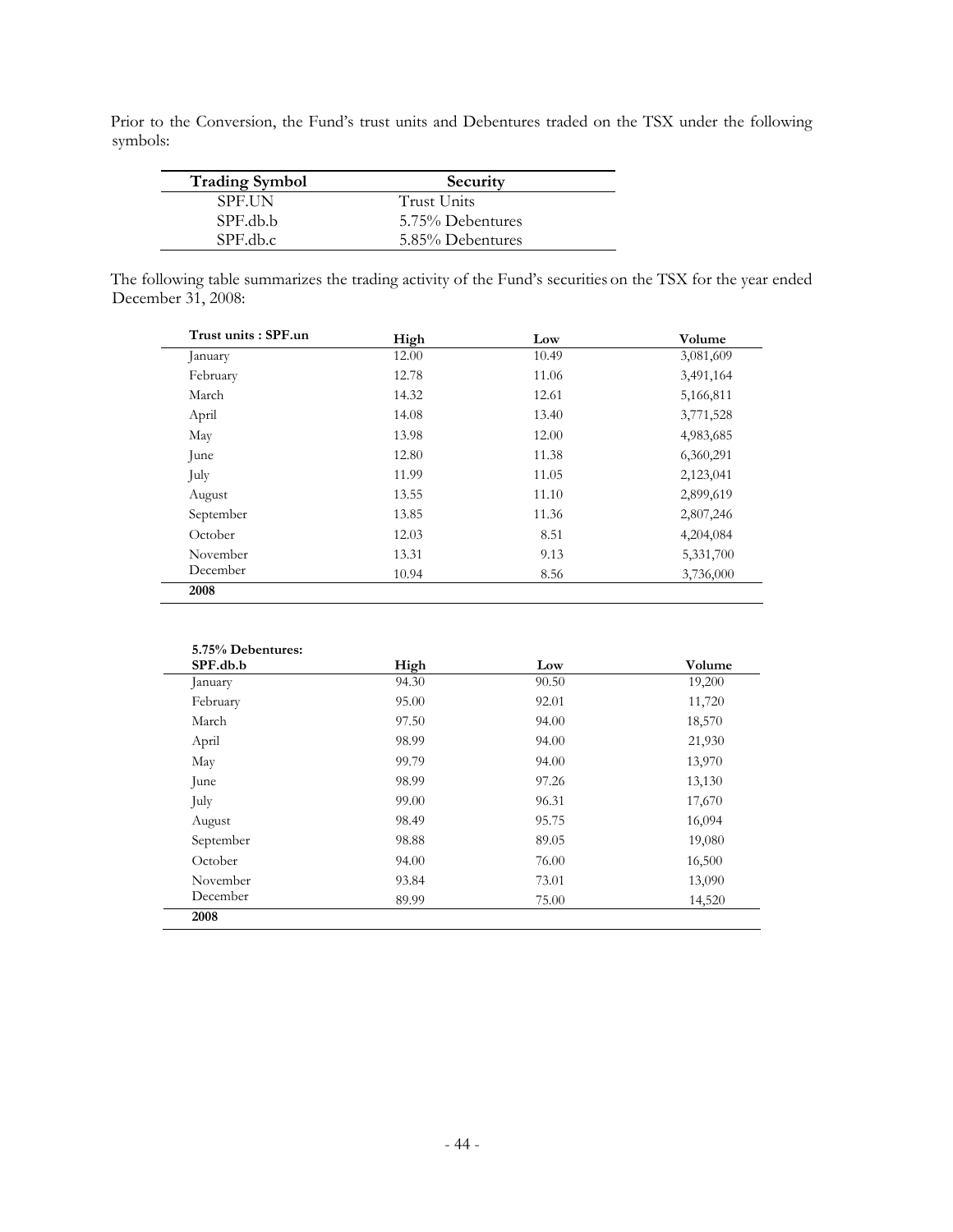Prior to the Conversion, the Fund's trust units and Debentures traded on the TSX under the following symbols:

| Trading Symbol | Security |
|---|---|
| SPF.UN | Trust Units |
| SPF.db.b | 5.75% Debentures |
| SPF.db.c | 5.85% Debentures |

The following table summarizes the trading activity of the Fund's securities on the TSX for the year ended December 31, 2008:

| Trust units : SPF.un | High | Low | Volume |
|---|---|---|---|
| January | 12.00 | 10.49 | 3,081,609 |
| February | 12.78 | 11.06 | 3,491,164 |
| March | 14.32 | 12.61 | 5,166,811 |
| April | 14.08 | 13.40 | 3,771,528 |
| May | 13.98 | 12.00 | 4,983,685 |
| June | 12.80 | 11.38 | 6,360,291 |
| July | 11.99 | 11.05 | 2,123,041 |
| August | 13.55 | 11.10 | 2,899,619 |
| September | 13.85 | 11.36 | 2,807,246 |
| October | 12.03 | 8.51 | 4,204,084 |
| November | 13.31 | 9.13 | 5,331,700 |
| December | 10.94 | 8.56 | 3,736,000 |
| **2008** | | | |

| 5.75% Debentures: SPF.db.b | High | Low | Volume |
|---|---|---|---|
| January | 94.30 | 90.50 | 19,200 |
| February | 95.00 | 92.01 | 11,720 |
| March | 97.50 | 94.00 | 18,570 |
| April | 98.99 | 94.00 | 21,930 |
| May | 99.79 | 94.00 | 13,970 |
| June | 98.99 | 97.26 | 13,130 |
| July | 99.00 | 96.31 | 17,670 |
| August | 98.49 | 95.75 | 16,094 |
| September | 98.88 | 89.05 | 19,080 |
| October | 94.00 | 76.00 | 16,500 |
| November | 93.84 | 73.01 | 13,090 |
| December | 89.99 | 75.00 | 14,520 |
| **2008** | | | |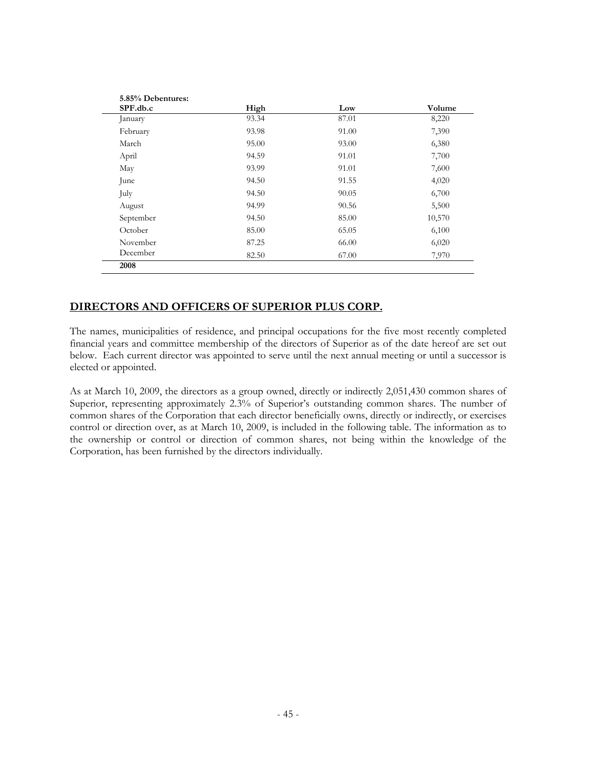| 5.85% Debentures: SPF.db.c | High | Low | Volume |
|---|---|---|---|
| January | 93.34 | 87.01 | 8,220 |
| February | 93.98 | 91.00 | 7,390 |
| March | 95.00 | 93.00 | 6,380 |
| April | 94.59 | 91.01 | 7,700 |
| May | 93.99 | 91.01 | 7,600 |
| June | 94.50 | 91.55 | 4,020 |
| July | 94.50 | 90.05 | 6,700 |
| August | 94.99 | 90.56 | 5,500 |
| September | 94.50 | 85.00 | 10,570 |
| October | 85.00 | 65.05 | 6,100 |
| November | 87.25 | 66.00 | 6,020 |
| December | 82.50 | 67.00 | 7,970 |
| **2008** | | | |

## DIRECTORS AND OFFICERS OF SUPERIOR PLUS CORP.

The names, municipalities of residence, and principal occupations for the five most recently completed financial years and committee membership of the directors of Superior as of the date hereof are set out below. Each current director was appointed to serve until the next annual meeting or until a successor is elected or appointed.

As at March 10, 2009, the directors as a group owned, directly or indirectly 2,051,430 common shares of Superior, representing approximately 2.3% of Superior's outstanding common shares. The number of common shares of the Corporation that each director beneficially owns, directly or indirectly, or exercises control or direction over, as at March 10, 2009, is included in the following table. The information as to the ownership or control or direction of common shares, not being within the knowledge of the Corporation, has been furnished by the directors individually.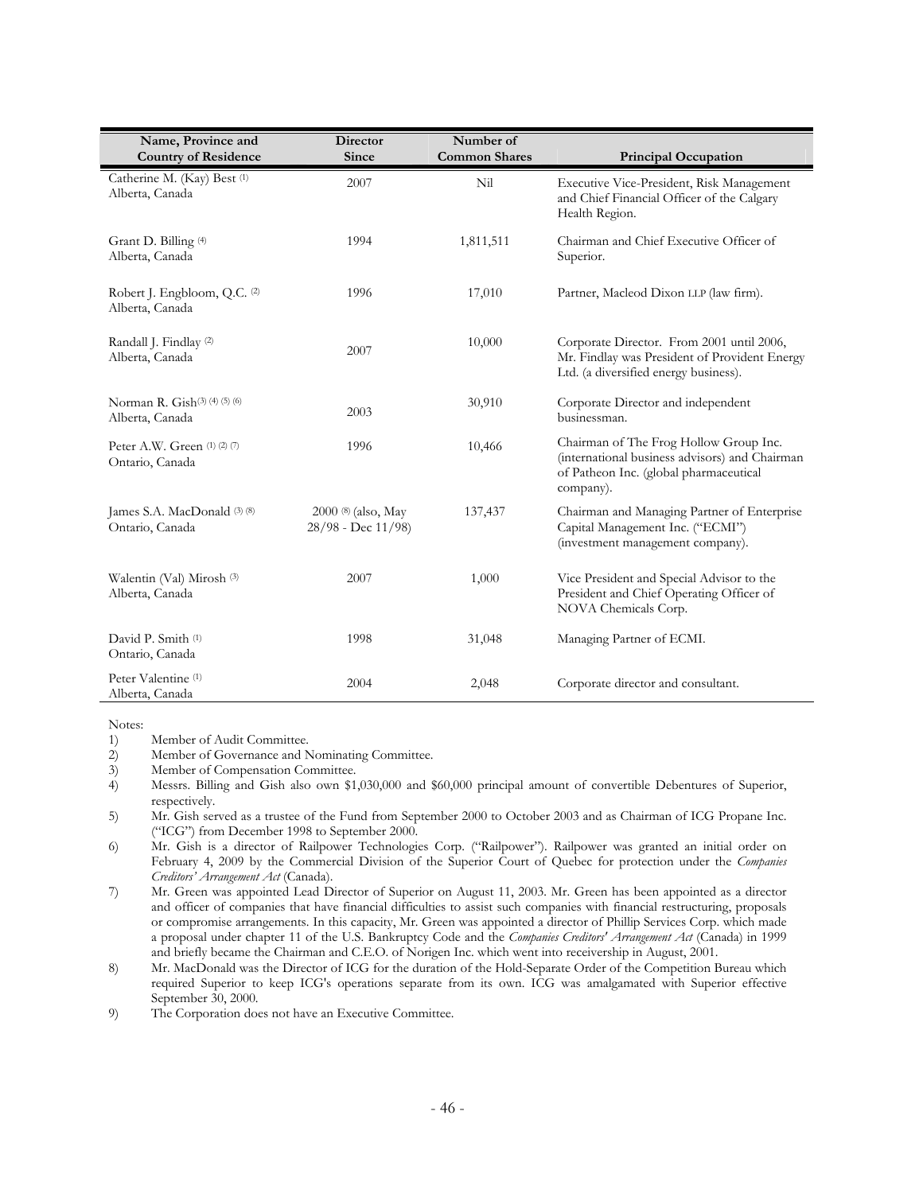| Name, Province and Country of Residence | Director Since | Number of Common Shares | Principal Occupation |
|---|---|---|---|
| Catherine M. (Kay) Best (1)<br>Alberta, Canada | 2007 | Nil | Executive Vice-President, Risk Management and Chief Financial Officer of the Calgary Health Region. |
| Grant D. Billing (4)<br>Alberta, Canada | 1994 | 1,811,511 | Chairman and Chief Executive Officer of Superior. |
| Robert J. Engbloom, Q.C. (2)<br>Alberta, Canada | 1996 | 17,010 | Partner, Macleod Dixon LLP (law firm). |
| Randall J. Findlay (2)<br>Alberta, Canada | 2007 | 10,000 | Corporate Director. From 2001 until 2006, Mr. Findlay was President of Provident Energy Ltd. (a diversified energy business). |
| Norman R. Gish (3) (4) (5) (6)<br>Alberta, Canada | 2003 | 30,910 | Corporate Director and independent businessman. |
| Peter A.W. Green (1) (2) (7)<br>Ontario, Canada | 1996 | 10,466 | Chairman of The Frog Hollow Group Inc. (international business advisors) and Chairman of Patheon Inc. (global pharmaceutical company). |
| James S.A. MacDonald (3) (8)<br>Ontario, Canada | 2000 (8) (also, May 28/98 - Dec 11/98) | 137,437 | Chairman and Managing Partner of Enterprise Capital Management Inc. ("ECMI") (investment management company). |
| Walentin (Val) Mirosh (3)<br>Alberta, Canada | 2007 | 1,000 | Vice President and Special Advisor to the President and Chief Operating Officer of NOVA Chemicals Corp. |
| David P. Smith (1)<br>Ontario, Canada | 1998 | 31,048 | Managing Partner of ECMI. |
| Peter Valentine (1)<br>Alberta, Canada | 2004 | 2,048 | Corporate director and consultant. |

Notes:

1) Member of Audit Committee.
2) Member of Governance and Nominating Committee.
3) Member of Compensation Committee.
4) Messrs. Billing and Gish also own $1,030,000 and $60,000 principal amount of convertible Debentures of Superior, respectively.
5) Mr. Gish served as a trustee of the Fund from September 2000 to October 2003 and as Chairman of ICG Propane Inc. ("ICG") from December 1998 to September 2000.
6) Mr. Gish is a director of Railpower Technologies Corp. ("Railpower"). Railpower was granted an initial order on February 4, 2009 by the Commercial Division of the Superior Court of Quebec for protection under the *Companies Creditors' Arrangement Act* (Canada).
7) Mr. Green was appointed Lead Director of Superior on August 11, 2003. Mr. Green has been appointed as a director and officer of companies that have financial difficulties to assist such companies with financial restructuring, proposals or compromise arrangements. In this capacity, Mr. Green was appointed a director of Phillip Services Corp. which made a proposal under chapter 11 of the U.S. Bankruptcy Code and the *Companies Creditors' Arrangement Act* (Canada) in 1999 and briefly became the Chairman and C.E.O. of Norigen Inc. which went into receivership in August, 2001.
8) Mr. MacDonald was the Director of ICG for the duration of the Hold-Separate Order of the Competition Bureau which required Superior to keep ICG's operations separate from its own. ICG was amalgamated with Superior effective September 30, 2000.
9) The Corporation does not have an Executive Committee.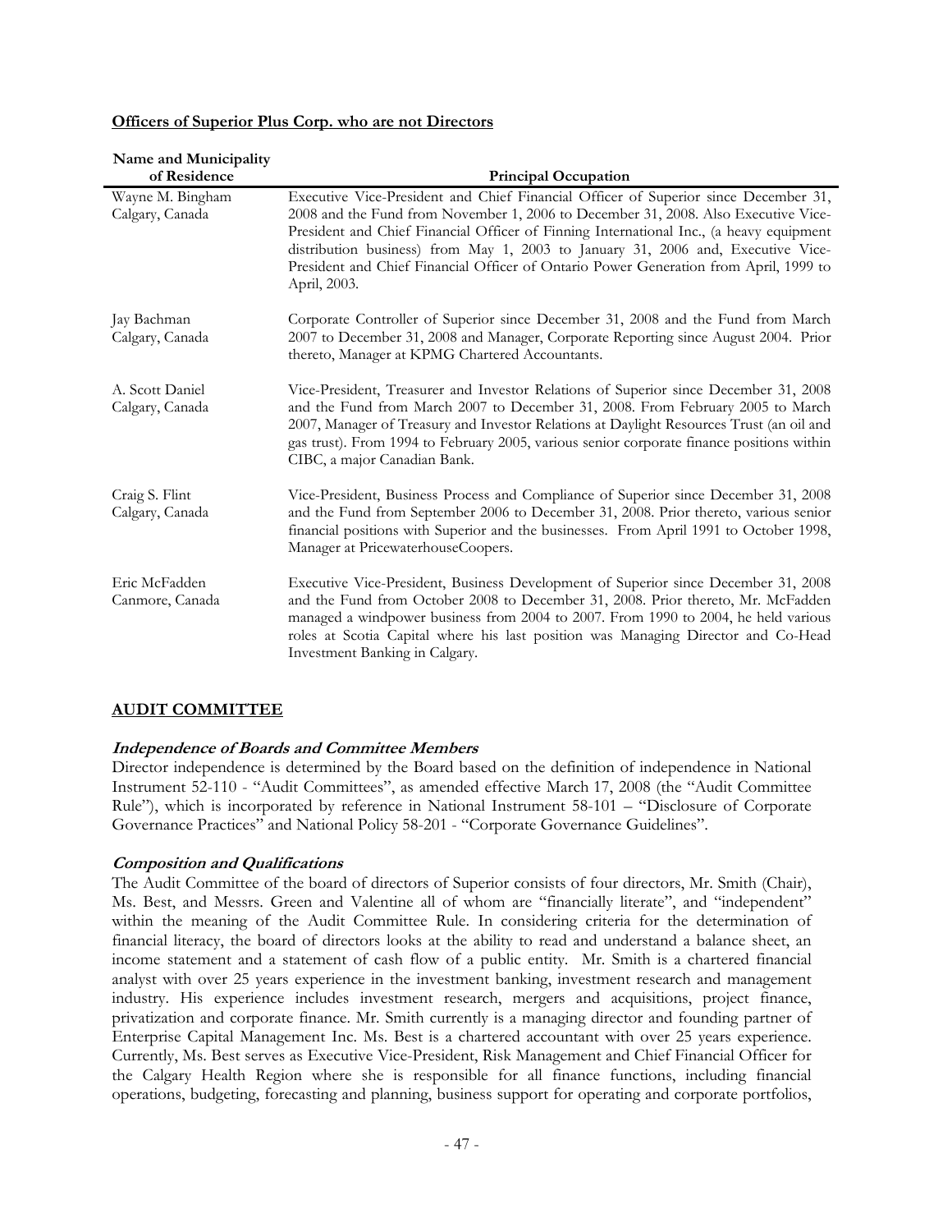**Officers of Superior Plus Corp. who are not Directors**

| Name and Municipality of Residence | Principal Occupation |
|---|---|
| Wayne M. Bingham<br>Calgary, Canada | Executive Vice-President and Chief Financial Officer of Superior since December 31, 2008 and the Fund from November 1, 2006 to December 31, 2008. Also Executive Vice-President and Chief Financial Officer of Finning International Inc., (a heavy equipment distribution business) from May 1, 2003 to January 31, 2006 and, Executive Vice-President and Chief Financial Officer of Ontario Power Generation from April, 1999 to April, 2003. |
| Jay Bachman<br>Calgary, Canada | Corporate Controller of Superior since December 31, 2008 and the Fund from March 2007 to December 31, 2008 and Manager, Corporate Reporting since August 2004. Prior thereto, Manager at KPMG Chartered Accountants. |
| A. Scott Daniel<br>Calgary, Canada | Vice-President, Treasurer and Investor Relations of Superior since December 31, 2008 and the Fund from March 2007 to December 31, 2008. From February 2005 to March 2007, Manager of Treasury and Investor Relations at Daylight Resources Trust (an oil and gas trust). From 1994 to February 2005, various senior corporate finance positions within CIBC, a major Canadian Bank. |
| Craig S. Flint<br>Calgary, Canada | Vice-President, Business Process and Compliance of Superior since December 31, 2008 and the Fund from September 2006 to December 31, 2008. Prior thereto, various senior financial positions with Superior and the businesses. From April 1991 to October 1998, Manager at PricewaterhouseCoopers. |
| Eric McFadden<br>Canmore, Canada | Executive Vice-President, Business Development of Superior since December 31, 2008 and the Fund from October 2008 to December 31, 2008. Prior thereto, Mr. McFadden managed a windpower business from 2004 to 2007. From 1990 to 2004, he held various roles at Scotia Capital where his last position was Managing Director and Co-Head Investment Banking in Calgary. |

## AUDIT COMMITTEE

### *Independence of Boards and Committee Members*

Director independence is determined by the Board based on the definition of independence in National Instrument 52-110 - "Audit Committees", as amended effective March 17, 2008 (the "Audit Committee Rule"), which is incorporated by reference in National Instrument 58-101 – "Disclosure of Corporate Governance Practices" and National Policy 58-201 - "Corporate Governance Guidelines".

### *Composition and Qualifications*

The Audit Committee of the board of directors of Superior consists of four directors, Mr. Smith (Chair), Ms. Best, and Messrs. Green and Valentine all of whom are "financially literate", and "independent" within the meaning of the Audit Committee Rule. In considering criteria for the determination of financial literacy, the board of directors looks at the ability to read and understand a balance sheet, an income statement and a statement of cash flow of a public entity. Mr. Smith is a chartered financial analyst with over 25 years experience in the investment banking, investment research and management industry. His experience includes investment research, mergers and acquisitions, project finance, privatization and corporate finance. Mr. Smith currently is a managing director and founding partner of Enterprise Capital Management Inc. Ms. Best is a chartered accountant with over 25 years experience. Currently, Ms. Best serves as Executive Vice-President, Risk Management and Chief Financial Officer for the Calgary Health Region where she is responsible for all finance functions, including financial operations, budgeting, forecasting and planning, business support for operating and corporate portfolios,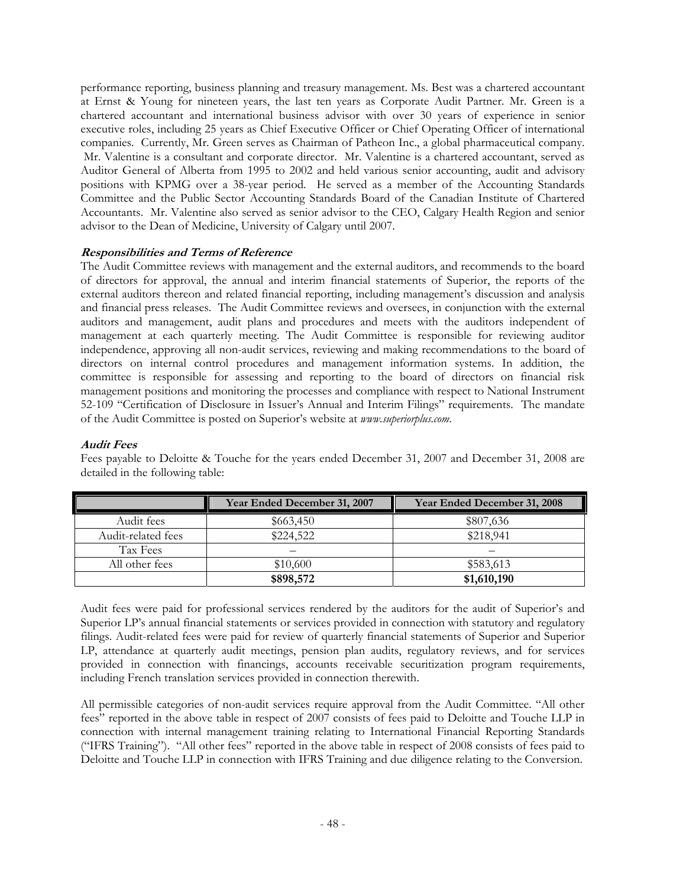performance reporting, business planning and treasury management. Ms. Best was a chartered accountant at Ernst & Young for nineteen years, the last ten years as Corporate Audit Partner. Mr. Green is a chartered accountant and international business advisor with over 30 years of experience in senior executive roles, including 25 years as Chief Executive Officer or Chief Operating Officer of international companies. Currently, Mr. Green serves as Chairman of Patheon Inc., a global pharmaceutical company. Mr. Valentine is a consultant and corporate director. Mr. Valentine is a chartered accountant, served as Auditor General of Alberta from 1995 to 2002 and held various senior accounting, audit and advisory positions with KPMG over a 38-year period. He served as a member of the Accounting Standards Committee and the Public Sector Accounting Standards Board of the Canadian Institute of Chartered Accountants. Mr. Valentine also served as senior advisor to the CEO, Calgary Health Region and senior advisor to the Dean of Medicine, University of Calgary until 2007.

***Responsibilities and Terms of Reference***

The Audit Committee reviews with management and the external auditors, and recommends to the board of directors for approval, the annual and interim financial statements of Superior, the reports of the external auditors thereon and related financial reporting, including management's discussion and analysis and financial press releases. The Audit Committee reviews and oversees, in conjunction with the external auditors and management, audit plans and procedures and meets with the auditors independent of management at each quarterly meeting. The Audit Committee is responsible for reviewing auditor independence, approving all non-audit services, reviewing and making recommendations to the board of directors on internal control procedures and management information systems. In addition, the committee is responsible for assessing and reporting to the board of directors on financial risk management positions and monitoring the processes and compliance with respect to National Instrument 52-109 "Certification of Disclosure in Issuer's Annual and Interim Filings" requirements. The mandate of the Audit Committee is posted on Superior's website at *www.superiorplus.com*.

***Audit Fees***

Fees payable to Deloitte & Touche for the years ended December 31, 2007 and December 31, 2008 are detailed in the following table:

| | Year Ended December 31, 2007 | Year Ended December 31, 2008 |
|---|---|---|
| Audit fees | $663,450 | $807,636 |
| Audit-related fees | $224,522 | $218,941 |
| Tax Fees | – | – |
| All other fees | $10,600 | $583,613 |
| | **$898,572** | **$1,610,190** |

Audit fees were paid for professional services rendered by the auditors for the audit of Superior's and Superior LP's annual financial statements or services provided in connection with statutory and regulatory filings. Audit-related fees were paid for review of quarterly financial statements of Superior and Superior LP, attendance at quarterly audit meetings, pension plan audits, regulatory reviews, and for services provided in connection with financings, accounts receivable securitization program requirements, including French translation services provided in connection therewith.

All permissible categories of non-audit services require approval from the Audit Committee. "All other fees" reported in the above table in respect of 2007 consists of fees paid to Deloitte and Touche LLP in connection with internal management training relating to International Financial Reporting Standards ("IFRS Training"). "All other fees" reported in the above table in respect of 2008 consists of fees paid to Deloitte and Touche LLP in connection with IFRS Training and due diligence relating to the Conversion.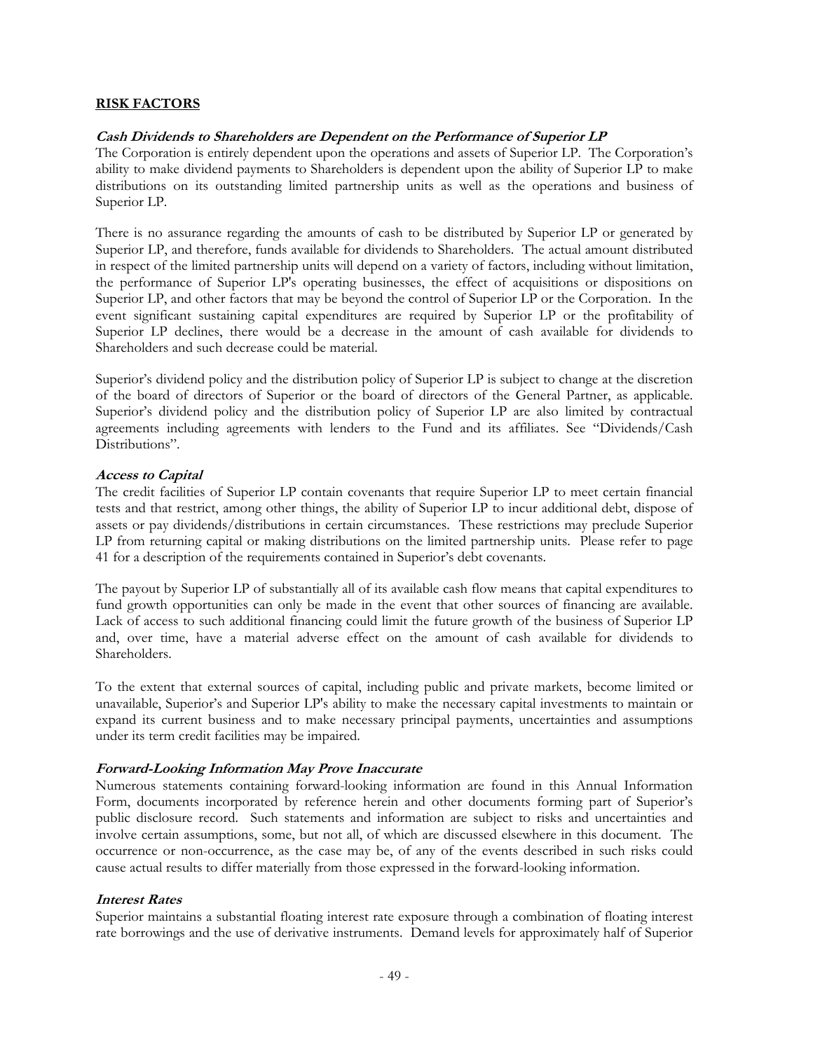## RISK FACTORS

### *Cash Dividends to Shareholders are Dependent on the Performance of Superior LP*

The Corporation is entirely dependent upon the operations and assets of Superior LP. The Corporation's ability to make dividend payments to Shareholders is dependent upon the ability of Superior LP to make distributions on its outstanding limited partnership units as well as the operations and business of Superior LP.

There is no assurance regarding the amounts of cash to be distributed by Superior LP or generated by Superior LP, and therefore, funds available for dividends to Shareholders. The actual amount distributed in respect of the limited partnership units will depend on a variety of factors, including without limitation, the performance of Superior LP's operating businesses, the effect of acquisitions or dispositions on Superior LP, and other factors that may be beyond the control of Superior LP or the Corporation. In the event significant sustaining capital expenditures are required by Superior LP or the profitability of Superior LP declines, there would be a decrease in the amount of cash available for dividends to Shareholders and such decrease could be material.

Superior's dividend policy and the distribution policy of Superior LP is subject to change at the discretion of the board of directors of Superior or the board of directors of the General Partner, as applicable. Superior's dividend policy and the distribution policy of Superior LP are also limited by contractual agreements including agreements with lenders to the Fund and its affiliates. See "Dividends/Cash Distributions".

### *Access to Capital*

The credit facilities of Superior LP contain covenants that require Superior LP to meet certain financial tests and that restrict, among other things, the ability of Superior LP to incur additional debt, dispose of assets or pay dividends/distributions in certain circumstances. These restrictions may preclude Superior LP from returning capital or making distributions on the limited partnership units. Please refer to page 41 for a description of the requirements contained in Superior's debt covenants.

The payout by Superior LP of substantially all of its available cash flow means that capital expenditures to fund growth opportunities can only be made in the event that other sources of financing are available. Lack of access to such additional financing could limit the future growth of the business of Superior LP and, over time, have a material adverse effect on the amount of cash available for dividends to Shareholders.

To the extent that external sources of capital, including public and private markets, become limited or unavailable, Superior's and Superior LP's ability to make the necessary capital investments to maintain or expand its current business and to make necessary principal payments, uncertainties and assumptions under its term credit facilities may be impaired.

### *Forward-Looking Information May Prove Inaccurate*

Numerous statements containing forward-looking information are found in this Annual Information Form, documents incorporated by reference herein and other documents forming part of Superior's public disclosure record. Such statements and information are subject to risks and uncertainties and involve certain assumptions, some, but not all, of which are discussed elsewhere in this document. The occurrence or non-occurrence, as the case may be, of any of the events described in such risks could cause actual results to differ materially from those expressed in the forward-looking information.

### *Interest Rates*

Superior maintains a substantial floating interest rate exposure through a combination of floating interest rate borrowings and the use of derivative instruments. Demand levels for approximately half of Superior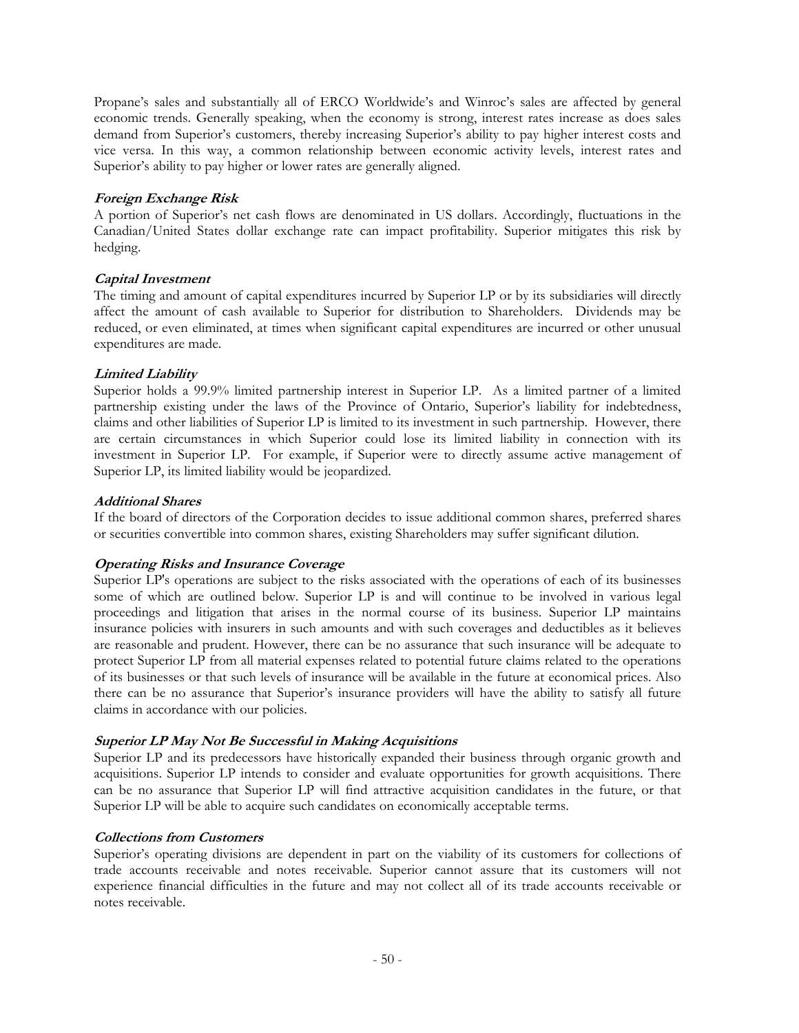Propane's sales and substantially all of ERCO Worldwide's and Winroc's sales are affected by general economic trends. Generally speaking, when the economy is strong, interest rates increase as does sales demand from Superior's customers, thereby increasing Superior's ability to pay higher interest costs and vice versa. In this way, a common relationship between economic activity levels, interest rates and Superior's ability to pay higher or lower rates are generally aligned.

***Foreign Exchange Risk***

A portion of Superior's net cash flows are denominated in US dollars. Accordingly, fluctuations in the Canadian/United States dollar exchange rate can impact profitability. Superior mitigates this risk by hedging.

***Capital Investment***

The timing and amount of capital expenditures incurred by Superior LP or by its subsidiaries will directly affect the amount of cash available to Superior for distribution to Shareholders. Dividends may be reduced, or even eliminated, at times when significant capital expenditures are incurred or other unusual expenditures are made.

***Limited Liability***

Superior holds a 99.9% limited partnership interest in Superior LP. As a limited partner of a limited partnership existing under the laws of the Province of Ontario, Superior's liability for indebtedness, claims and other liabilities of Superior LP is limited to its investment in such partnership. However, there are certain circumstances in which Superior could lose its limited liability in connection with its investment in Superior LP. For example, if Superior were to directly assume active management of Superior LP, its limited liability would be jeopardized.

***Additional Shares***

If the board of directors of the Corporation decides to issue additional common shares, preferred shares or securities convertible into common shares, existing Shareholders may suffer significant dilution.

***Operating Risks and Insurance Coverage***

Superior LP's operations are subject to the risks associated with the operations of each of its businesses some of which are outlined below. Superior LP is and will continue to be involved in various legal proceedings and litigation that arises in the normal course of its business. Superior LP maintains insurance policies with insurers in such amounts and with such coverages and deductibles as it believes are reasonable and prudent. However, there can be no assurance that such insurance will be adequate to protect Superior LP from all material expenses related to potential future claims related to the operations of its businesses or that such levels of insurance will be available in the future at economical prices. Also there can be no assurance that Superior's insurance providers will have the ability to satisfy all future claims in accordance with our policies.

***Superior LP May Not Be Successful in Making Acquisitions***

Superior LP and its predecessors have historically expanded their business through organic growth and acquisitions. Superior LP intends to consider and evaluate opportunities for growth acquisitions. There can be no assurance that Superior LP will find attractive acquisition candidates in the future, or that Superior LP will be able to acquire such candidates on economically acceptable terms.

***Collections from Customers***

Superior's operating divisions are dependent in part on the viability of its customers for collections of trade accounts receivable and notes receivable. Superior cannot assure that its customers will not experience financial difficulties in the future and may not collect all of its trade accounts receivable or notes receivable.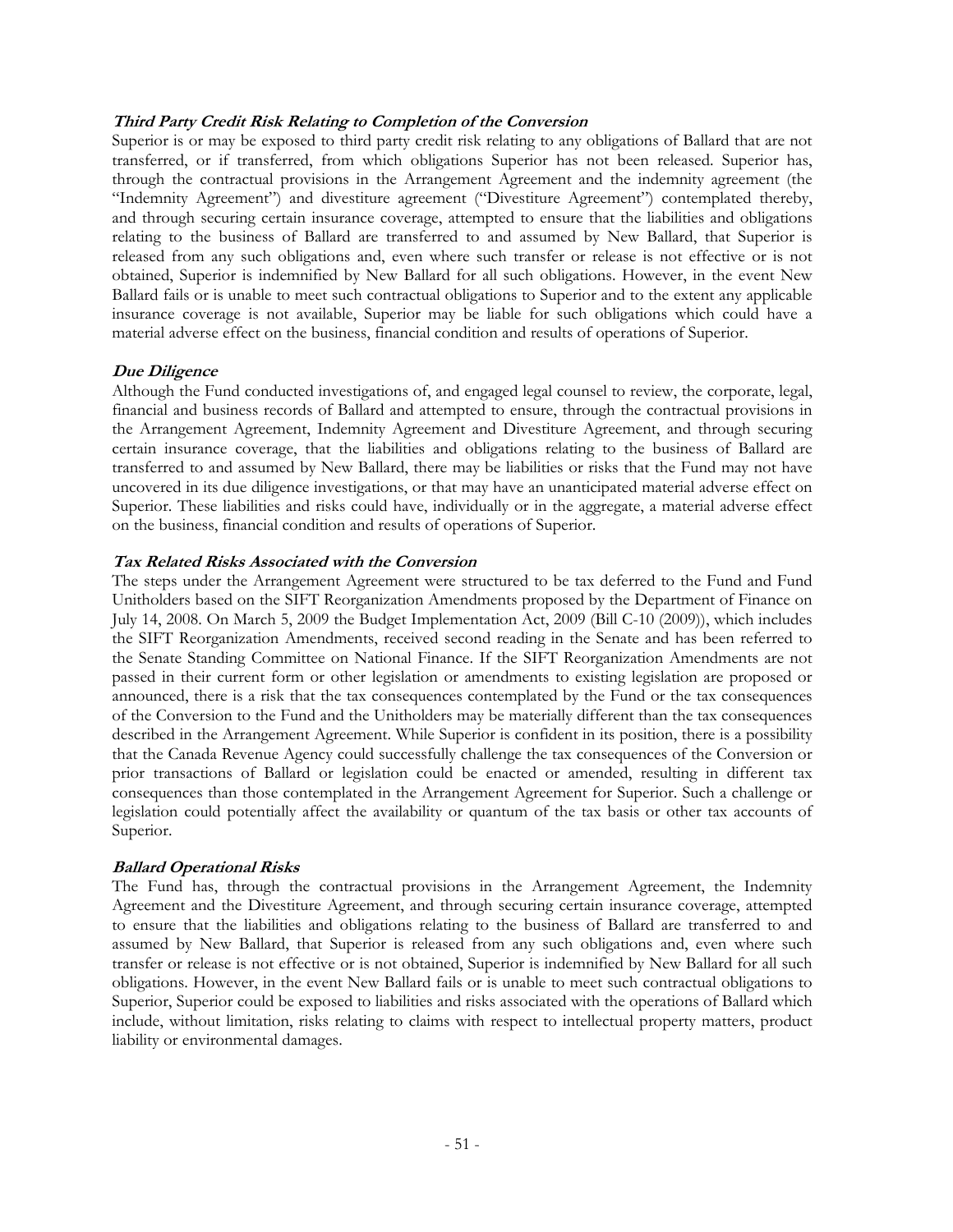***Third Party Credit Risk Relating to Completion of the Conversion***

Superior is or may be exposed to third party credit risk relating to any obligations of Ballard that are not transferred, or if transferred, from which obligations Superior has not been released. Superior has, through the contractual provisions in the Arrangement Agreement and the indemnity agreement (the "Indemnity Agreement") and divestiture agreement ("Divestiture Agreement") contemplated thereby, and through securing certain insurance coverage, attempted to ensure that the liabilities and obligations relating to the business of Ballard are transferred to and assumed by New Ballard, that Superior is released from any such obligations and, even where such transfer or release is not effective or is not obtained, Superior is indemnified by New Ballard for all such obligations. However, in the event New Ballard fails or is unable to meet such contractual obligations to Superior and to the extent any applicable insurance coverage is not available, Superior may be liable for such obligations which could have a material adverse effect on the business, financial condition and results of operations of Superior.

***Due Diligence***

Although the Fund conducted investigations of, and engaged legal counsel to review, the corporate, legal, financial and business records of Ballard and attempted to ensure, through the contractual provisions in the Arrangement Agreement, Indemnity Agreement and Divestiture Agreement, and through securing certain insurance coverage, that the liabilities and obligations relating to the business of Ballard are transferred to and assumed by New Ballard, there may be liabilities or risks that the Fund may not have uncovered in its due diligence investigations, or that may have an unanticipated material adverse effect on Superior. These liabilities and risks could have, individually or in the aggregate, a material adverse effect on the business, financial condition and results of operations of Superior.

***Tax Related Risks Associated with the Conversion***

The steps under the Arrangement Agreement were structured to be tax deferred to the Fund and Fund Unitholders based on the SIFT Reorganization Amendments proposed by the Department of Finance on July 14, 2008. On March 5, 2009 the Budget Implementation Act, 2009 (Bill C-10 (2009)), which includes the SIFT Reorganization Amendments, received second reading in the Senate and has been referred to the Senate Standing Committee on National Finance. If the SIFT Reorganization Amendments are not passed in their current form or other legislation or amendments to existing legislation are proposed or announced, there is a risk that the tax consequences contemplated by the Fund or the tax consequences of the Conversion to the Fund and the Unitholders may be materially different than the tax consequences described in the Arrangement Agreement. While Superior is confident in its position, there is a possibility that the Canada Revenue Agency could successfully challenge the tax consequences of the Conversion or prior transactions of Ballard or legislation could be enacted or amended, resulting in different tax consequences than those contemplated in the Arrangement Agreement for Superior. Such a challenge or legislation could potentially affect the availability or quantum of the tax basis or other tax accounts of Superior.

***Ballard Operational Risks***

The Fund has, through the contractual provisions in the Arrangement Agreement, the Indemnity Agreement and the Divestiture Agreement, and through securing certain insurance coverage, attempted to ensure that the liabilities and obligations relating to the business of Ballard are transferred to and assumed by New Ballard, that Superior is released from any such obligations and, even where such transfer or release is not effective or is not obtained, Superior is indemnified by New Ballard for all such obligations. However, in the event New Ballard fails or is unable to meet such contractual obligations to Superior, Superior could be exposed to liabilities and risks associated with the operations of Ballard which include, without limitation, risks relating to claims with respect to intellectual property matters, product liability or environmental damages.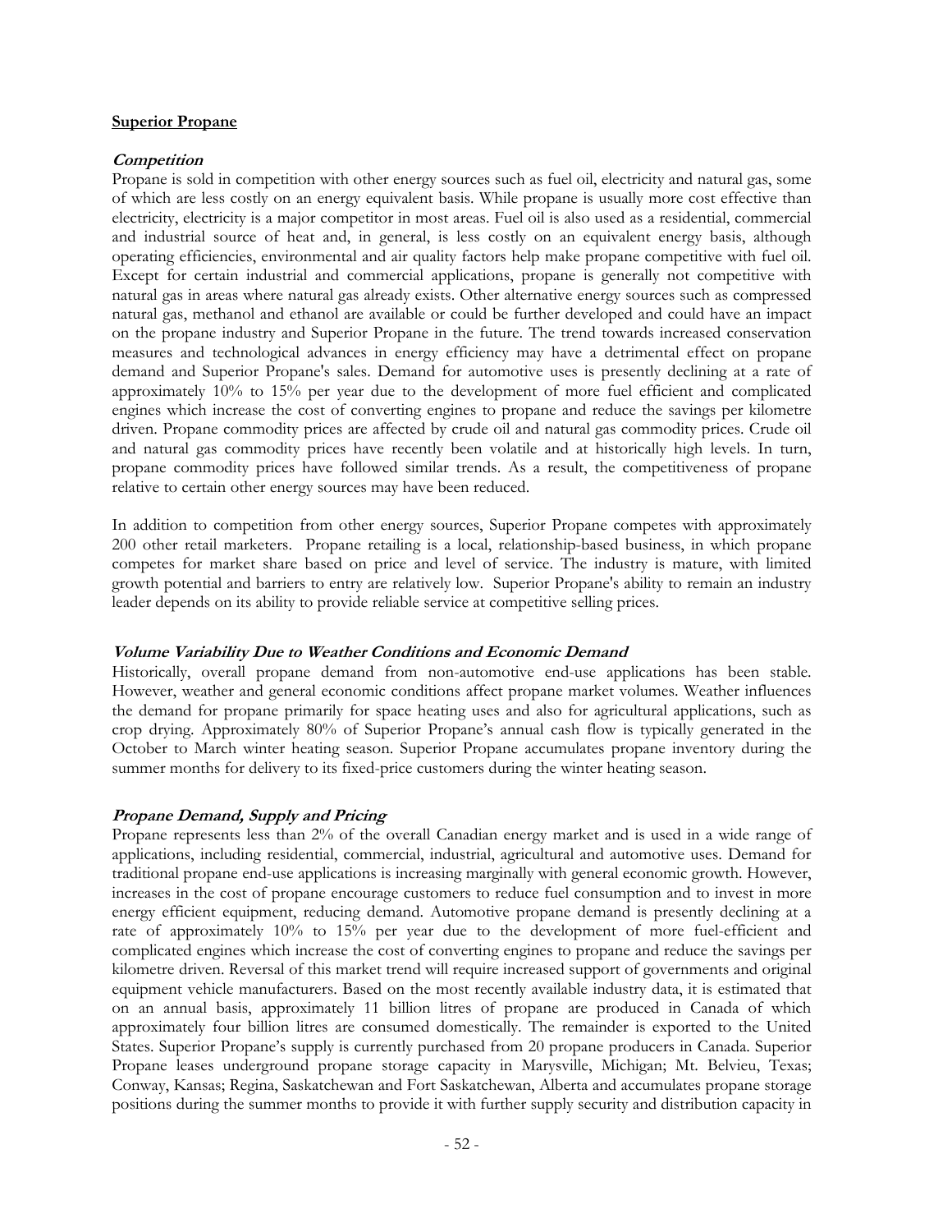**Superior Propane**

***Competition***

Propane is sold in competition with other energy sources such as fuel oil, electricity and natural gas, some of which are less costly on an energy equivalent basis. While propane is usually more cost effective than electricity, electricity is a major competitor in most areas. Fuel oil is also used as a residential, commercial and industrial source of heat and, in general, is less costly on an equivalent energy basis, although operating efficiencies, environmental and air quality factors help make propane competitive with fuel oil. Except for certain industrial and commercial applications, propane is generally not competitive with natural gas in areas where natural gas already exists. Other alternative energy sources such as compressed natural gas, methanol and ethanol are available or could be further developed and could have an impact on the propane industry and Superior Propane in the future. The trend towards increased conservation measures and technological advances in energy efficiency may have a detrimental effect on propane demand and Superior Propane's sales. Demand for automotive uses is presently declining at a rate of approximately 10% to 15% per year due to the development of more fuel efficient and complicated engines which increase the cost of converting engines to propane and reduce the savings per kilometre driven. Propane commodity prices are affected by crude oil and natural gas commodity prices. Crude oil and natural gas commodity prices have recently been volatile and at historically high levels. In turn, propane commodity prices have followed similar trends. As a result, the competitiveness of propane relative to certain other energy sources may have been reduced.

In addition to competition from other energy sources, Superior Propane competes with approximately 200 other retail marketers. Propane retailing is a local, relationship-based business, in which propane competes for market share based on price and level of service. The industry is mature, with limited growth potential and barriers to entry are relatively low. Superior Propane's ability to remain an industry leader depends on its ability to provide reliable service at competitive selling prices.

***Volume Variability Due to Weather Conditions and Economic Demand***

Historically, overall propane demand from non-automotive end-use applications has been stable. However, weather and general economic conditions affect propane market volumes. Weather influences the demand for propane primarily for space heating uses and also for agricultural applications, such as crop drying. Approximately 80% of Superior Propane's annual cash flow is typically generated in the October to March winter heating season. Superior Propane accumulates propane inventory during the summer months for delivery to its fixed-price customers during the winter heating season.

***Propane Demand, Supply and Pricing***

Propane represents less than 2% of the overall Canadian energy market and is used in a wide range of applications, including residential, commercial, industrial, agricultural and automotive uses. Demand for traditional propane end-use applications is increasing marginally with general economic growth. However, increases in the cost of propane encourage customers to reduce fuel consumption and to invest in more energy efficient equipment, reducing demand. Automotive propane demand is presently declining at a rate of approximately 10% to 15% per year due to the development of more fuel-efficient and complicated engines which increase the cost of converting engines to propane and reduce the savings per kilometre driven. Reversal of this market trend will require increased support of governments and original equipment vehicle manufacturers. Based on the most recently available industry data, it is estimated that on an annual basis, approximately 11 billion litres of propane are produced in Canada of which approximately four billion litres are consumed domestically. The remainder is exported to the United States. Superior Propane's supply is currently purchased from 20 propane producers in Canada. Superior Propane leases underground propane storage capacity in Marysville, Michigan; Mt. Belvieu, Texas; Conway, Kansas; Regina, Saskatchewan and Fort Saskatchewan, Alberta and accumulates propane storage positions during the summer months to provide it with further supply security and distribution capacity in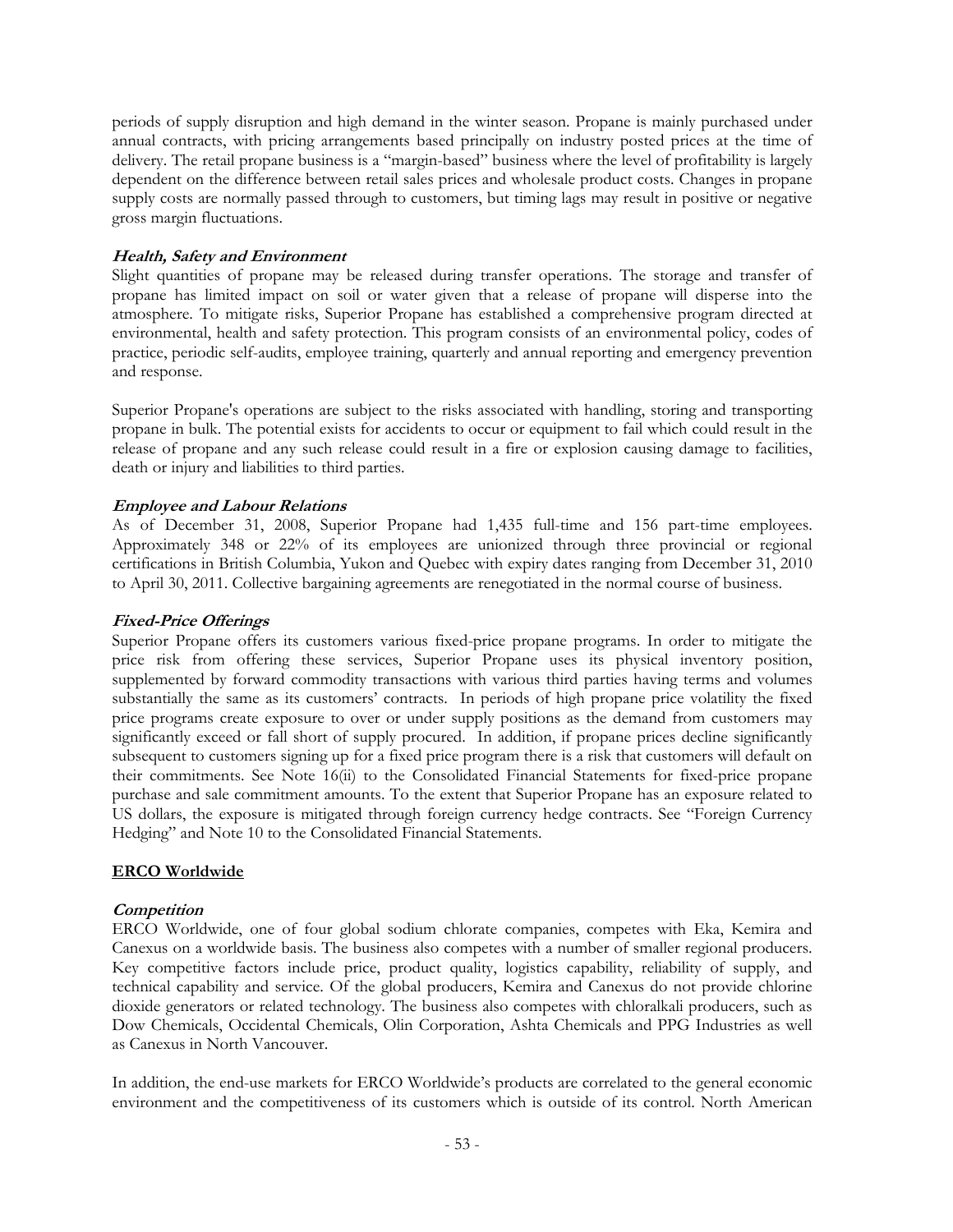periods of supply disruption and high demand in the winter season. Propane is mainly purchased under annual contracts, with pricing arrangements based principally on industry posted prices at the time of delivery. The retail propane business is a "margin-based" business where the level of profitability is largely dependent on the difference between retail sales prices and wholesale product costs. Changes in propane supply costs are normally passed through to customers, but timing lags may result in positive or negative gross margin fluctuations.

***Health, Safety and Environment***

Slight quantities of propane may be released during transfer operations. The storage and transfer of propane has limited impact on soil or water given that a release of propane will disperse into the atmosphere. To mitigate risks, Superior Propane has established a comprehensive program directed at environmental, health and safety protection. This program consists of an environmental policy, codes of practice, periodic self-audits, employee training, quarterly and annual reporting and emergency prevention and response.

Superior Propane's operations are subject to the risks associated with handling, storing and transporting propane in bulk. The potential exists for accidents to occur or equipment to fail which could result in the release of propane and any such release could result in a fire or explosion causing damage to facilities, death or injury and liabilities to third parties.

***Employee and Labour Relations***

As of December 31, 2008, Superior Propane had 1,435 full-time and 156 part-time employees. Approximately 348 or 22% of its employees are unionized through three provincial or regional certifications in British Columbia, Yukon and Quebec with expiry dates ranging from December 31, 2010 to April 30, 2011. Collective bargaining agreements are renegotiated in the normal course of business.

***Fixed-Price Offerings***

Superior Propane offers its customers various fixed-price propane programs. In order to mitigate the price risk from offering these services, Superior Propane uses its physical inventory position, supplemented by forward commodity transactions with various third parties having terms and volumes substantially the same as its customers' contracts. In periods of high propane price volatility the fixed price programs create exposure to over or under supply positions as the demand from customers may significantly exceed or fall short of supply procured. In addition, if propane prices decline significantly subsequent to customers signing up for a fixed price program there is a risk that customers will default on their commitments. See Note 16(ii) to the Consolidated Financial Statements for fixed-price propane purchase and sale commitment amounts. To the extent that Superior Propane has an exposure related to US dollars, the exposure is mitigated through foreign currency hedge contracts. See "Foreign Currency Hedging" and Note 10 to the Consolidated Financial Statements.

**ERCO Worldwide**

***Competition***

ERCO Worldwide, one of four global sodium chlorate companies, competes with Eka, Kemira and Canexus on a worldwide basis. The business also competes with a number of smaller regional producers. Key competitive factors include price, product quality, logistics capability, reliability of supply, and technical capability and service. Of the global producers, Kemira and Canexus do not provide chlorine dioxide generators or related technology. The business also competes with chloralkali producers, such as Dow Chemicals, Occidental Chemicals, Olin Corporation, Ashta Chemicals and PPG Industries as well as Canexus in North Vancouver.

In addition, the end-use markets for ERCO Worldwide's products are correlated to the general economic environment and the competitiveness of its customers which is outside of its control. North American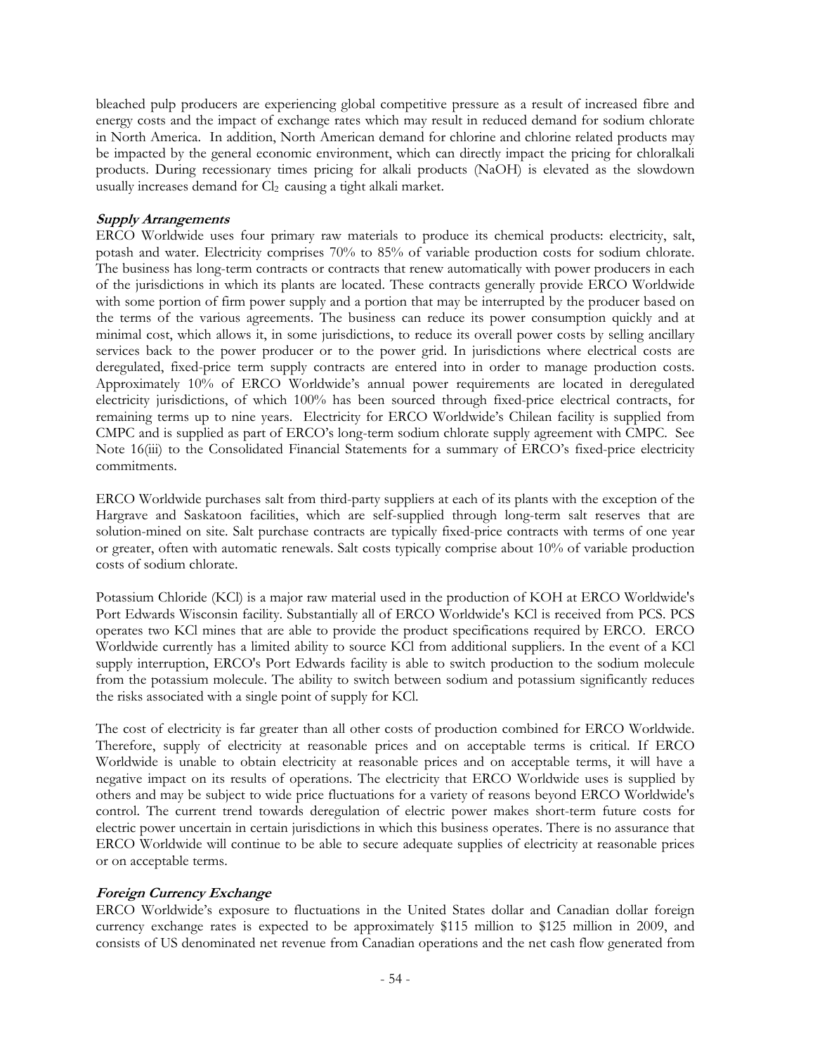bleached pulp producers are experiencing global competitive pressure as a result of increased fibre and energy costs and the impact of exchange rates which may result in reduced demand for sodium chlorate in North America. In addition, North American demand for chlorine and chlorine related products may be impacted by the general economic environment, which can directly impact the pricing for chloralkali products. During recessionary times pricing for alkali products (NaOH) is elevated as the slowdown usually increases demand for $Cl_2$ causing a tight alkali market.

***Supply Arrangements***

ERCO Worldwide uses four primary raw materials to produce its chemical products: electricity, salt, potash and water. Electricity comprises 70% to 85% of variable production costs for sodium chlorate. The business has long-term contracts or contracts that renew automatically with power producers in each of the jurisdictions in which its plants are located. These contracts generally provide ERCO Worldwide with some portion of firm power supply and a portion that may be interrupted by the producer based on the terms of the various agreements. The business can reduce its power consumption quickly and at minimal cost, which allows it, in some jurisdictions, to reduce its overall power costs by selling ancillary services back to the power producer or to the power grid. In jurisdictions where electrical costs are deregulated, fixed-price term supply contracts are entered into in order to manage production costs. Approximately 10% of ERCO Worldwide's annual power requirements are located in deregulated electricity jurisdictions, of which 100% has been sourced through fixed-price electrical contracts, for remaining terms up to nine years. Electricity for ERCO Worldwide's Chilean facility is supplied from CMPC and is supplied as part of ERCO's long-term sodium chlorate supply agreement with CMPC. See Note 16(iii) to the Consolidated Financial Statements for a summary of ERCO's fixed-price electricity commitments.

ERCO Worldwide purchases salt from third-party suppliers at each of its plants with the exception of the Hargrave and Saskatoon facilities, which are self-supplied through long-term salt reserves that are solution-mined on site. Salt purchase contracts are typically fixed-price contracts with terms of one year or greater, often with automatic renewals. Salt costs typically comprise about 10% of variable production costs of sodium chlorate.

Potassium Chloride (KCl) is a major raw material used in the production of KOH at ERCO Worldwide's Port Edwards Wisconsin facility. Substantially all of ERCO Worldwide's KCl is received from PCS. PCS operates two KCl mines that are able to provide the product specifications required by ERCO. ERCO Worldwide currently has a limited ability to source KCl from additional suppliers. In the event of a KCl supply interruption, ERCO's Port Edwards facility is able to switch production to the sodium molecule from the potassium molecule. The ability to switch between sodium and potassium significantly reduces the risks associated with a single point of supply for KCl.

The cost of electricity is far greater than all other costs of production combined for ERCO Worldwide. Therefore, supply of electricity at reasonable prices and on acceptable terms is critical. If ERCO Worldwide is unable to obtain electricity at reasonable prices and on acceptable terms, it will have a negative impact on its results of operations. The electricity that ERCO Worldwide uses is supplied by others and may be subject to wide price fluctuations for a variety of reasons beyond ERCO Worldwide's control. The current trend towards deregulation of electric power makes short-term future costs for electric power uncertain in certain jurisdictions in which this business operates. There is no assurance that ERCO Worldwide will continue to be able to secure adequate supplies of electricity at reasonable prices or on acceptable terms.

***Foreign Currency Exchange***

ERCO Worldwide's exposure to fluctuations in the United States dollar and Canadian dollar foreign currency exchange rates is expected to be approximately $115 million to $125 million in 2009, and consists of US denominated net revenue from Canadian operations and the net cash flow generated from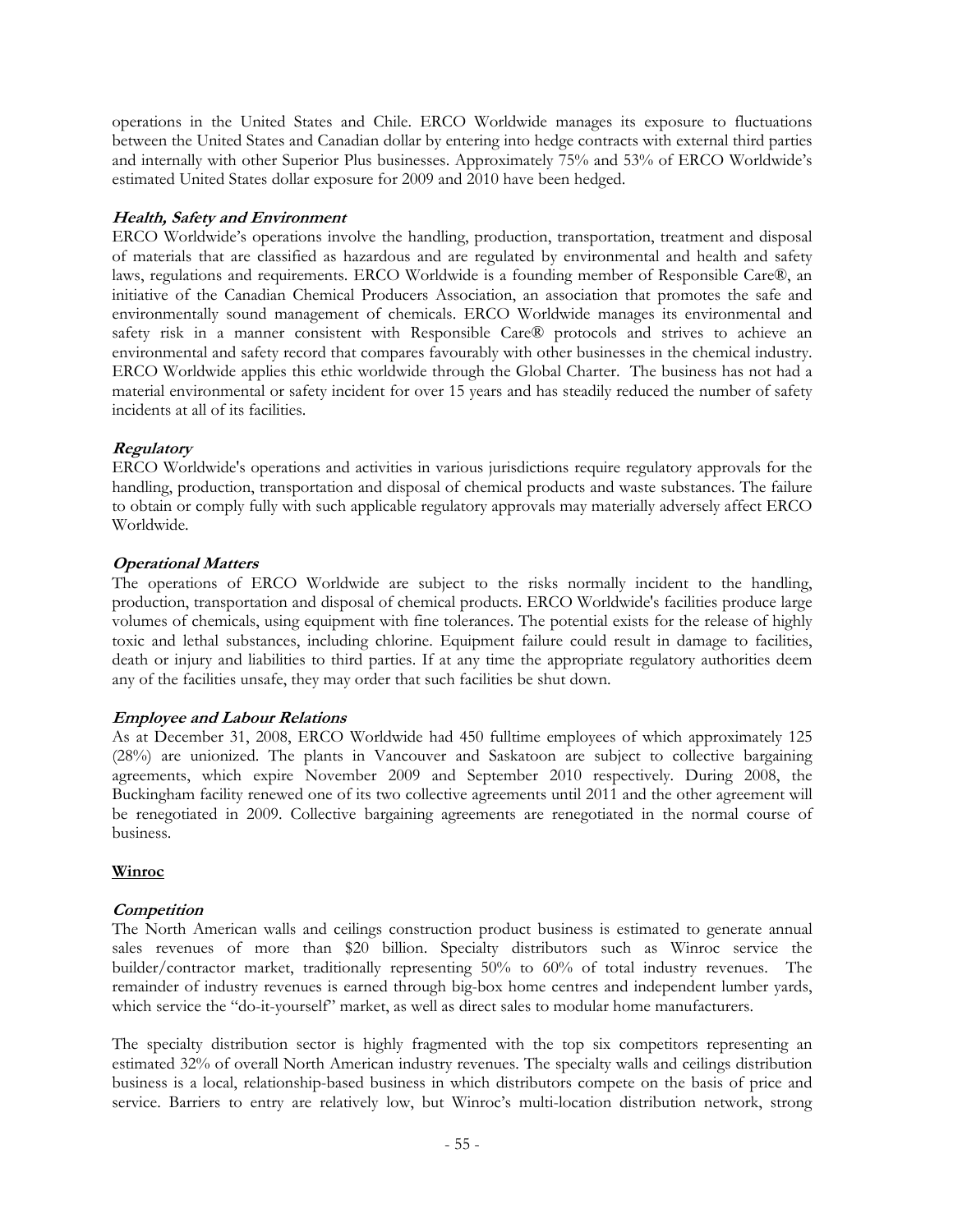operations in the United States and Chile. ERCO Worldwide manages its exposure to fluctuations between the United States and Canadian dollar by entering into hedge contracts with external third parties and internally with other Superior Plus businesses. Approximately 75% and 53% of ERCO Worldwide's estimated United States dollar exposure for 2009 and 2010 have been hedged.

***Health, Safety and Environment***

ERCO Worldwide's operations involve the handling, production, transportation, treatment and disposal of materials that are classified as hazardous and are regulated by environmental and health and safety laws, regulations and requirements. ERCO Worldwide is a founding member of Responsible Care®, an initiative of the Canadian Chemical Producers Association, an association that promotes the safe and environmentally sound management of chemicals. ERCO Worldwide manages its environmental and safety risk in a manner consistent with Responsible Care® protocols and strives to achieve an environmental and safety record that compares favourably with other businesses in the chemical industry. ERCO Worldwide applies this ethic worldwide through the Global Charter. The business has not had a material environmental or safety incident for over 15 years and has steadily reduced the number of safety incidents at all of its facilities.

***Regulatory***

ERCO Worldwide's operations and activities in various jurisdictions require regulatory approvals for the handling, production, transportation and disposal of chemical products and waste substances. The failure to obtain or comply fully with such applicable regulatory approvals may materially adversely affect ERCO Worldwide.

***Operational Matters***

The operations of ERCO Worldwide are subject to the risks normally incident to the handling, production, transportation and disposal of chemical products. ERCO Worldwide's facilities produce large volumes of chemicals, using equipment with fine tolerances. The potential exists for the release of highly toxic and lethal substances, including chlorine. Equipment failure could result in damage to facilities, death or injury and liabilities to third parties. If at any time the appropriate regulatory authorities deem any of the facilities unsafe, they may order that such facilities be shut down.

***Employee and Labour Relations***

As at December 31, 2008, ERCO Worldwide had 450 fulltime employees of which approximately 125 (28%) are unionized. The plants in Vancouver and Saskatoon are subject to collective bargaining agreements, which expire November 2009 and September 2010 respectively. During 2008, the Buckingham facility renewed one of its two collective agreements until 2011 and the other agreement will be renegotiated in 2009. Collective bargaining agreements are renegotiated in the normal course of business.

**Winroc**

***Competition***

The North American walls and ceilings construction product business is estimated to generate annual sales revenues of more than $20 billion. Specialty distributors such as Winroc service the builder/contractor market, traditionally representing 50% to 60% of total industry revenues. The remainder of industry revenues is earned through big-box home centres and independent lumber yards, which service the "do-it-yourself" market, as well as direct sales to modular home manufacturers.

The specialty distribution sector is highly fragmented with the top six competitors representing an estimated 32% of overall North American industry revenues. The specialty walls and ceilings distribution business is a local, relationship-based business in which distributors compete on the basis of price and service. Barriers to entry are relatively low, but Winroc's multi-location distribution network, strong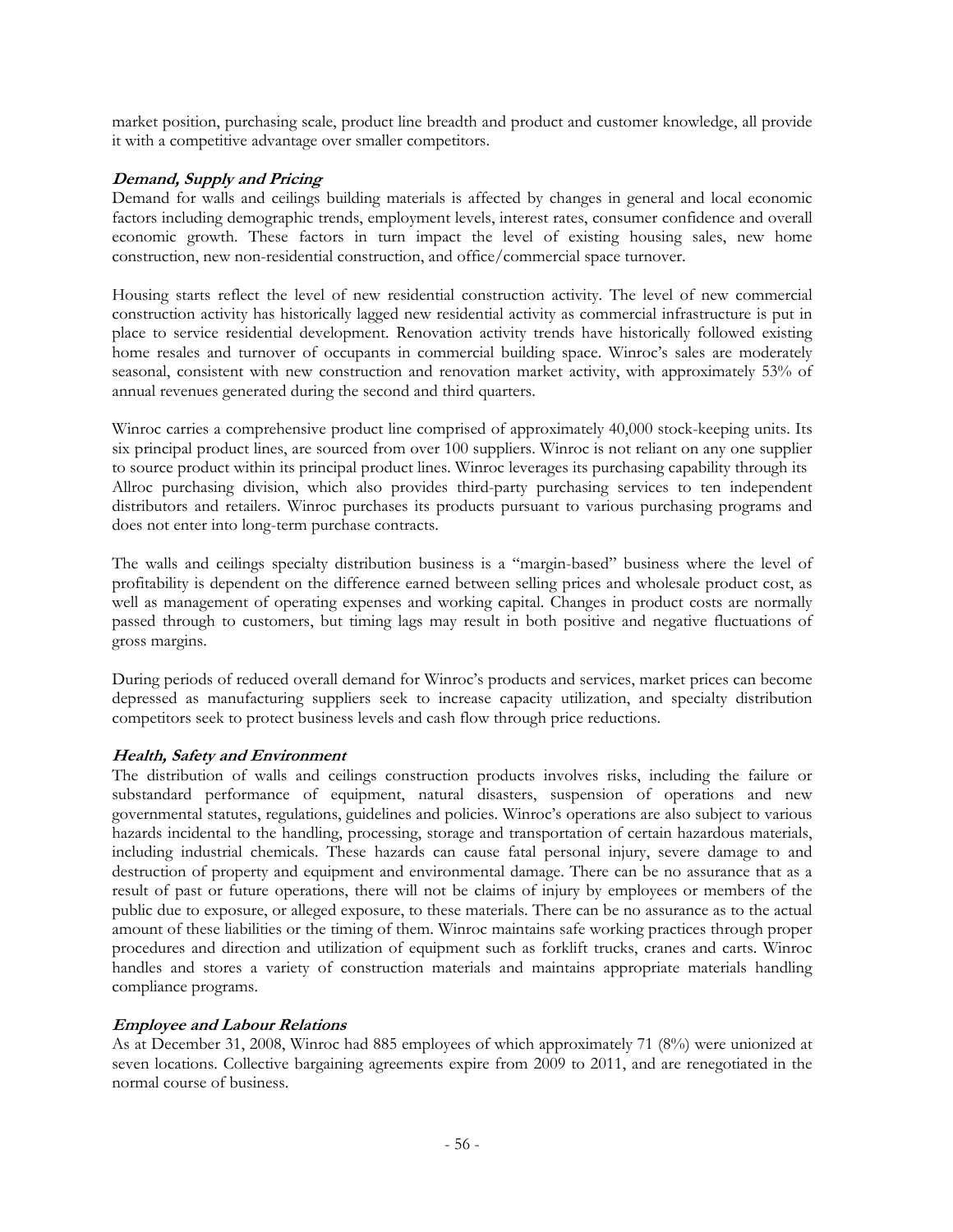market position, purchasing scale, product line breadth and product and customer knowledge, all provide it with a competitive advantage over smaller competitors.

***Demand, Supply and Pricing***

Demand for walls and ceilings building materials is affected by changes in general and local economic factors including demographic trends, employment levels, interest rates, consumer confidence and overall economic growth. These factors in turn impact the level of existing housing sales, new home construction, new non-residential construction, and office/commercial space turnover.

Housing starts reflect the level of new residential construction activity. The level of new commercial construction activity has historically lagged new residential activity as commercial infrastructure is put in place to service residential development. Renovation activity trends have historically followed existing home resales and turnover of occupants in commercial building space. Winroc's sales are moderately seasonal, consistent with new construction and renovation market activity, with approximately 53% of annual revenues generated during the second and third quarters.

Winroc carries a comprehensive product line comprised of approximately 40,000 stock-keeping units. Its six principal product lines, are sourced from over 100 suppliers. Winroc is not reliant on any one supplier to source product within its principal product lines. Winroc leverages its purchasing capability through its Allroc purchasing division, which also provides third-party purchasing services to ten independent distributors and retailers. Winroc purchases its products pursuant to various purchasing programs and does not enter into long-term purchase contracts.

The walls and ceilings specialty distribution business is a "margin-based" business where the level of profitability is dependent on the difference earned between selling prices and wholesale product cost, as well as management of operating expenses and working capital. Changes in product costs are normally passed through to customers, but timing lags may result in both positive and negative fluctuations of gross margins.

During periods of reduced overall demand for Winroc's products and services, market prices can become depressed as manufacturing suppliers seek to increase capacity utilization, and specialty distribution competitors seek to protect business levels and cash flow through price reductions.

***Health, Safety and Environment***

The distribution of walls and ceilings construction products involves risks, including the failure or substandard performance of equipment, natural disasters, suspension of operations and new governmental statutes, regulations, guidelines and policies. Winroc's operations are also subject to various hazards incidental to the handling, processing, storage and transportation of certain hazardous materials, including industrial chemicals. These hazards can cause fatal personal injury, severe damage to and destruction of property and equipment and environmental damage. There can be no assurance that as a result of past or future operations, there will not be claims of injury by employees or members of the public due to exposure, or alleged exposure, to these materials. There can be no assurance as to the actual amount of these liabilities or the timing of them. Winroc maintains safe working practices through proper procedures and direction and utilization of equipment such as forklift trucks, cranes and carts. Winroc handles and stores a variety of construction materials and maintains appropriate materials handling compliance programs.

***Employee and Labour Relations***

As at December 31, 2008, Winroc had 885 employees of which approximately 71 (8%) were unionized at seven locations. Collective bargaining agreements expire from 2009 to 2011, and are renegotiated in the normal course of business.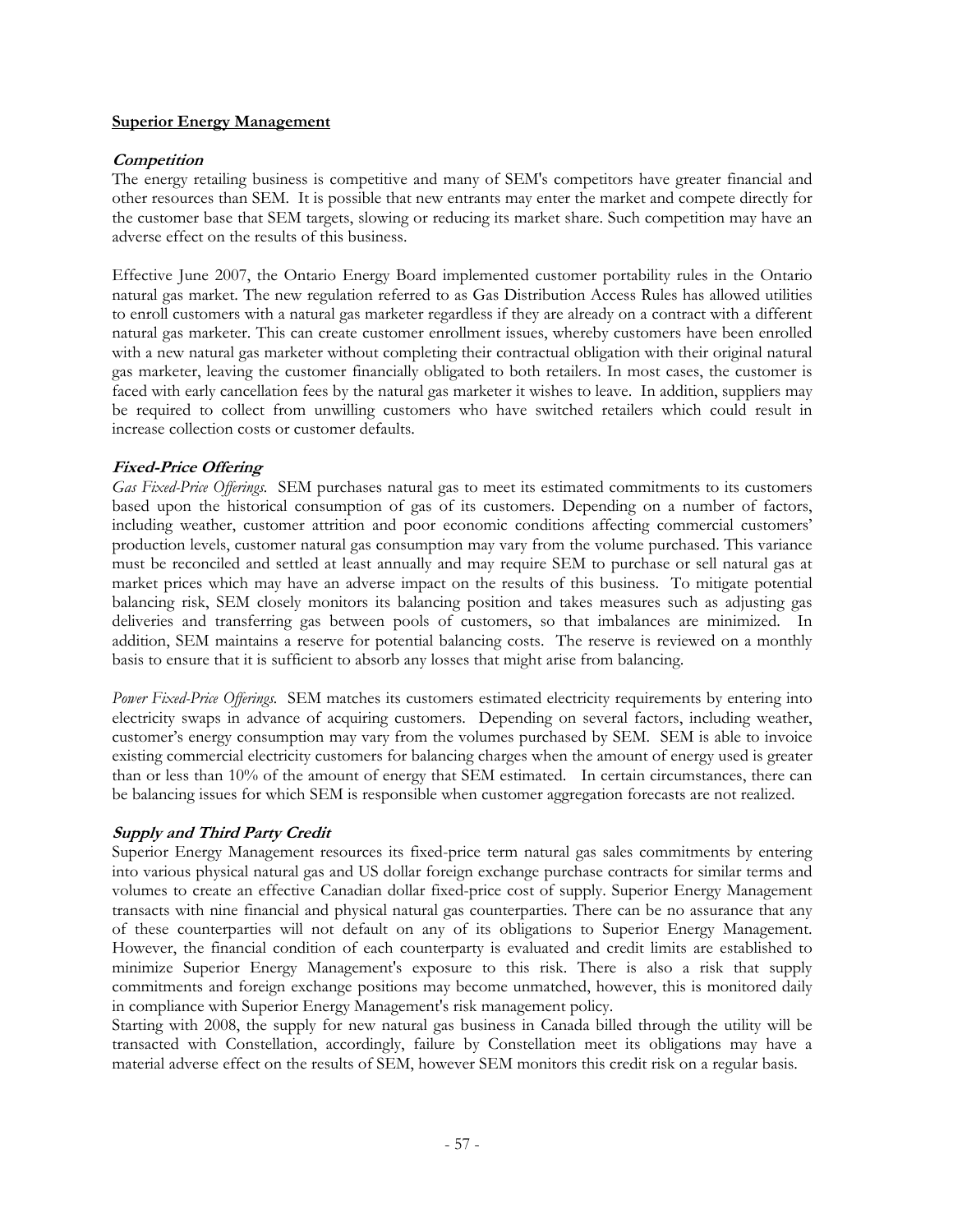**Superior Energy Management**

***Competition***

The energy retailing business is competitive and many of SEM's competitors have greater financial and other resources than SEM. It is possible that new entrants may enter the market and compete directly for the customer base that SEM targets, slowing or reducing its market share. Such competition may have an adverse effect on the results of this business.

Effective June 2007, the Ontario Energy Board implemented customer portability rules in the Ontario natural gas market. The new regulation referred to as Gas Distribution Access Rules has allowed utilities to enroll customers with a natural gas marketer regardless if they are already on a contract with a different natural gas marketer. This can create customer enrollment issues, whereby customers have been enrolled with a new natural gas marketer without completing their contractual obligation with their original natural gas marketer, leaving the customer financially obligated to both retailers. In most cases, the customer is faced with early cancellation fees by the natural gas marketer it wishes to leave. In addition, suppliers may be required to collect from unwilling customers who have switched retailers which could result in increase collection costs or customer defaults.

***Fixed-Price Offering***

*Gas Fixed-Price Offerings.* SEM purchases natural gas to meet its estimated commitments to its customers based upon the historical consumption of gas of its customers. Depending on a number of factors, including weather, customer attrition and poor economic conditions affecting commercial customers' production levels, customer natural gas consumption may vary from the volume purchased. This variance must be reconciled and settled at least annually and may require SEM to purchase or sell natural gas at market prices which may have an adverse impact on the results of this business. To mitigate potential balancing risk, SEM closely monitors its balancing position and takes measures such as adjusting gas deliveries and transferring gas between pools of customers, so that imbalances are minimized. In addition, SEM maintains a reserve for potential balancing costs. The reserve is reviewed on a monthly basis to ensure that it is sufficient to absorb any losses that might arise from balancing.

*Power Fixed-Price Offerings.* SEM matches its customers estimated electricity requirements by entering into electricity swaps in advance of acquiring customers. Depending on several factors, including weather, customer's energy consumption may vary from the volumes purchased by SEM. SEM is able to invoice existing commercial electricity customers for balancing charges when the amount of energy used is greater than or less than 10% of the amount of energy that SEM estimated. In certain circumstances, there can be balancing issues for which SEM is responsible when customer aggregation forecasts are not realized.

***Supply and Third Party Credit***

Superior Energy Management resources its fixed-price term natural gas sales commitments by entering into various physical natural gas and US dollar foreign exchange purchase contracts for similar terms and volumes to create an effective Canadian dollar fixed-price cost of supply. Superior Energy Management transacts with nine financial and physical natural gas counterparties. There can be no assurance that any of these counterparties will not default on any of its obligations to Superior Energy Management. However, the financial condition of each counterparty is evaluated and credit limits are established to minimize Superior Energy Management's exposure to this risk. There is also a risk that supply commitments and foreign exchange positions may become unmatched, however, this is monitored daily in compliance with Superior Energy Management's risk management policy.

Starting with 2008, the supply for new natural gas business in Canada billed through the utility will be transacted with Constellation, accordingly, failure by Constellation meet its obligations may have a material adverse effect on the results of SEM, however SEM monitors this credit risk on a regular basis.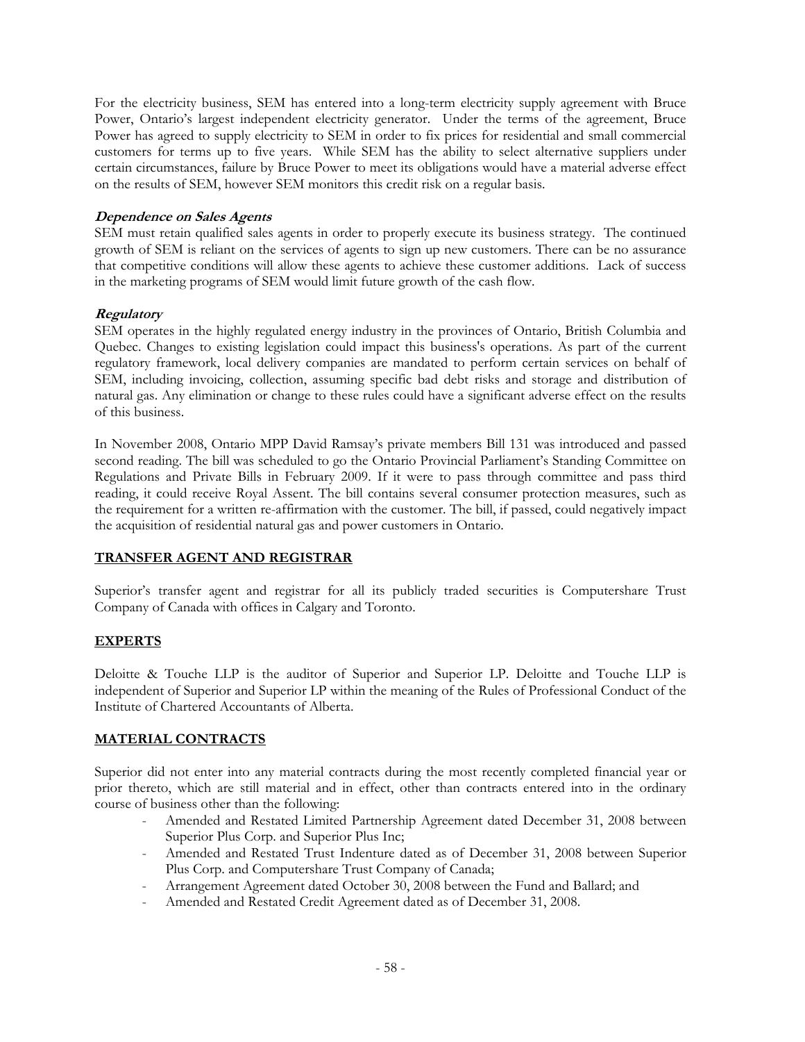For the electricity business, SEM has entered into a long-term electricity supply agreement with Bruce Power, Ontario's largest independent electricity generator. Under the terms of the agreement, Bruce Power has agreed to supply electricity to SEM in order to fix prices for residential and small commercial customers for terms up to five years. While SEM has the ability to select alternative suppliers under certain circumstances, failure by Bruce Power to meet its obligations would have a material adverse effect on the results of SEM, however SEM monitors this credit risk on a regular basis.

***Dependence on Sales Agents***

SEM must retain qualified sales agents in order to properly execute its business strategy. The continued growth of SEM is reliant on the services of agents to sign up new customers. There can be no assurance that competitive conditions will allow these agents to achieve these customer additions. Lack of success in the marketing programs of SEM would limit future growth of the cash flow.

***Regulatory***

SEM operates in the highly regulated energy industry in the provinces of Ontario, British Columbia and Quebec. Changes to existing legislation could impact this business's operations. As part of the current regulatory framework, local delivery companies are mandated to perform certain services on behalf of SEM, including invoicing, collection, assuming specific bad debt risks and storage and distribution of natural gas. Any elimination or change to these rules could have a significant adverse effect on the results of this business.

In November 2008, Ontario MPP David Ramsay's private members Bill 131 was introduced and passed second reading. The bill was scheduled to go the Ontario Provincial Parliament's Standing Committee on Regulations and Private Bills in February 2009. If it were to pass through committee and pass third reading, it could receive Royal Assent. The bill contains several consumer protection measures, such as the requirement for a written re-affirmation with the customer. The bill, if passed, could negatively impact the acquisition of residential natural gas and power customers in Ontario.

## TRANSFER AGENT AND REGISTRAR

Superior's transfer agent and registrar for all its publicly traded securities is Computershare Trust Company of Canada with offices in Calgary and Toronto.

## EXPERTS

Deloitte & Touche LLP is the auditor of Superior and Superior LP. Deloitte and Touche LLP is independent of Superior and Superior LP within the meaning of the Rules of Professional Conduct of the Institute of Chartered Accountants of Alberta.

## MATERIAL CONTRACTS

Superior did not enter into any material contracts during the most recently completed financial year or prior thereto, which are still material and in effect, other than contracts entered into in the ordinary course of business other than the following:

- Amended and Restated Limited Partnership Agreement dated December 31, 2008 between Superior Plus Corp. and Superior Plus Inc;
- Amended and Restated Trust Indenture dated as of December 31, 2008 between Superior Plus Corp. and Computershare Trust Company of Canada;
- Arrangement Agreement dated October 30, 2008 between the Fund and Ballard; and
- Amended and Restated Credit Agreement dated as of December 31, 2008.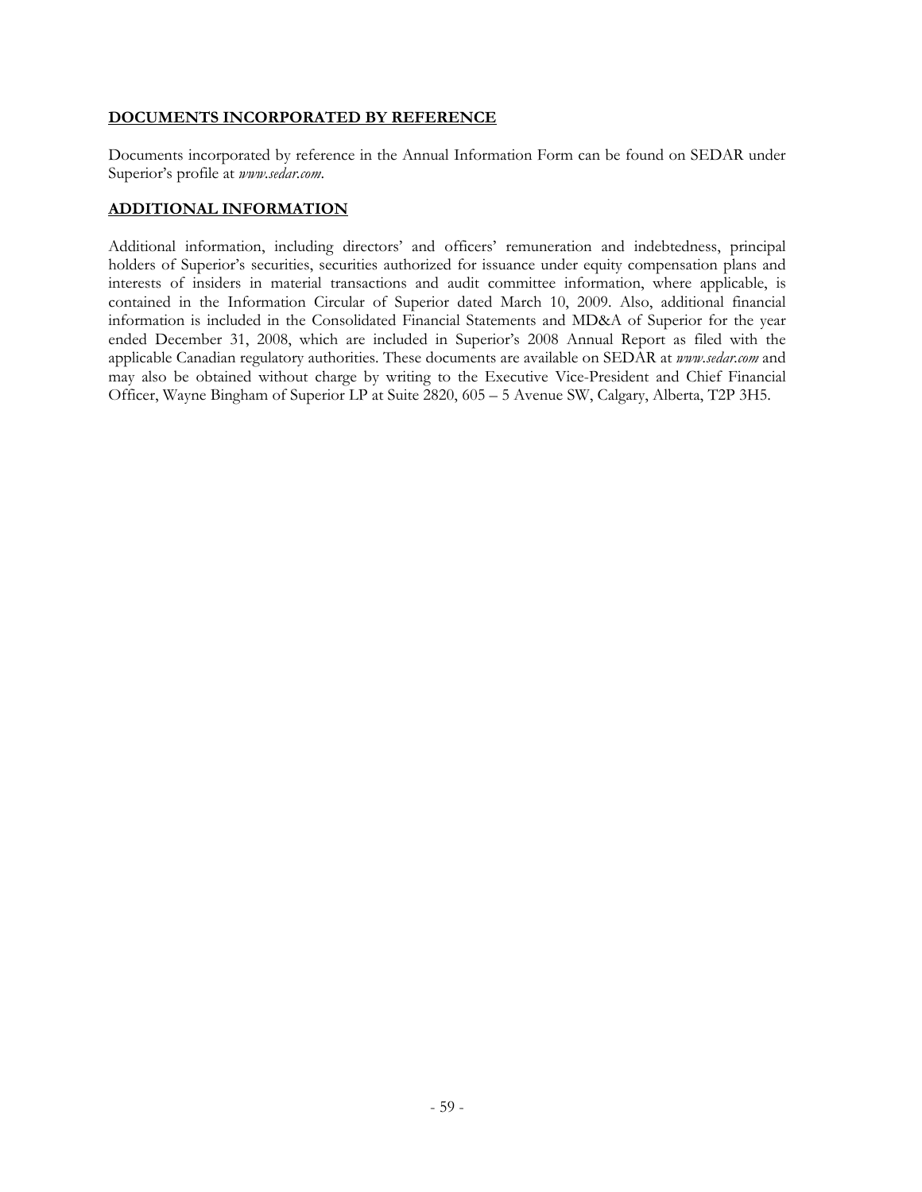## DOCUMENTS INCORPORATED BY REFERENCE

Documents incorporated by reference in the Annual Information Form can be found on SEDAR under Superior's profile at *www.sedar.com*.

## ADDITIONAL INFORMATION

Additional information, including directors' and officers' remuneration and indebtedness, principal holders of Superior's securities, securities authorized for issuance under equity compensation plans and interests of insiders in material transactions and audit committee information, where applicable, is contained in the Information Circular of Superior dated March 10, 2009. Also, additional financial information is included in the Consolidated Financial Statements and MD&A of Superior for the year ended December 31, 2008, which are included in Superior's 2008 Annual Report as filed with the applicable Canadian regulatory authorities. These documents are available on SEDAR at *www.sedar.com* and may also be obtained without charge by writing to the Executive Vice-President and Chief Financial Officer, Wayne Bingham of Superior LP at Suite 2820, 605 – 5 Avenue SW, Calgary, Alberta, T2P 3H5.